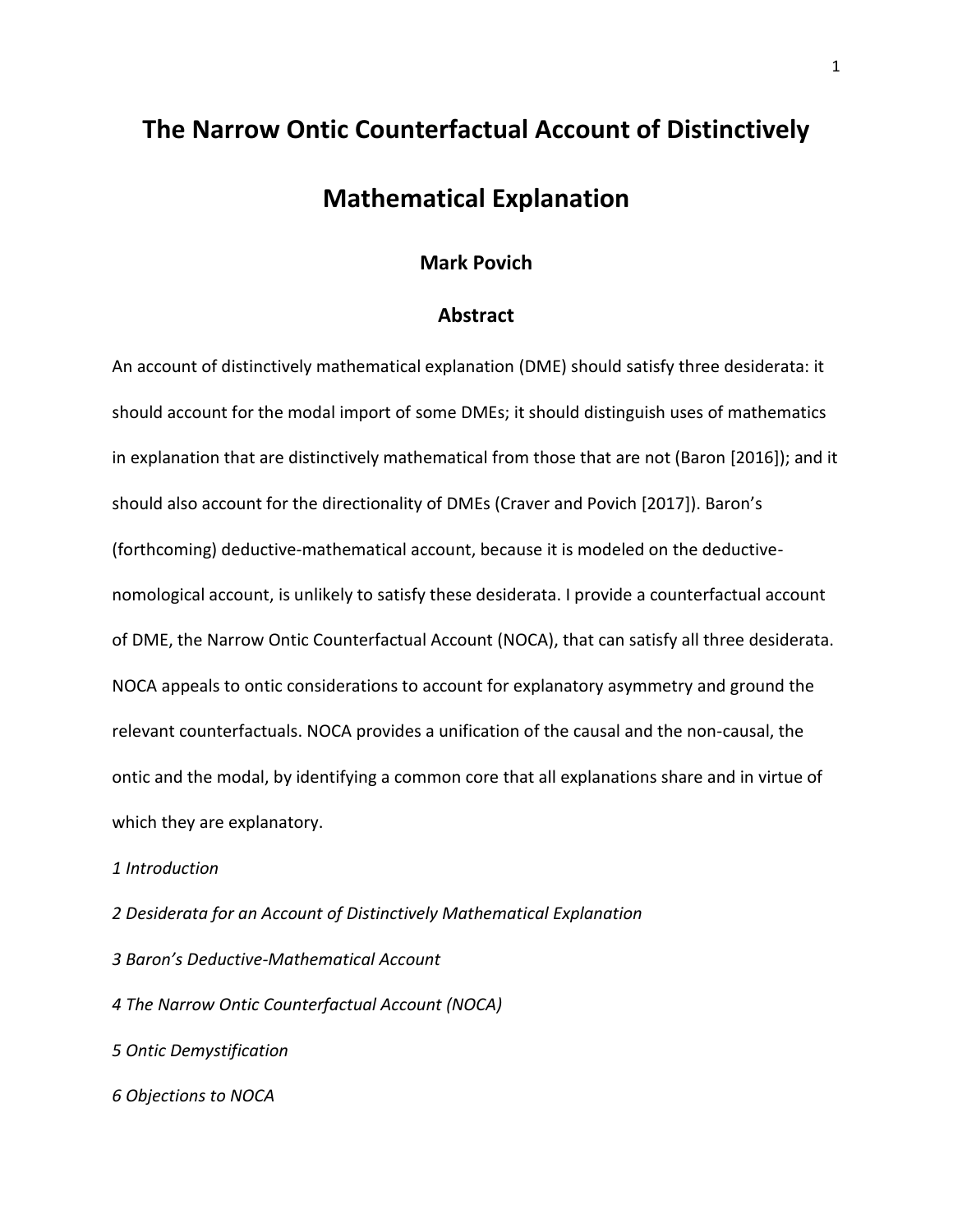# The Narrow Ontic Counterfactual Account of Distinctively Mathematical Explanation

**Mark Povich**

## Abstract

An account of distinctively mathematical explanation (DME) should satisfy three desiderata: it should account for the modal import of some DMEs; it should distinguish uses of mathematics in explanation that are distinctively mathematical from those that are not (Baron [2016]); and it should also account for the directionality of DMEs (Craver and Povich [2017]). Baron's (forthcoming) deductive-mathematical account, because it is modeled on the deductive-nomological account, is unlikely to satisfy these desiderata. I provide a counterfactual account of DME, the Narrow Ontic Counterfactual Account (NOCA), that can satisfy all three desiderata. NOCA appeals to ontic considerations to account for explanatory asymmetry and ground the relevant counterfactuals. NOCA provides a unification of the causal and the non-causal, the ontic and the modal, by identifying a common core that all explanations share and in virtue of which they are explanatory.

*1 Introduction*

*2 Desiderata for an Account of Distinctively Mathematical Explanation*

*3 Baron's Deductive-Mathematical Account*

*4 The Narrow Ontic Counterfactual Account (NOCA)*

*5 Ontic Demystification*

*6 Objections to NOCA*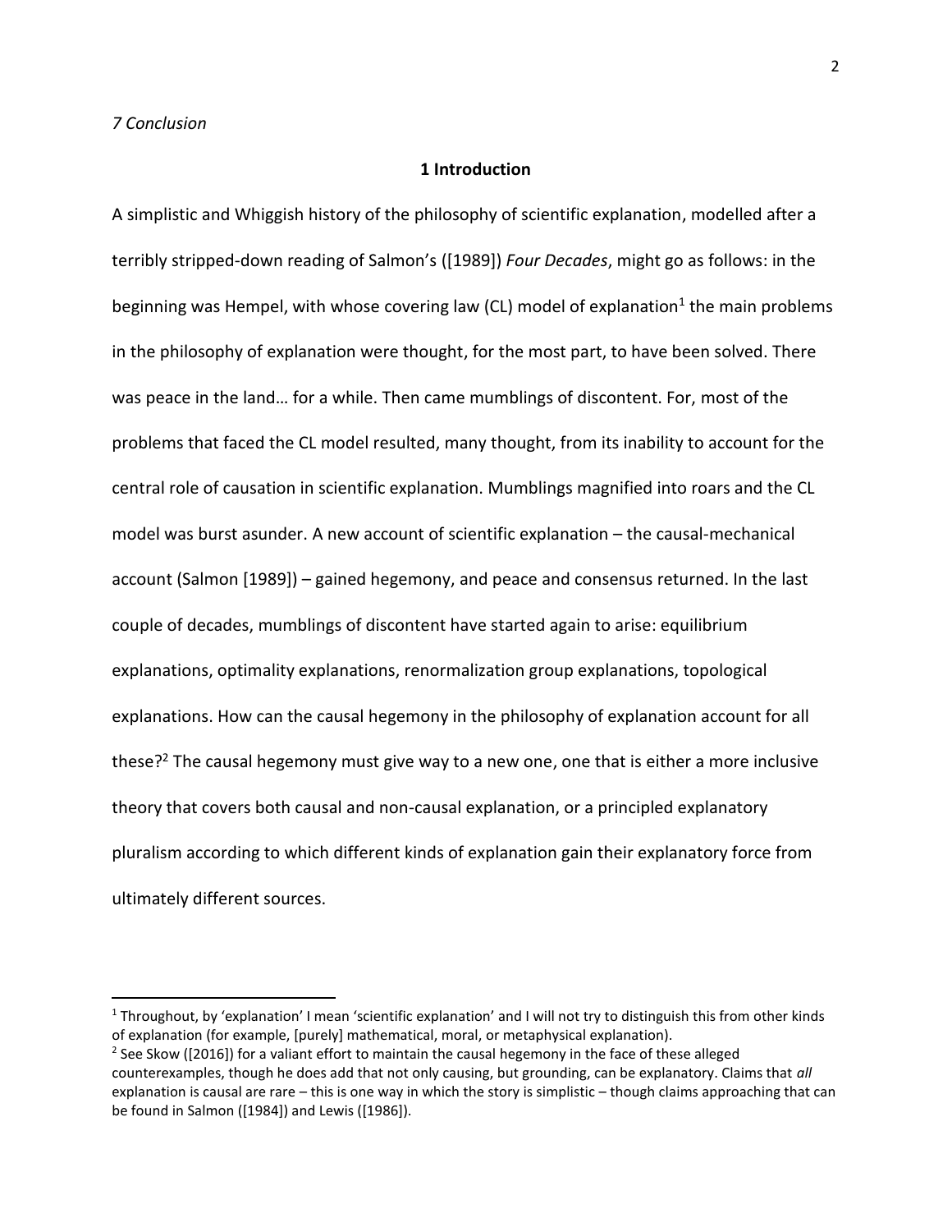*7 Conclusion*

## 1 Introduction

A simplistic and Whiggish history of the philosophy of scientific explanation, modelled after a terribly stripped-down reading of Salmon's ([1989]) *Four Decades*, might go as follows: in the beginning was Hempel, with whose covering law (CL) model of explanation[1] the main problems in the philosophy of explanation were thought, for the most part, to have been solved. There was peace in the land… for a while. Then came mumblings of discontent. For, most of the problems that faced the CL model resulted, many thought, from its inability to account for the central role of causation in scientific explanation. Mumblings magnified into roars and the CL model was burst asunder. A new account of scientific explanation – the causal-mechanical account (Salmon [1989]) – gained hegemony, and peace and consensus returned. In the last couple of decades, mumblings of discontent have started again to arise: equilibrium explanations, optimality explanations, renormalization group explanations, topological explanations. How can the causal hegemony in the philosophy of explanation account for all these?[2] The causal hegemony must give way to a new one, one that is either a more inclusive theory that covers both causal and non-causal explanation, or a principled explanatory pluralism according to which different kinds of explanation gain their explanatory force from ultimately different sources.

[1] Throughout, by 'explanation' I mean 'scientific explanation' and I will not try to distinguish this from other kinds of explanation (for example, [purely] mathematical, moral, or metaphysical explanation).

[2] See Skow ([2016]) for a valiant effort to maintain the causal hegemony in the face of these alleged counterexamples, though he does add that not only causing, but grounding, can be explanatory. Claims that *all* explanation is causal are rare – this is one way in which the story is simplistic – though claims approaching that can be found in Salmon ([1984]) and Lewis ([1986]).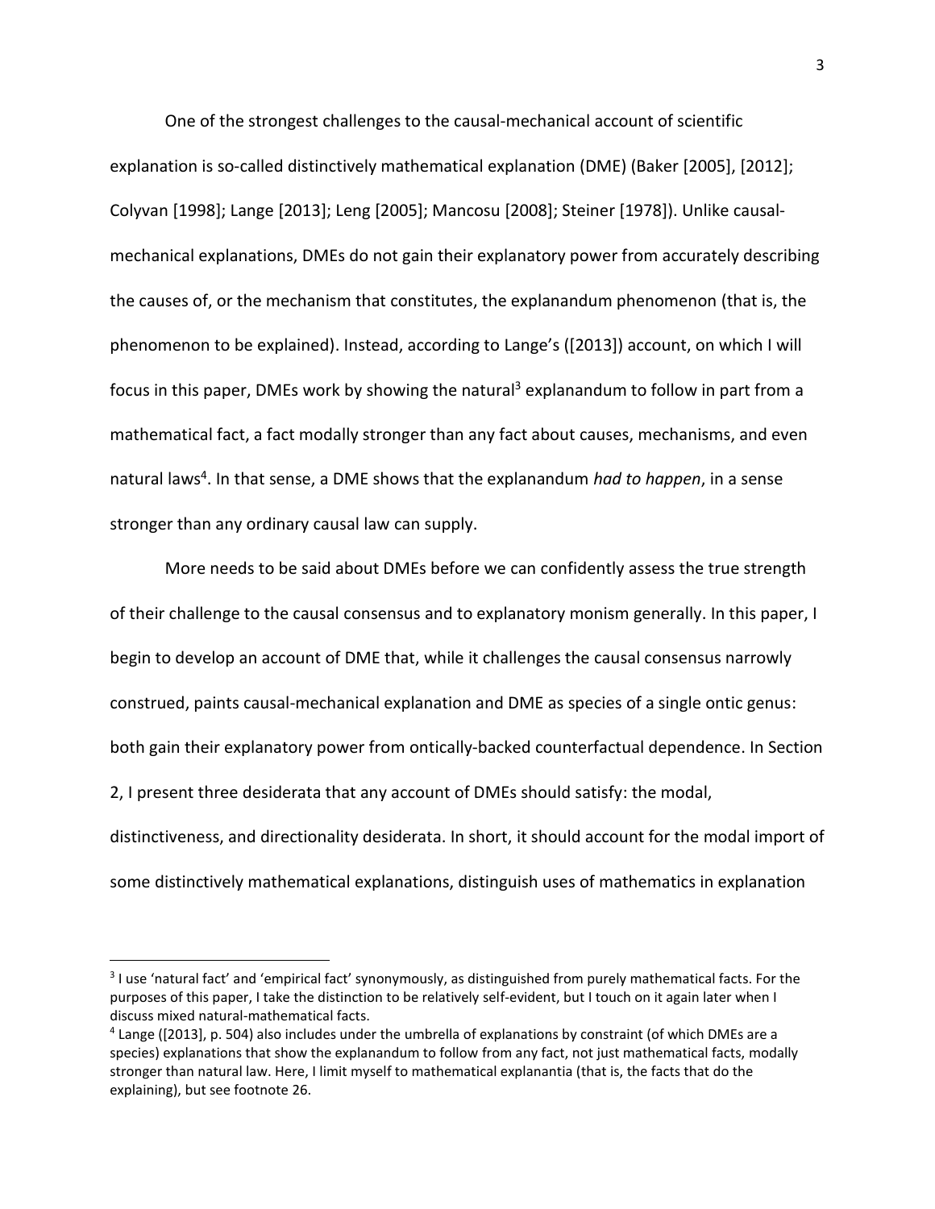One of the strongest challenges to the causal-mechanical account of scientific explanation is so-called distinctively mathematical explanation (DME) (Baker [2005], [2012]; Colyvan [1998]; Lange [2013]; Leng [2005]; Mancosu [2008]; Steiner [1978]). Unlike causal-mechanical explanations, DMEs do not gain their explanatory power from accurately describing the causes of, or the mechanism that constitutes, the explanandum phenomenon (that is, the phenomenon to be explained). Instead, according to Lange's ([2013]) account, on which I will focus in this paper, DMEs work by showing the natural[3] explanandum to follow in part from a mathematical fact, a fact modally stronger than any fact about causes, mechanisms, and even natural laws[4]. In that sense, a DME shows that the explanandum *had to happen*, in a sense stronger than any ordinary causal law can supply.

More needs to be said about DMEs before we can confidently assess the true strength of their challenge to the causal consensus and to explanatory monism generally. In this paper, I begin to develop an account of DME that, while it challenges the causal consensus narrowly construed, paints causal-mechanical explanation and DME as species of a single ontic genus: both gain their explanatory power from ontically-backed counterfactual dependence. In Section 2, I present three desiderata that any account of DMEs should satisfy: the modal, distinctiveness, and directionality desiderata. In short, it should account for the modal import of some distinctively mathematical explanations, distinguish uses of mathematics in explanation

[3] I use 'natural fact' and 'empirical fact' synonymously, as distinguished from purely mathematical facts. For the purposes of this paper, I take the distinction to be relatively self-evident, but I touch on it again later when I discuss mixed natural-mathematical facts.

[4] Lange ([2013], p. 504) also includes under the umbrella of explanations by constraint (of which DMEs are a species) explanations that show the explanandum to follow from any fact, not just mathematical facts, modally stronger than natural law. Here, I limit myself to mathematical explanantia (that is, the facts that do the explaining), but see footnote 26.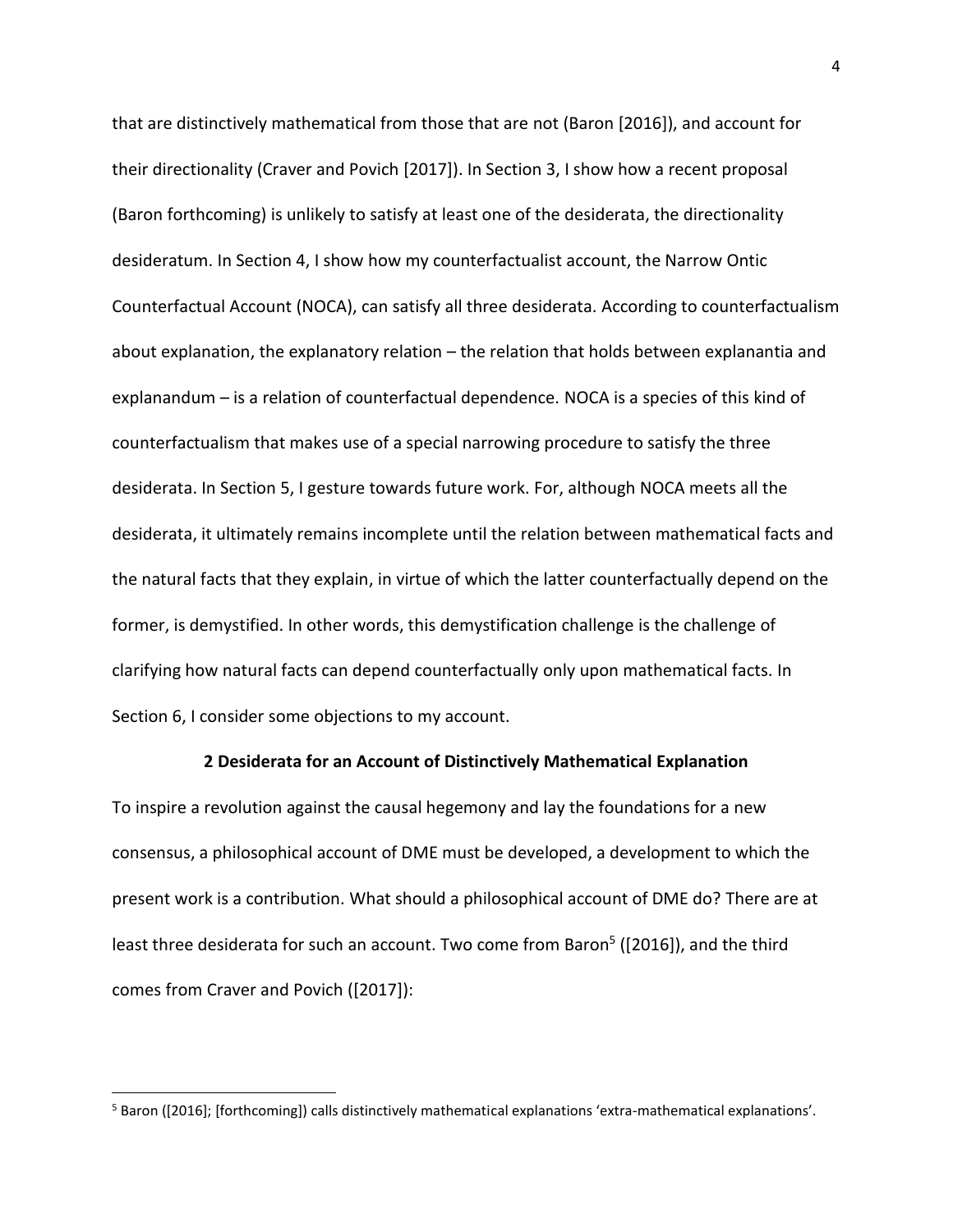that are distinctively mathematical from those that are not (Baron [2016]), and account for their directionality (Craver and Povich [2017]). In Section 3, I show how a recent proposal (Baron forthcoming) is unlikely to satisfy at least one of the desiderata, the directionality desideratum. In Section 4, I show how my counterfactualist account, the Narrow Ontic Counterfactual Account (NOCA), can satisfy all three desiderata. According to counterfactualism about explanation, the explanatory relation – the relation that holds between explanantia and explanandum – is a relation of counterfactual dependence. NOCA is a species of this kind of counterfactualism that makes use of a special narrowing procedure to satisfy the three desiderata. In Section 5, I gesture towards future work. For, although NOCA meets all the desiderata, it ultimately remains incomplete until the relation between mathematical facts and the natural facts that they explain, in virtue of which the latter counterfactually depend on the former, is demystified. In other words, this demystification challenge is the challenge of clarifying how natural facts can depend counterfactually only upon mathematical facts. In Section 6, I consider some objections to my account.

## 2 Desiderata for an Account of Distinctively Mathematical Explanation

To inspire a revolution against the causal hegemony and lay the foundations for a new consensus, a philosophical account of DME must be developed, a development to which the present work is a contribution. What should a philosophical account of DME do? There are at least three desiderata for such an account. Two come from Baron[5] ([2016]), and the third comes from Craver and Povich ([2017]):

---

[5] Baron ([2016]; [forthcoming]) calls distinctively mathematical explanations 'extra-mathematical explanations'.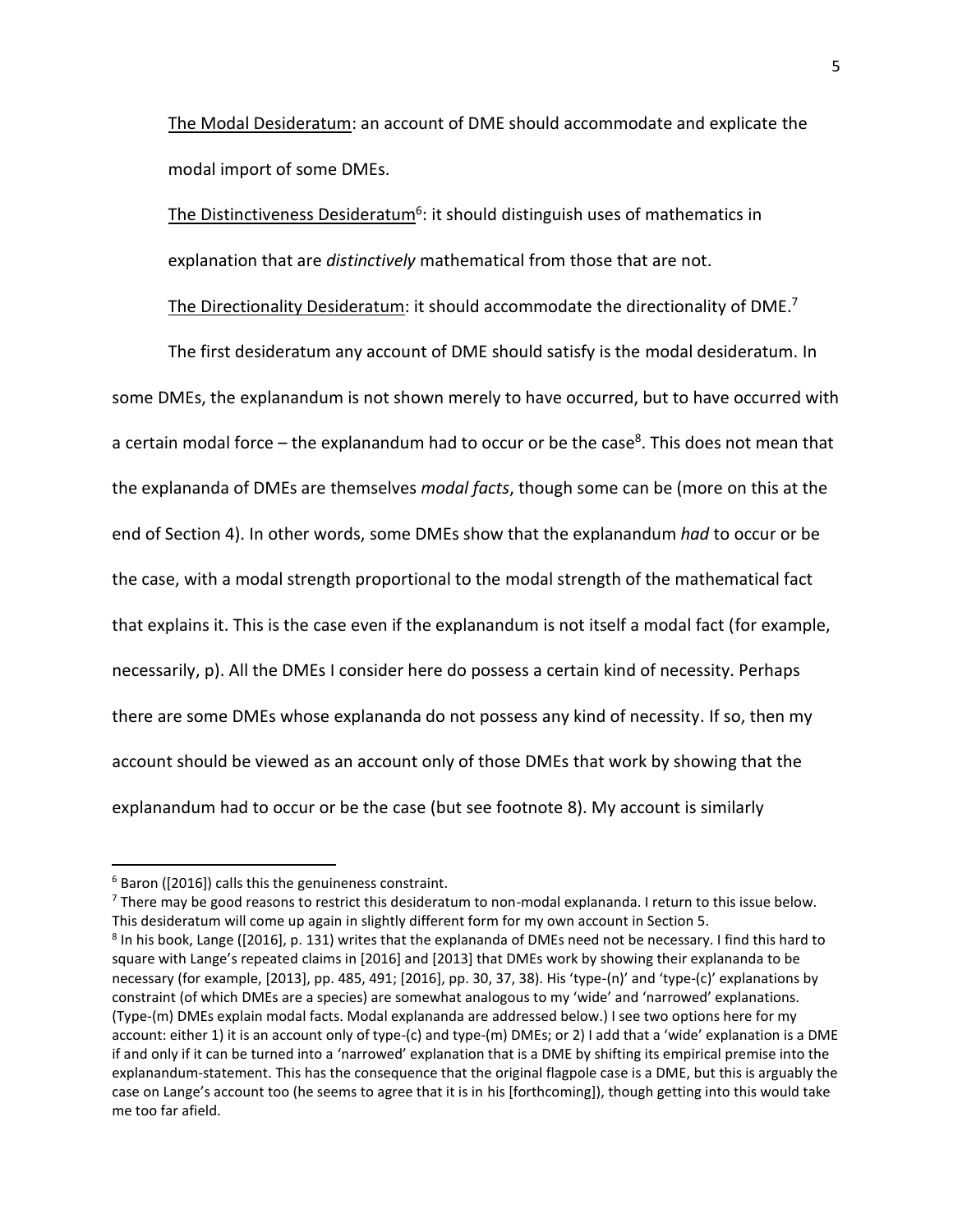The Modal Desideratum: an account of DME should accommodate and explicate the modal import of some DMEs.

The Distinctiveness Desideratum[6]: it should distinguish uses of mathematics in explanation that are *distinctively* mathematical from those that are not.

The Directionality Desideratum: it should accommodate the directionality of DME.[7]

The first desideratum any account of DME should satisfy is the modal desideratum. In some DMEs, the explanandum is not shown merely to have occurred, but to have occurred with a certain modal force – the explanandum had to occur or be the case[8]. This does not mean that the explananda of DMEs are themselves *modal facts*, though some can be (more on this at the end of Section 4). In other words, some DMEs show that the explanandum *had* to occur or be the case, with a modal strength proportional to the modal strength of the mathematical fact that explains it. This is the case even if the explanandum is not itself a modal fact (for example, necessarily, p). All the DMEs I consider here do possess a certain kind of necessity. Perhaps there are some DMEs whose explananda do not possess any kind of necessity. If so, then my account should be viewed as an account only of those DMEs that work by showing that the explanandum had to occur or be the case (but see footnote 8). My account is similarly

[6] Baron ([2016]) calls this the genuineness constraint.

[7] There may be good reasons to restrict this desideratum to non-modal explananda. I return to this issue below. This desideratum will come up again in slightly different form for my own account in Section 5.

[8] In his book, Lange ([2016], p. 131) writes that the explananda of DMEs need not be necessary. I find this hard to square with Lange's repeated claims in [2016] and [2013] that DMEs work by showing their explananda to be necessary (for example, [2013], pp. 485, 491; [2016], pp. 30, 37, 38). His 'type-(n)' and 'type-(c)' explanations by constraint (of which DMEs are a species) are somewhat analogous to my 'wide' and 'narrowed' explanations. (Type-(m) DMEs explain modal facts. Modal explananda are addressed below.) I see two options here for my account: either 1) it is an account only of type-(c) and type-(m) DMEs; or 2) I add that a 'wide' explanation is a DME if and only if it can be turned into a 'narrowed' explanation that is a DME by shifting its empirical premise into the explanandum-statement. This has the consequence that the original flagpole case is a DME, but this is arguably the case on Lange's account too (he seems to agree that it is in his [forthcoming]), though getting into this would take me too far afield.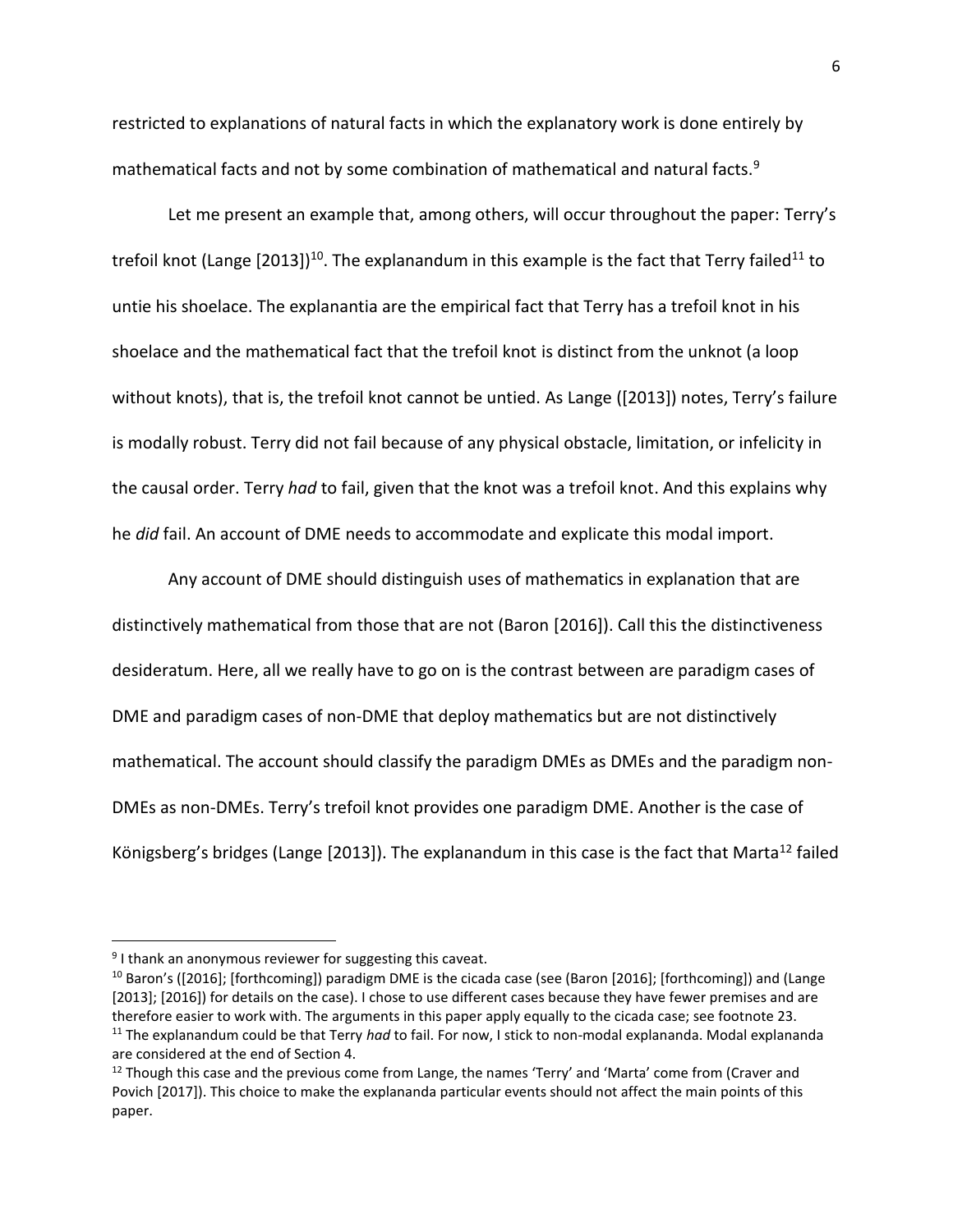restricted to explanations of natural facts in which the explanatory work is done entirely by mathematical facts and not by some combination of mathematical and natural facts.[9]

Let me present an example that, among others, will occur throughout the paper: Terry's trefoil knot (Lange [2013])[10]. The explanandum in this example is the fact that Terry failed[11] to untie his shoelace. The explanantia are the empirical fact that Terry has a trefoil knot in his shoelace and the mathematical fact that the trefoil knot is distinct from the unknot (a loop without knots), that is, the trefoil knot cannot be untied. As Lange ([2013]) notes, Terry's failure is modally robust. Terry did not fail because of any physical obstacle, limitation, or infelicity in the causal order. Terry *had* to fail, given that the knot was a trefoil knot. And this explains why he *did* fail. An account of DME needs to accommodate and explicate this modal import.

Any account of DME should distinguish uses of mathematics in explanation that are distinctively mathematical from those that are not (Baron [2016]). Call this the distinctiveness desideratum. Here, all we really have to go on is the contrast between are paradigm cases of DME and paradigm cases of non-DME that deploy mathematics but are not distinctively mathematical. The account should classify the paradigm DMEs as DMEs and the paradigm non-DMEs as non-DMEs. Terry's trefoil knot provides one paradigm DME. Another is the case of Königsberg's bridges (Lange [2013]). The explanandum in this case is the fact that Marta[12] failed

---

[9] I thank an anonymous reviewer for suggesting this caveat.

[10] Baron's ([2016]; [forthcoming]) paradigm DME is the cicada case (see (Baron [2016]; [forthcoming]) and (Lange [2013]; [2016]) for details on the case). I chose to use different cases because they have fewer premises and are therefore easier to work with. The arguments in this paper apply equally to the cicada case; see footnote 23.

[11] The explanandum could be that Terry *had* to fail. For now, I stick to non-modal explananda. Modal explananda are considered at the end of Section 4.

[12] Though this case and the previous come from Lange, the names 'Terry' and 'Marta' come from (Craver and Povich [2017]). This choice to make the explananda particular events should not affect the main points of this paper.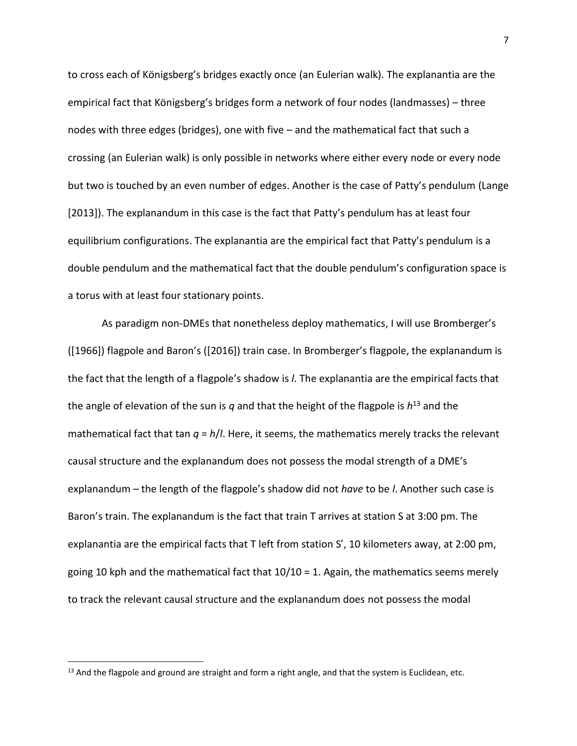to cross each of Königsberg's bridges exactly once (an Eulerian walk). The explanantia are the empirical fact that Königsberg's bridges form a network of four nodes (landmasses) – three nodes with three edges (bridges), one with five – and the mathematical fact that such a crossing (an Eulerian walk) is only possible in networks where either every node or every node but two is touched by an even number of edges. Another is the case of Patty's pendulum (Lange [2013]). The explanandum in this case is the fact that Patty's pendulum has at least four equilibrium configurations. The explanantia are the empirical fact that Patty's pendulum is a double pendulum and the mathematical fact that the double pendulum's configuration space is a torus with at least four stationary points.

As paradigm non-DMEs that nonetheless deploy mathematics, I will use Bromberger's ([1966]) flagpole and Baron's ([2016]) train case. In Bromberger's flagpole, the explanandum is the fact that the length of a flagpole's shadow is $l$. The explanantia are the empirical facts that the angle of elevation of the sun is $q$ and that the height of the flagpole is $h$[13] and the mathematical fact that tan $q = h/l$. Here, it seems, the mathematics merely tracks the relevant causal structure and the explanandum does not possess the modal strength of a DME's explanandum – the length of the flagpole's shadow did not *have* to be $l$. Another such case is Baron's train. The explanandum is the fact that train T arrives at station S at 3:00 pm. The explanantia are the empirical facts that T left from station S', 10 kilometers away, at 2:00 pm, going 10 kph and the mathematical fact that $10/10 = 1$. Again, the mathematics seems merely to track the relevant causal structure and the explanandum does not possess the modal

[13] And the flagpole and ground are straight and form a right angle, and that the system is Euclidean, etc.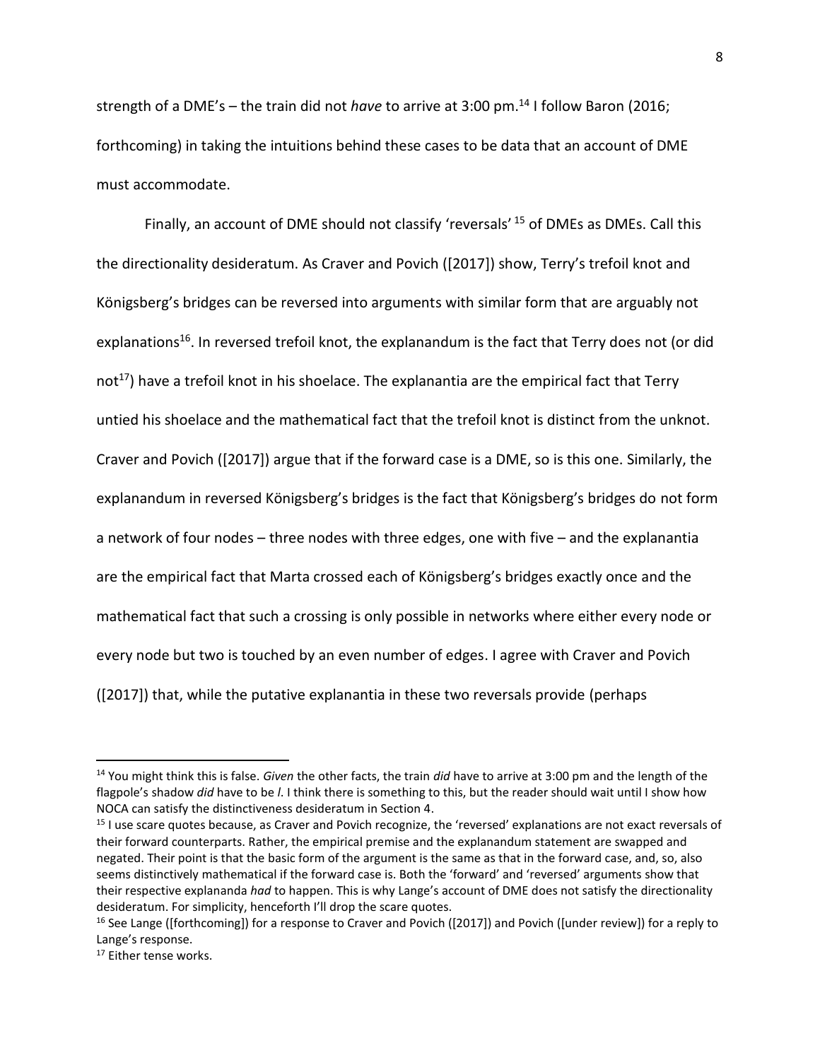strength of a DME's – the train did not *have* to arrive at 3:00 pm.[14] I follow Baron (2016; forthcoming) in taking the intuitions behind these cases to be data that an account of DME must accommodate.

Finally, an account of DME should not classify 'reversals'[15] of DMEs as DMEs. Call this the directionality desideratum. As Craver and Povich ([2017]) show, Terry's trefoil knot and Königsberg's bridges can be reversed into arguments with similar form that are arguably not explanations[16]. In reversed trefoil knot, the explanandum is the fact that Terry does not (or did not[17]) have a trefoil knot in his shoelace. The explanantia are the empirical fact that Terry untied his shoelace and the mathematical fact that the trefoil knot is distinct from the unknot. Craver and Povich ([2017]) argue that if the forward case is a DME, so is this one. Similarly, the explanandum in reversed Königsberg's bridges is the fact that Königsberg's bridges do not form a network of four nodes – three nodes with three edges, one with five – and the explanantia are the empirical fact that Marta crossed each of Königsberg's bridges exactly once and the mathematical fact that such a crossing is only possible in networks where either every node or every node but two is touched by an even number of edges. I agree with Craver and Povich ([2017]) that, while the putative explanantia in these two reversals provide (perhaps

---

[14] You might think this is false. *Given* the other facts, the train *did* have to arrive at 3:00 pm and the length of the flagpole's shadow *did* have to be *l*. I think there is something to this, but the reader should wait until I show how NOCA can satisfy the distinctiveness desideratum in Section 4.

[15] I use scare quotes because, as Craver and Povich recognize, the 'reversed' explanations are not exact reversals of their forward counterparts. Rather, the empirical premise and the explanandum statement are swapped and negated. Their point is that the basic form of the argument is the same as that in the forward case, and, so, also seems distinctively mathematical if the forward case is. Both the 'forward' and 'reversed' arguments show that their respective explananda *had* to happen. This is why Lange's account of DME does not satisfy the directionality desideratum. For simplicity, henceforth I'll drop the scare quotes.

[16] See Lange ([forthcoming]) for a response to Craver and Povich ([2017]) and Povich ([under review]) for a reply to Lange's response.

[17] Either tense works.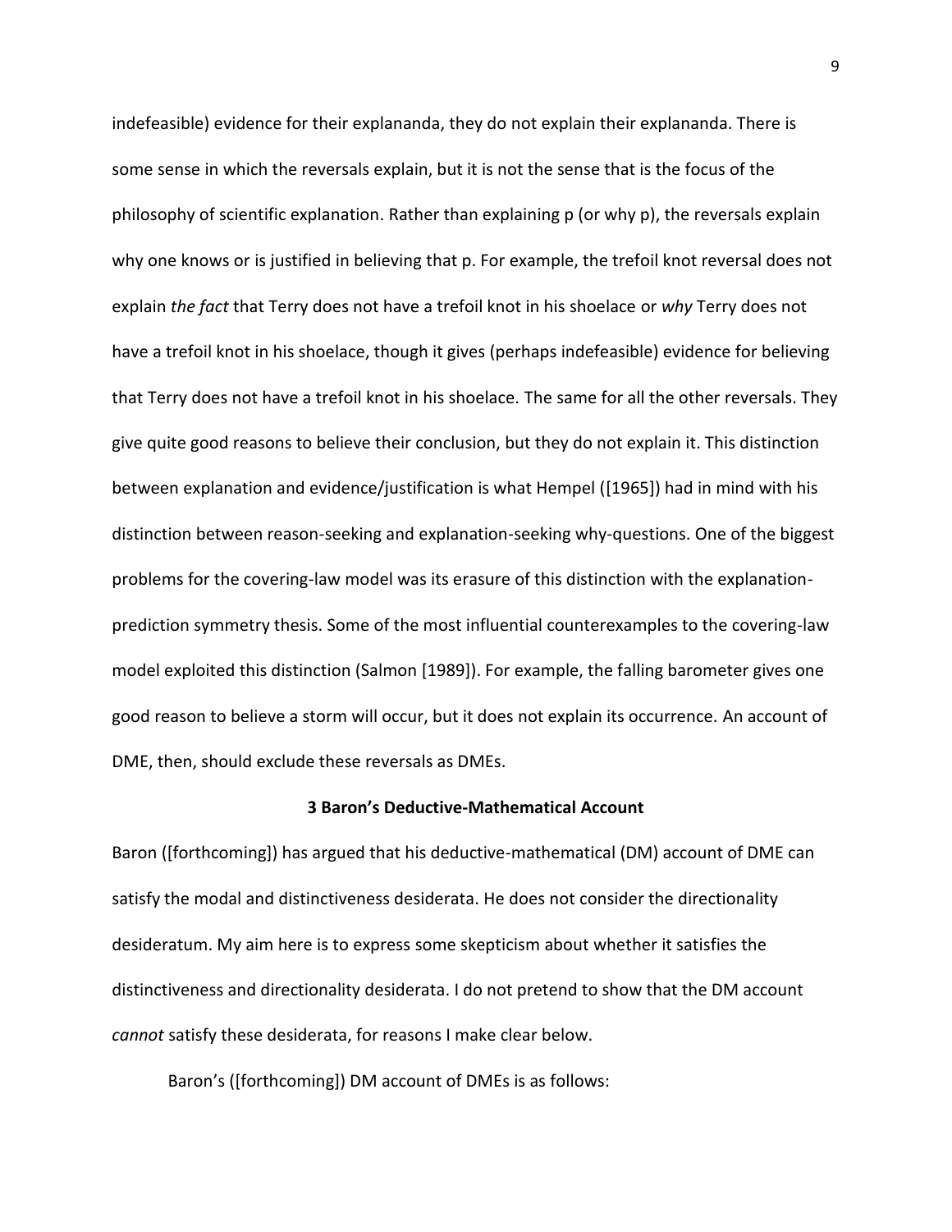indefeasible) evidence for their explananda, they do not explain their explananda. There is some sense in which the reversals explain, but it is not the sense that is the focus of the philosophy of scientific explanation. Rather than explaining p (or why p), the reversals explain why one knows or is justified in believing that p. For example, the trefoil knot reversal does not explain *the fact* that Terry does not have a trefoil knot in his shoelace or *why* Terry does not have a trefoil knot in his shoelace, though it gives (perhaps indefeasible) evidence for believing that Terry does not have a trefoil knot in his shoelace. The same for all the other reversals. They give quite good reasons to believe their conclusion, but they do not explain it. This distinction between explanation and evidence/justification is what Hempel ([1965]) had in mind with his distinction between reason-seeking and explanation-seeking why-questions. One of the biggest problems for the covering-law model was its erasure of this distinction with the explanation-prediction symmetry thesis. Some of the most influential counterexamples to the covering-law model exploited this distinction (Salmon [1989]). For example, the falling barometer gives one good reason to believe a storm will occur, but it does not explain its occurrence. An account of DME, then, should exclude these reversals as DMEs.

## 3 Baron's Deductive-Mathematical Account

Baron ([forthcoming]) has argued that his deductive-mathematical (DM) account of DME can satisfy the modal and distinctiveness desiderata. He does not consider the directionality desideratum. My aim here is to express some skepticism about whether it satisfies the distinctiveness and directionality desiderata. I do not pretend to show that the DM account *cannot* satisfy these desiderata, for reasons I make clear below.

Baron's ([forthcoming]) DM account of DMEs is as follows: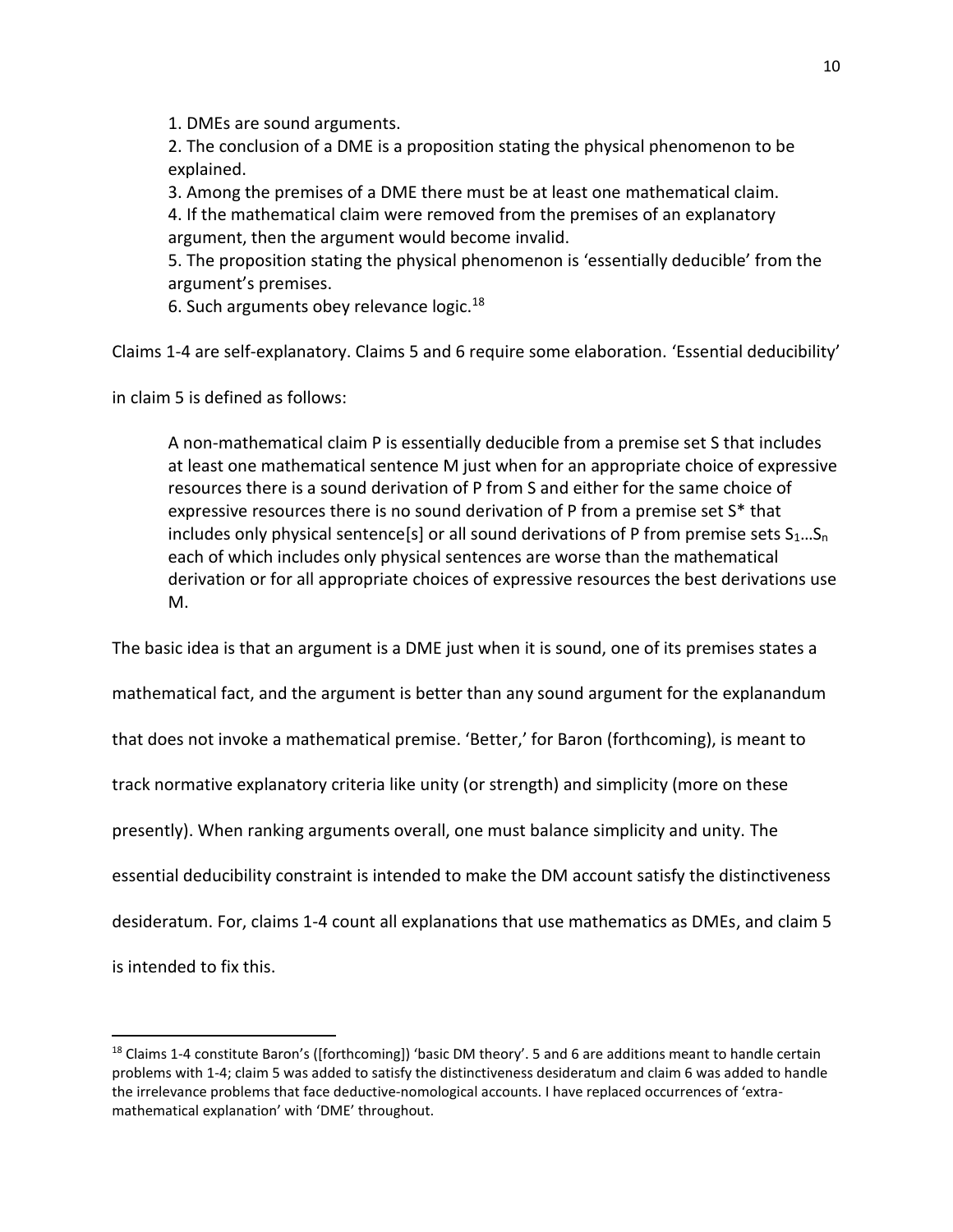1. DMEs are sound arguments.
2. The conclusion of a DME is a proposition stating the physical phenomenon to be explained.
3. Among the premises of a DME there must be at least one mathematical claim.
4. If the mathematical claim were removed from the premises of an explanatory argument, then the argument would become invalid.
5. The proposition stating the physical phenomenon is 'essentially deducible' from the argument's premises.
6. Such arguments obey relevance logic.[18]

Claims 1-4 are self-explanatory. Claims 5 and 6 require some elaboration. 'Essential deducibility' in claim 5 is defined as follows:

> A non-mathematical claim P is essentially deducible from a premise set S that includes at least one mathematical sentence M just when for an appropriate choice of expressive resources there is a sound derivation of P from S and either for the same choice of expressive resources there is no sound derivation of P from a premise set S* that includes only physical sentence[s] or all sound derivations of P from premise sets $S_1 \ldots S_n$ each of which includes only physical sentences are worse than the mathematical derivation or for all appropriate choices of expressive resources the best derivations use M.

The basic idea is that an argument is a DME just when it is sound, one of its premises states a mathematical fact, and the argument is better than any sound argument for the explanandum that does not invoke a mathematical premise. 'Better,' for Baron (forthcoming), is meant to track normative explanatory criteria like unity (or strength) and simplicity (more on these presently). When ranking arguments overall, one must balance simplicity and unity. The essential deducibility constraint is intended to make the DM account satisfy the distinctiveness desideratum. For, claims 1-4 count all explanations that use mathematics as DMEs, and claim 5 is intended to fix this.

[18] Claims 1-4 constitute Baron's ([forthcoming]) 'basic DM theory'. 5 and 6 are additions meant to handle certain problems with 1-4; claim 5 was added to satisfy the distinctiveness desideratum and claim 6 was added to handle the irrelevance problems that face deductive-nomological accounts. I have replaced occurrences of 'extra-mathematical explanation' with 'DME' throughout.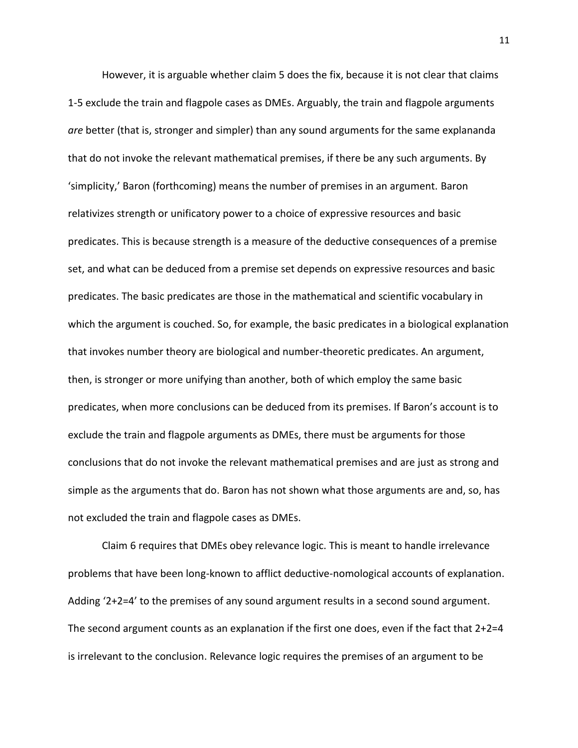However, it is arguable whether claim 5 does the fix, because it is not clear that claims 1-5 exclude the train and flagpole cases as DMEs. Arguably, the train and flagpole arguments *are* better (that is, stronger and simpler) than any sound arguments for the same explananda that do not invoke the relevant mathematical premises, if there be any such arguments. By 'simplicity,' Baron (forthcoming) means the number of premises in an argument. Baron relativizes strength or unificatory power to a choice of expressive resources and basic predicates. This is because strength is a measure of the deductive consequences of a premise set, and what can be deduced from a premise set depends on expressive resources and basic predicates. The basic predicates are those in the mathematical and scientific vocabulary in which the argument is couched. So, for example, the basic predicates in a biological explanation that invokes number theory are biological and number-theoretic predicates. An argument, then, is stronger or more unifying than another, both of which employ the same basic predicates, when more conclusions can be deduced from its premises. If Baron's account is to exclude the train and flagpole arguments as DMEs, there must be arguments for those conclusions that do not invoke the relevant mathematical premises and are just as strong and simple as the arguments that do. Baron has not shown what those arguments are and, so, has not excluded the train and flagpole cases as DMEs.

Claim 6 requires that DMEs obey relevance logic. This is meant to handle irrelevance problems that have been long-known to afflict deductive-nomological accounts of explanation. Adding '2+2=4' to the premises of any sound argument results in a second sound argument. The second argument counts as an explanation if the first one does, even if the fact that 2+2=4 is irrelevant to the conclusion. Relevance logic requires the premises of an argument to be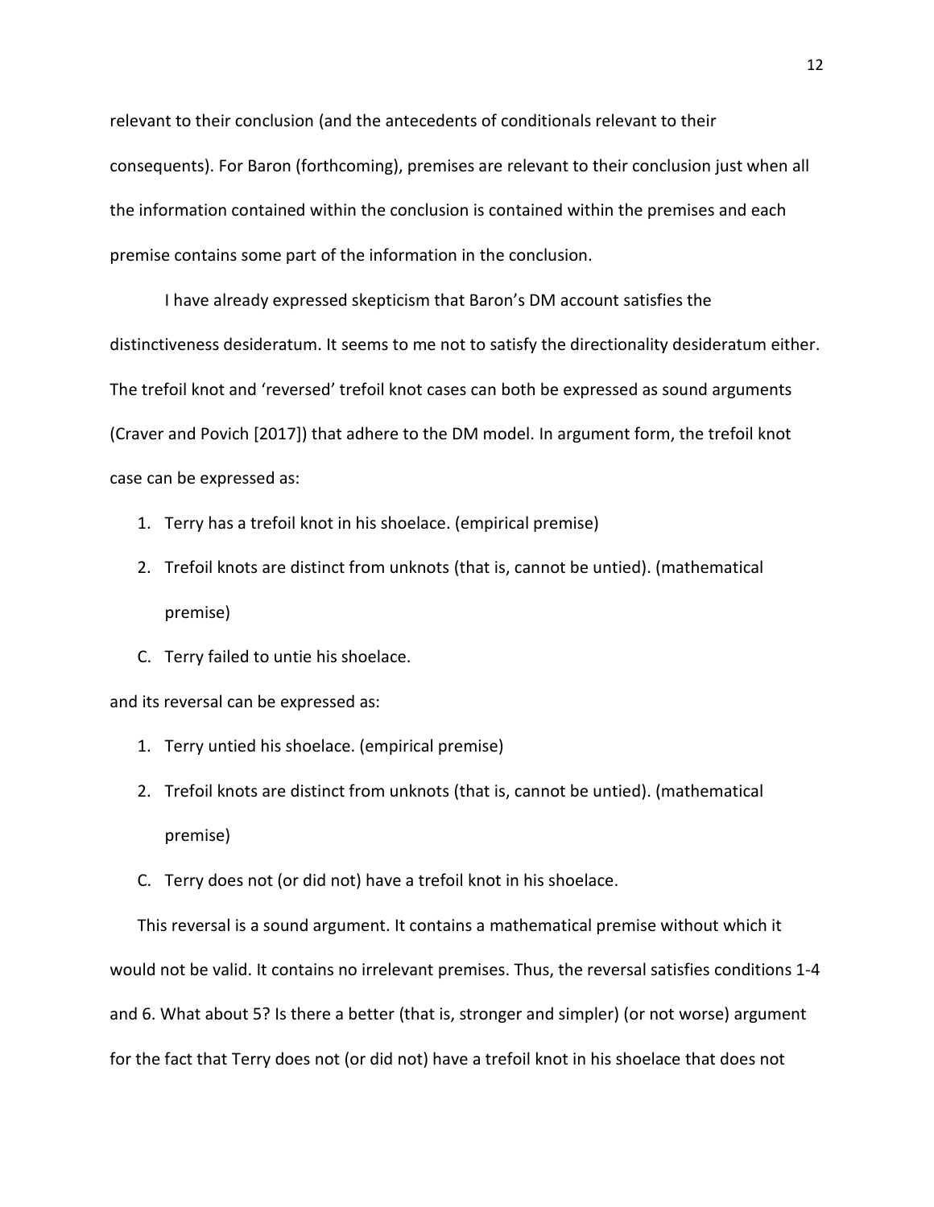relevant to their conclusion (and the antecedents of conditionals relevant to their consequents). For Baron (forthcoming), premises are relevant to their conclusion just when all the information contained within the conclusion is contained within the premises and each premise contains some part of the information in the conclusion.

I have already expressed skepticism that Baron's DM account satisfies the distinctiveness desideratum. It seems to me not to satisfy the directionality desideratum either. The trefoil knot and 'reversed' trefoil knot cases can both be expressed as sound arguments (Craver and Povich [2017]) that adhere to the DM model. In argument form, the trefoil knot case can be expressed as:

1. Terry has a trefoil knot in his shoelace. (empirical premise)
2. Trefoil knots are distinct from unknots (that is, cannot be untied). (mathematical premise)

C. Terry failed to untie his shoelace.

and its reversal can be expressed as:

1. Terry untied his shoelace. (empirical premise)
2. Trefoil knots are distinct from unknots (that is, cannot be untied). (mathematical premise)

C. Terry does not (or did not) have a trefoil knot in his shoelace.

This reversal is a sound argument. It contains a mathematical premise without which it would not be valid. It contains no irrelevant premises. Thus, the reversal satisfies conditions 1-4 and 6. What about 5? Is there a better (that is, stronger and simpler) (or not worse) argument for the fact that Terry does not (or did not) have a trefoil knot in his shoelace that does not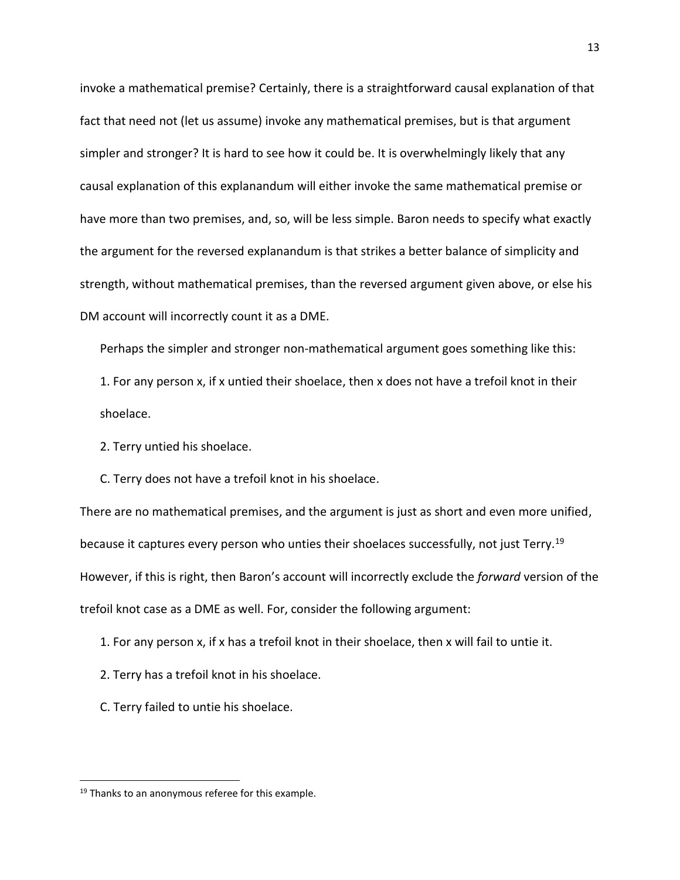invoke a mathematical premise? Certainly, there is a straightforward causal explanation of that fact that need not (let us assume) invoke any mathematical premises, but is that argument simpler and stronger? It is hard to see how it could be. It is overwhelmingly likely that any causal explanation of this explanandum will either invoke the same mathematical premise or have more than two premises, and, so, will be less simple. Baron needs to specify what exactly the argument for the reversed explanandum is that strikes a better balance of simplicity and strength, without mathematical premises, than the reversed argument given above, or else his DM account will incorrectly count it as a DME.

Perhaps the simpler and stronger non-mathematical argument goes something like this:

1. For any person x, if x untied their shoelace, then x does not have a trefoil knot in their shoelace.

2. Terry untied his shoelace.

C. Terry does not have a trefoil knot in his shoelace.

There are no mathematical premises, and the argument is just as short and even more unified, because it captures every person who unties their shoelaces successfully, not just Terry.[19] However, if this is right, then Baron's account will incorrectly exclude the *forward* version of the trefoil knot case as a DME as well. For, consider the following argument:

1. For any person x, if x has a trefoil knot in their shoelace, then x will fail to untie it.

2. Terry has a trefoil knot in his shoelace.

C. Terry failed to untie his shoelace.

[19] Thanks to an anonymous referee for this example.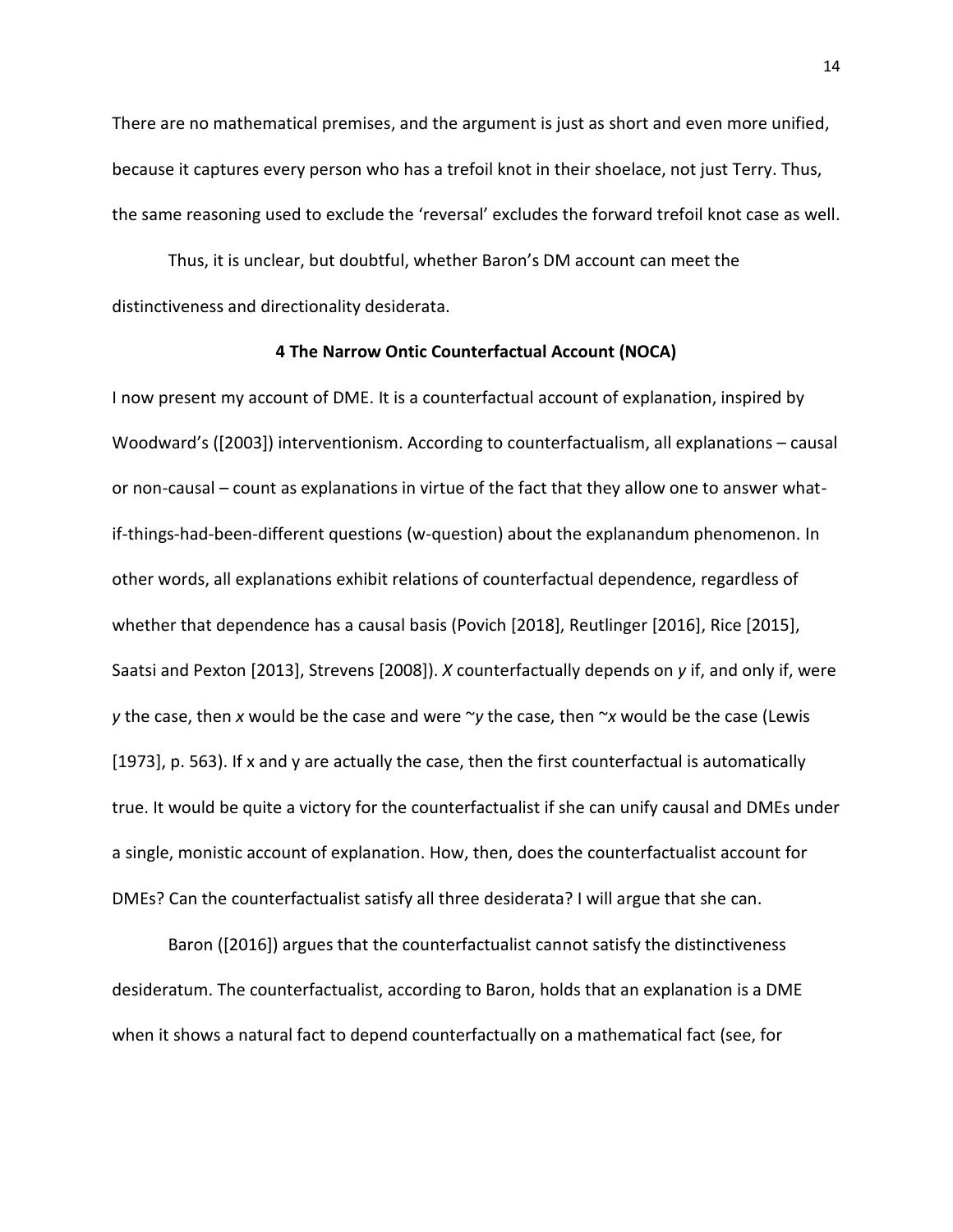There are no mathematical premises, and the argument is just as short and even more unified, because it captures every person who has a trefoil knot in their shoelace, not just Terry. Thus, the same reasoning used to exclude the 'reversal' excludes the forward trefoil knot case as well.

Thus, it is unclear, but doubtful, whether Baron's DM account can meet the distinctiveness and directionality desiderata.

## 4 The Narrow Ontic Counterfactual Account (NOCA)

I now present my account of DME. It is a counterfactual account of explanation, inspired by Woodward's ([2003]) interventionism. According to counterfactualism, all explanations – causal or non-causal – count as explanations in virtue of the fact that they allow one to answer what-if-things-had-been-different questions (w-question) about the explanandum phenomenon. In other words, all explanations exhibit relations of counterfactual dependence, regardless of whether that dependence has a causal basis (Povich [2018], Reutlinger [2016], Rice [2015], Saatsi and Pexton [2013], Strevens [2008]). *X* counterfactually depends on *y* if, and only if, were *y* the case, then *x* would be the case and were ~*y* the case, then ~*x* would be the case (Lewis [1973], p. 563). If x and y are actually the case, then the first counterfactual is automatically true. It would be quite a victory for the counterfactualist if she can unify causal and DMEs under a single, monistic account of explanation. How, then, does the counterfactualist account for DMEs? Can the counterfactualist satisfy all three desiderata? I will argue that she can.

Baron ([2016]) argues that the counterfactualist cannot satisfy the distinctiveness desideratum. The counterfactualist, according to Baron, holds that an explanation is a DME when it shows a natural fact to depend counterfactually on a mathematical fact (see, for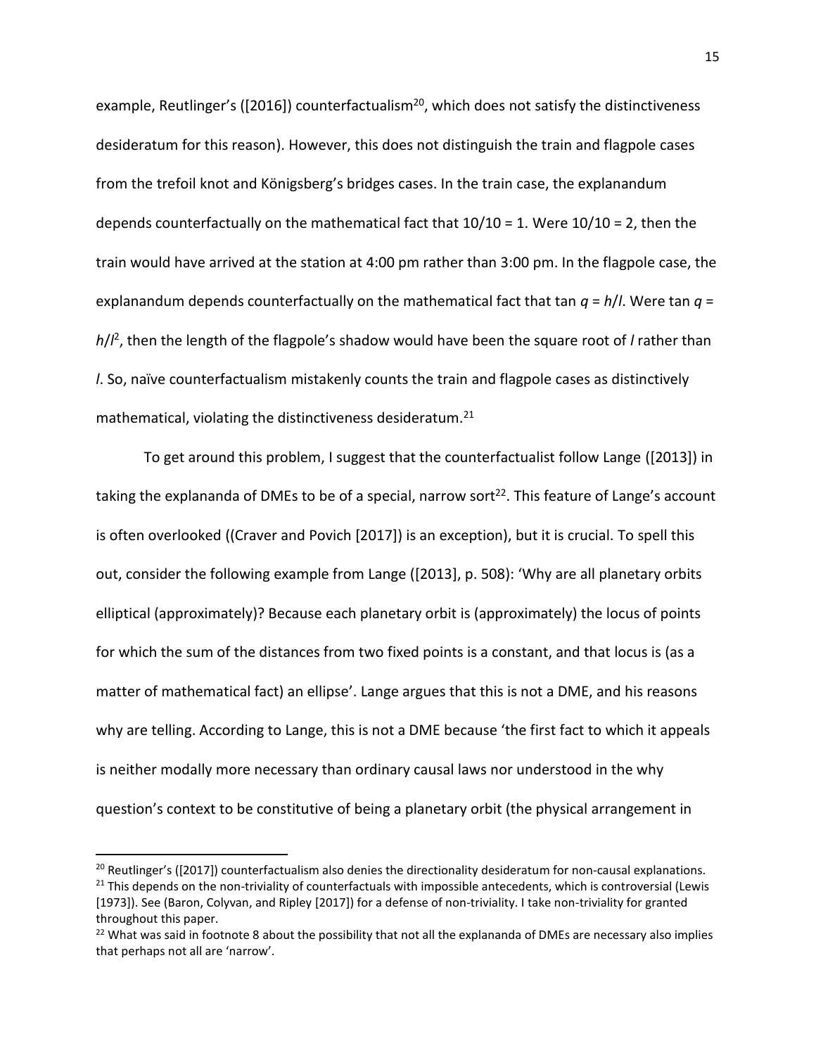example, Reutlinger's ([2016]) counterfactualism[20], which does not satisfy the distinctiveness desideratum for this reason). However, this does not distinguish the train and flagpole cases from the trefoil knot and Königsberg's bridges cases. In the train case, the explanandum depends counterfactually on the mathematical fact that $10/10 = 1$. Were $10/10 = 2$, then the train would have arrived at the station at 4:00 pm rather than 3:00 pm. In the flagpole case, the explanandum depends counterfactually on the mathematical fact that $\tan q = h/l$. Were $\tan q = h/l^2$, then the length of the flagpole's shadow would have been the square root of $l$ rather than $l$. So, naïve counterfactualism mistakenly counts the train and flagpole cases as distinctively mathematical, violating the distinctiveness desideratum.[21]

To get around this problem, I suggest that the counterfactualist follow Lange ([2013]) in taking the explananda of DMEs to be of a special, narrow sort[22]. This feature of Lange's account is often overlooked ((Craver and Povich [2017]) is an exception), but it is crucial. To spell this out, consider the following example from Lange ([2013], p. 508): 'Why are all planetary orbits elliptical (approximately)? Because each planetary orbit is (approximately) the locus of points for which the sum of the distances from two fixed points is a constant, and that locus is (as a matter of mathematical fact) an ellipse'. Lange argues that this is not a DME, and his reasons why are telling. According to Lange, this is not a DME because 'the first fact to which it appeals is neither modally more necessary than ordinary causal laws nor understood in the why question's context to be constitutive of being a planetary orbit (the physical arrangement in

---

[20] Reutlinger's ([2017]) counterfactualism also denies the directionality desideratum for non-causal explanations.

[21] This depends on the non-triviality of counterfactuals with impossible antecedents, which is controversial (Lewis [1973]). See (Baron, Colyvan, and Ripley [2017]) for a defense of non-triviality. I take non-triviality for granted throughout this paper.

[22] What was said in footnote 8 about the possibility that not all the explananda of DMEs are necessary also implies that perhaps not all are 'narrow'.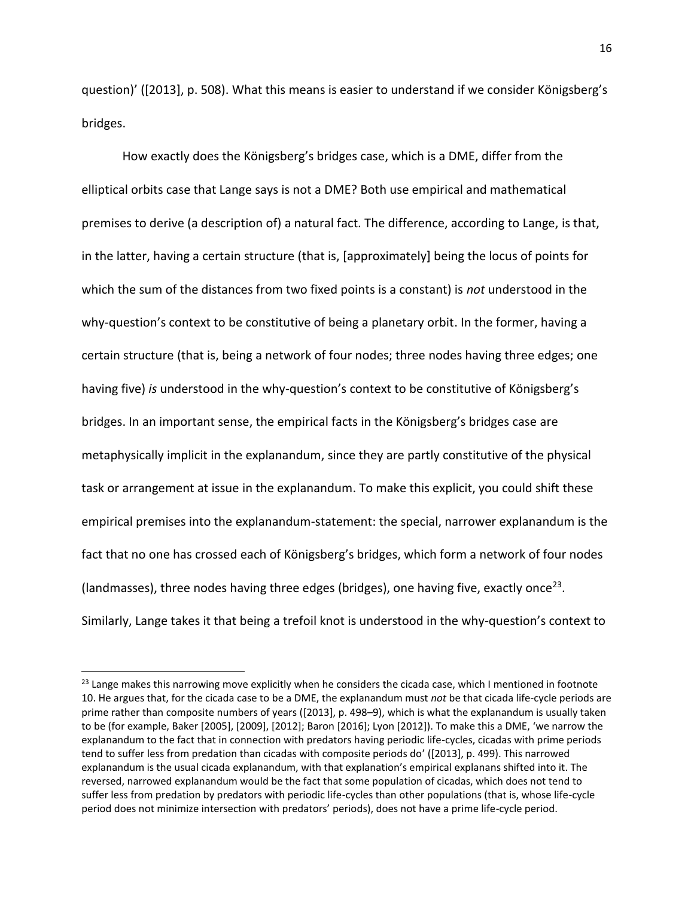question)' ([2013], p. 508). What this means is easier to understand if we consider Königsberg's bridges.

How exactly does the Königsberg's bridges case, which is a DME, differ from the elliptical orbits case that Lange says is not a DME? Both use empirical and mathematical premises to derive (a description of) a natural fact. The difference, according to Lange, is that, in the latter, having a certain structure (that is, [approximately] being the locus of points for which the sum of the distances from two fixed points is a constant) is *not* understood in the why-question's context to be constitutive of being a planetary orbit. In the former, having a certain structure (that is, being a network of four nodes; three nodes having three edges; one having five) *is* understood in the why-question's context to be constitutive of Königsberg's bridges. In an important sense, the empirical facts in the Königsberg's bridges case are metaphysically implicit in the explanandum, since they are partly constitutive of the physical task or arrangement at issue in the explanandum. To make this explicit, you could shift these empirical premises into the explanandum-statement: the special, narrower explanandum is the fact that no one has crossed each of Königsberg's bridges, which form a network of four nodes (landmasses), three nodes having three edges (bridges), one having five, exactly once[23]. Similarly, Lange takes it that being a trefoil knot is understood in the why-question's context to

---

[23] Lange makes this narrowing move explicitly when he considers the cicada case, which I mentioned in footnote 10. He argues that, for the cicada case to be a DME, the explanandum must *not* be that cicada life-cycle periods are prime rather than composite numbers of years ([2013], p. 498–9), which is what the explanandum is usually taken to be (for example, Baker [2005], [2009], [2012]; Baron [2016]; Lyon [2012]). To make this a DME, 'we narrow the explanandum to the fact that in connection with predators having periodic life-cycles, cicadas with prime periods tend to suffer less from predation than cicadas with composite periods do' ([2013], p. 499). This narrowed explanandum is the usual cicada explanandum, with that explanation's empirical explanans shifted into it. The reversed, narrowed explanandum would be the fact that some population of cicadas, which does not tend to suffer less from predation by predators with periodic life-cycles than other populations (that is, whose life-cycle period does not minimize intersection with predators' periods), does not have a prime life-cycle period.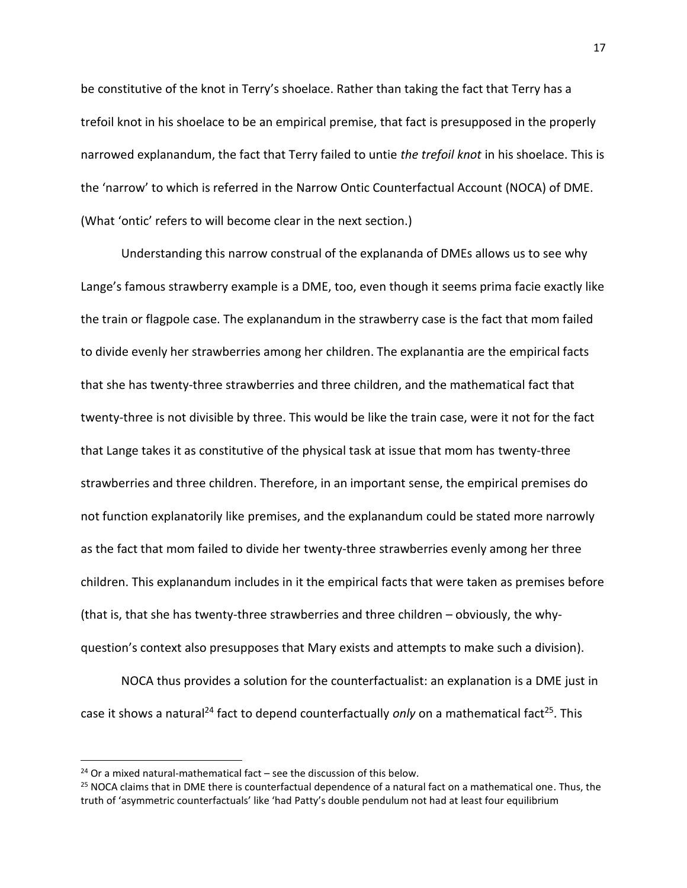be constitutive of the knot in Terry's shoelace. Rather than taking the fact that Terry has a trefoil knot in his shoelace to be an empirical premise, that fact is presupposed in the properly narrowed explanandum, the fact that Terry failed to untie *the trefoil knot* in his shoelace. This is the 'narrow' to which is referred in the Narrow Ontic Counterfactual Account (NOCA) of DME. (What 'ontic' refers to will become clear in the next section.)

Understanding this narrow construal of the explananda of DMEs allows us to see why Lange's famous strawberry example is a DME, too, even though it seems prima facie exactly like the train or flagpole case. The explanandum in the strawberry case is the fact that mom failed to divide evenly her strawberries among her children. The explanantia are the empirical facts that she has twenty-three strawberries and three children, and the mathematical fact that twenty-three is not divisible by three. This would be like the train case, were it not for the fact that Lange takes it as constitutive of the physical task at issue that mom has twenty-three strawberries and three children. Therefore, in an important sense, the empirical premises do not function explanatorily like premises, and the explanandum could be stated more narrowly as the fact that mom failed to divide her twenty-three strawberries evenly among her three children. This explanandum includes in it the empirical facts that were taken as premises before (that is, that she has twenty-three strawberries and three children – obviously, the why-question's context also presupposes that Mary exists and attempts to make such a division).

NOCA thus provides a solution for the counterfactualist: an explanation is a DME just in case it shows a natural[24] fact to depend counterfactually *only* on a mathematical fact[25]. This

[24] Or a mixed natural-mathematical fact – see the discussion of this below.

[25] NOCA claims that in DME there is counterfactual dependence of a natural fact on a mathematical one. Thus, the truth of 'asymmetric counterfactuals' like 'had Patty's double pendulum not had at least four equilibrium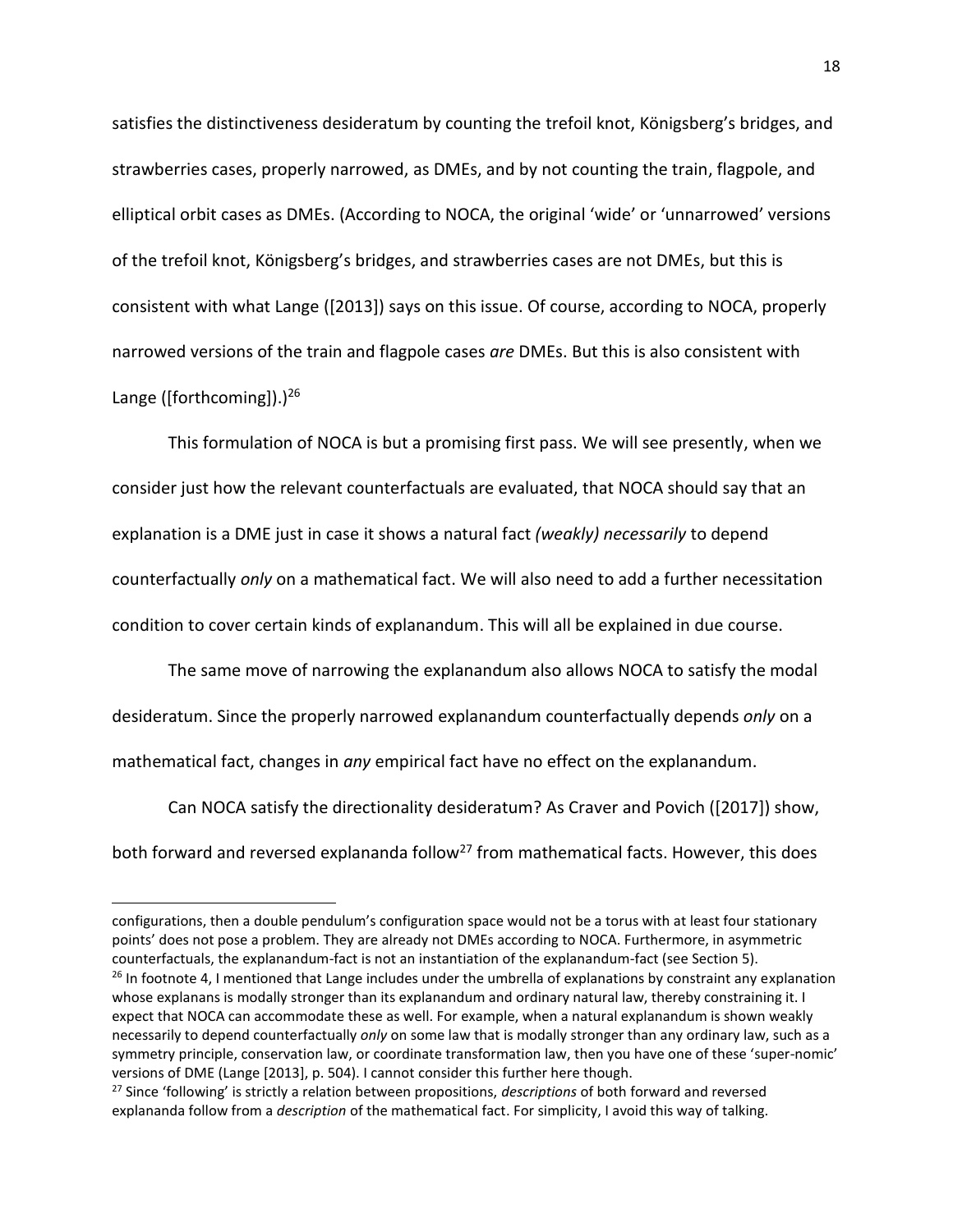satisfies the distinctiveness desideratum by counting the trefoil knot, Königsberg's bridges, and strawberries cases, properly narrowed, as DMEs, and by not counting the train, flagpole, and elliptical orbit cases as DMEs. (According to NOCA, the original 'wide' or 'unnarrowed' versions of the trefoil knot, Königsberg's bridges, and strawberries cases are not DMEs, but this is consistent with what Lange ([2013]) says on this issue. Of course, according to NOCA, properly narrowed versions of the train and flagpole cases *are* DMEs. But this is also consistent with Lange ([forthcoming]).)[26]

This formulation of NOCA is but a promising first pass. We will see presently, when we consider just how the relevant counterfactuals are evaluated, that NOCA should say that an explanation is a DME just in case it shows a natural fact *(weakly) necessarily* to depend counterfactually *only* on a mathematical fact. We will also need to add a further necessitation condition to cover certain kinds of explanandum. This will all be explained in due course.

The same move of narrowing the explanandum also allows NOCA to satisfy the modal desideratum. Since the properly narrowed explanandum counterfactually depends *only* on a mathematical fact, changes in *any* empirical fact have no effect on the explanandum.

Can NOCA satisfy the directionality desideratum? As Craver and Povich ([2017]) show, both forward and reversed explananda follow[27] from mathematical facts. However, this does

---

configurations, then a double pendulum's configuration space would not be a torus with at least four stationary points' does not pose a problem. They are already not DMEs according to NOCA. Furthermore, in asymmetric counterfactuals, the explanandum-fact is not an instantiation of the explanandum-fact (see Section 5).

[26] In footnote 4, I mentioned that Lange includes under the umbrella of explanations by constraint any explanation whose explanans is modally stronger than its explanandum and ordinary natural law, thereby constraining it. I expect that NOCA can accommodate these as well. For example, when a natural explanandum is shown weakly necessarily to depend counterfactually *only* on some law that is modally stronger than any ordinary law, such as a symmetry principle, conservation law, or coordinate transformation law, then you have one of these 'super-nomic' versions of DME (Lange [2013], p. 504). I cannot consider this further here though.

[27] Since 'following' is strictly a relation between propositions, *descriptions* of both forward and reversed explananda follow from a *description* of the mathematical fact. For simplicity, I avoid this way of talking.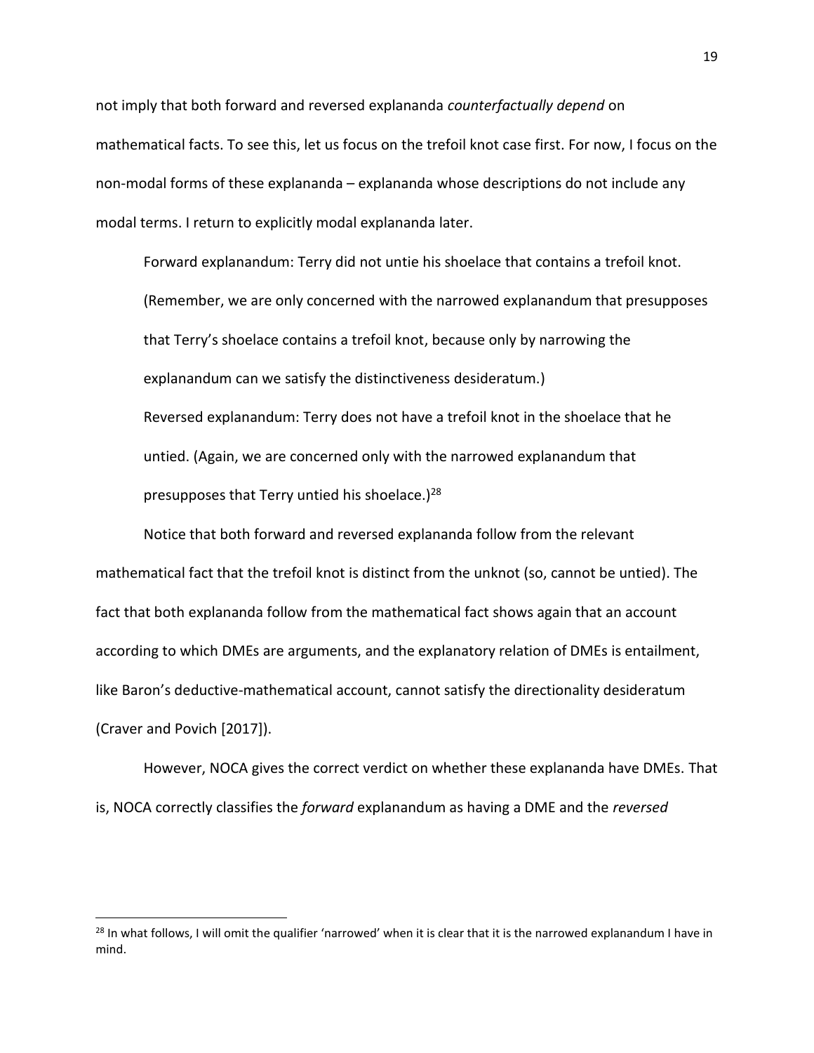not imply that both forward and reversed explananda *counterfactually depend* on mathematical facts. To see this, let us focus on the trefoil knot case first. For now, I focus on the non-modal forms of these explananda – explananda whose descriptions do not include any modal terms. I return to explicitly modal explananda later.

> Forward explanandum: Terry did not untie his shoelace that contains a trefoil knot. (Remember, we are only concerned with the narrowed explanandum that presupposes that Terry's shoelace contains a trefoil knot, because only by narrowing the explanandum can we satisfy the distinctiveness desideratum.)
>
> Reversed explanandum: Terry does not have a trefoil knot in the shoelace that he untied. (Again, we are concerned only with the narrowed explanandum that presupposes that Terry untied his shoelace.)[28]

Notice that both forward and reversed explananda follow from the relevant mathematical fact that the trefoil knot is distinct from the unknot (so, cannot be untied). The fact that both explananda follow from the mathematical fact shows again that an account according to which DMEs are arguments, and the explanatory relation of DMEs is entailment, like Baron's deductive-mathematical account, cannot satisfy the directionality desideratum (Craver and Povich [2017]).

However, NOCA gives the correct verdict on whether these explananda have DMEs. That is, NOCA correctly classifies the *forward* explanandum as having a DME and the *reversed*

[28] In what follows, I will omit the qualifier 'narrowed' when it is clear that it is the narrowed explanandum I have in mind.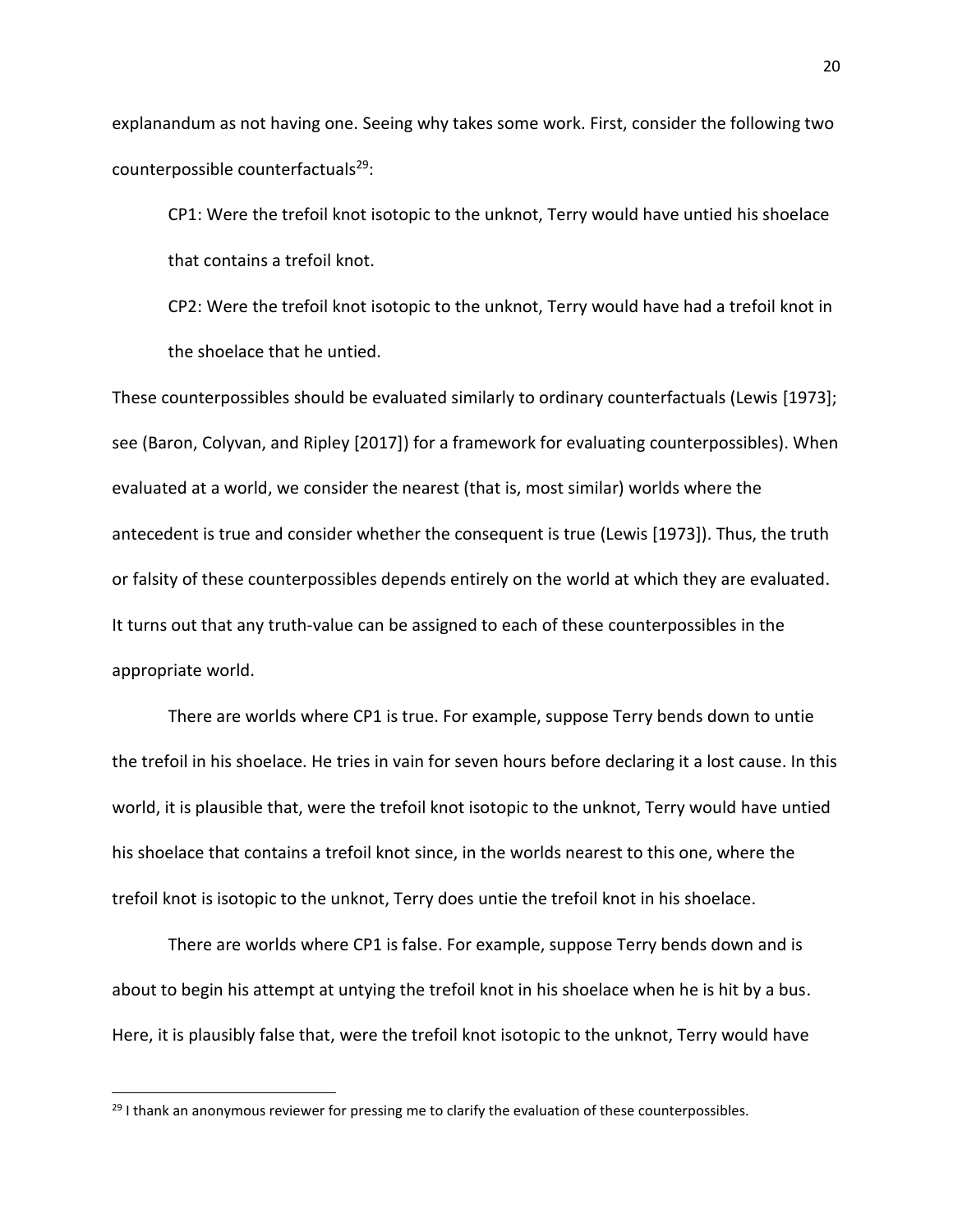explanandum as not having one. Seeing why takes some work. First, consider the following two counterpossible counterfactuals[29]:

> CP1: Were the trefoil knot isotopic to the unknot, Terry would have untied his shoelace that contains a trefoil knot.
>
> CP2: Were the trefoil knot isotopic to the unknot, Terry would have had a trefoil knot in the shoelace that he untied.

These counterpossibles should be evaluated similarly to ordinary counterfactuals (Lewis [1973]; see (Baron, Colyvan, and Ripley [2017]) for a framework for evaluating counterpossibles). When evaluated at a world, we consider the nearest (that is, most similar) worlds where the antecedent is true and consider whether the consequent is true (Lewis [1973]). Thus, the truth or falsity of these counterpossibles depends entirely on the world at which they are evaluated. It turns out that any truth-value can be assigned to each of these counterpossibles in the appropriate world.

There are worlds where CP1 is true. For example, suppose Terry bends down to untie the trefoil in his shoelace. He tries in vain for seven hours before declaring it a lost cause. In this world, it is plausible that, were the trefoil knot isotopic to the unknot, Terry would have untied his shoelace that contains a trefoil knot since, in the worlds nearest to this one, where the trefoil knot is isotopic to the unknot, Terry does untie the trefoil knot in his shoelace.

There are worlds where CP1 is false. For example, suppose Terry bends down and is about to begin his attempt at untying the trefoil knot in his shoelace when he is hit by a bus. Here, it is plausibly false that, were the trefoil knot isotopic to the unknot, Terry would have

[29] I thank an anonymous reviewer for pressing me to clarify the evaluation of these counterpossibles.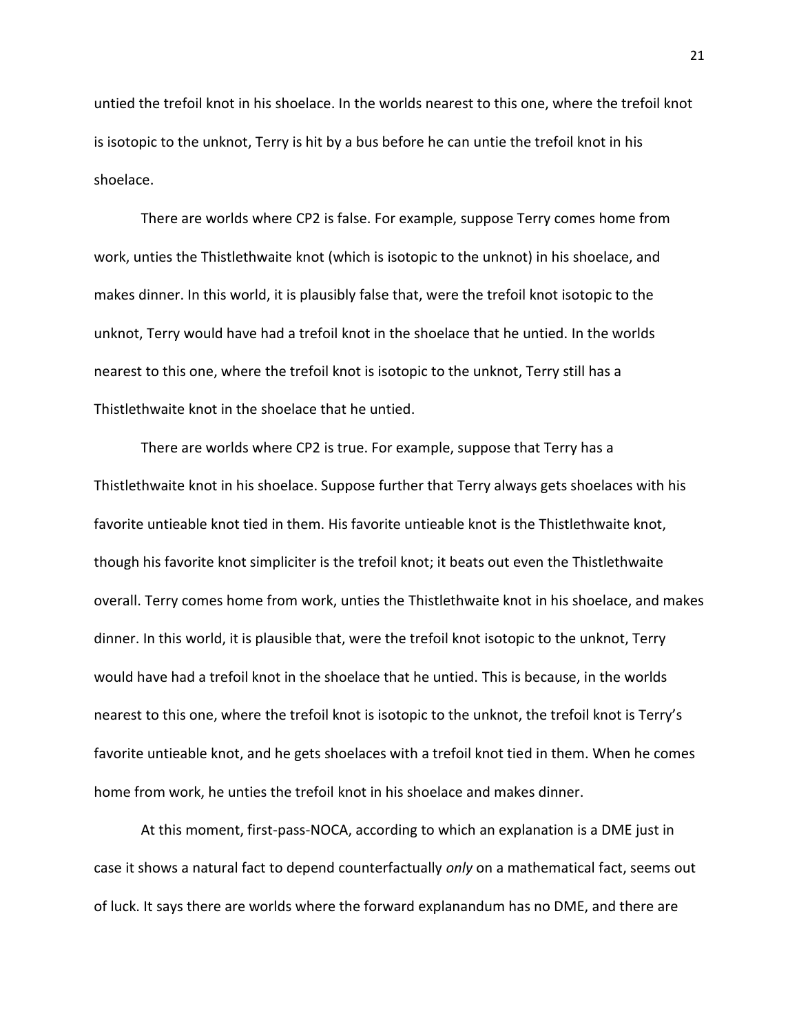untied the trefoil knot in his shoelace. In the worlds nearest to this one, where the trefoil knot is isotopic to the unknot, Terry is hit by a bus before he can untie the trefoil knot in his shoelace.

There are worlds where CP2 is false. For example, suppose Terry comes home from work, unties the Thistlethwaite knot (which is isotopic to the unknot) in his shoelace, and makes dinner. In this world, it is plausibly false that, were the trefoil knot isotopic to the unknot, Terry would have had a trefoil knot in the shoelace that he untied. In the worlds nearest to this one, where the trefoil knot is isotopic to the unknot, Terry still has a Thistlethwaite knot in the shoelace that he untied.

There are worlds where CP2 is true. For example, suppose that Terry has a Thistlethwaite knot in his shoelace. Suppose further that Terry always gets shoelaces with his favorite untieable knot tied in them. His favorite untieable knot is the Thistlethwaite knot, though his favorite knot simpliciter is the trefoil knot; it beats out even the Thistlethwaite overall. Terry comes home from work, unties the Thistlethwaite knot in his shoelace, and makes dinner. In this world, it is plausible that, were the trefoil knot isotopic to the unknot, Terry would have had a trefoil knot in the shoelace that he untied. This is because, in the worlds nearest to this one, where the trefoil knot is isotopic to the unknot, the trefoil knot is Terry's favorite untieable knot, and he gets shoelaces with a trefoil knot tied in them. When he comes home from work, he unties the trefoil knot in his shoelace and makes dinner.

At this moment, first-pass-NOCA, according to which an explanation is a DME just in case it shows a natural fact to depend counterfactually *only* on a mathematical fact, seems out of luck. It says there are worlds where the forward explanandum has no DME, and there are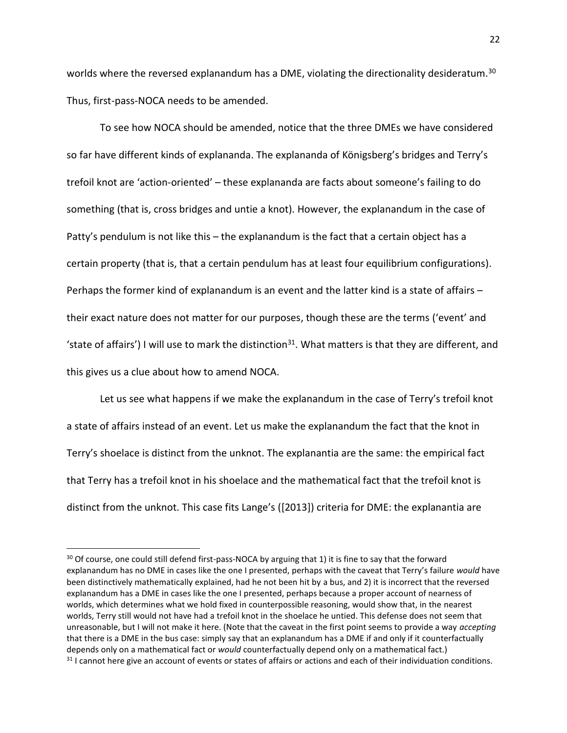worlds where the reversed explanandum has a DME, violating the directionality desideratum.[30] Thus, first-pass-NOCA needs to be amended.

To see how NOCA should be amended, notice that the three DMEs we have considered so far have different kinds of explananda. The explananda of Königsberg's bridges and Terry's trefoil knot are 'action-oriented' – these explananda are facts about someone's failing to do something (that is, cross bridges and untie a knot). However, the explanandum in the case of Patty's pendulum is not like this – the explanandum is the fact that a certain object has a certain property (that is, that a certain pendulum has at least four equilibrium configurations). Perhaps the former kind of explanandum is an event and the latter kind is a state of affairs – their exact nature does not matter for our purposes, though these are the terms ('event' and 'state of affairs') I will use to mark the distinction[31]. What matters is that they are different, and this gives us a clue about how to amend NOCA.

Let us see what happens if we make the explanandum in the case of Terry's trefoil knot a state of affairs instead of an event. Let us make the explanandum the fact that the knot in Terry's shoelace is distinct from the unknot. The explanantia are the same: the empirical fact that Terry has a trefoil knot in his shoelace and the mathematical fact that the trefoil knot is distinct from the unknot. This case fits Lange's ([2013]) criteria for DME: the explanantia are

---

[30] Of course, one could still defend first-pass-NOCA by arguing that 1) it is fine to say that the forward explanandum has no DME in cases like the one I presented, perhaps with the caveat that Terry's failure *would* have been distinctively mathematically explained, had he not been hit by a bus, and 2) it is incorrect that the reversed explanandum has a DME in cases like the one I presented, perhaps because a proper account of nearness of worlds, which determines what we hold fixed in counterpossible reasoning, would show that, in the nearest worlds, Terry still would not have had a trefoil knot in the shoelace he untied. This defense does not seem that unreasonable, but I will not make it here. (Note that the caveat in the first point seems to provide a way *accepting* that there is a DME in the bus case: simply say that an explanandum has a DME if and only if it counterfactually depends only on a mathematical fact or *would* counterfactually depend only on a mathematical fact.)

[31] I cannot here give an account of events or states of affairs or actions and each of their individuation conditions.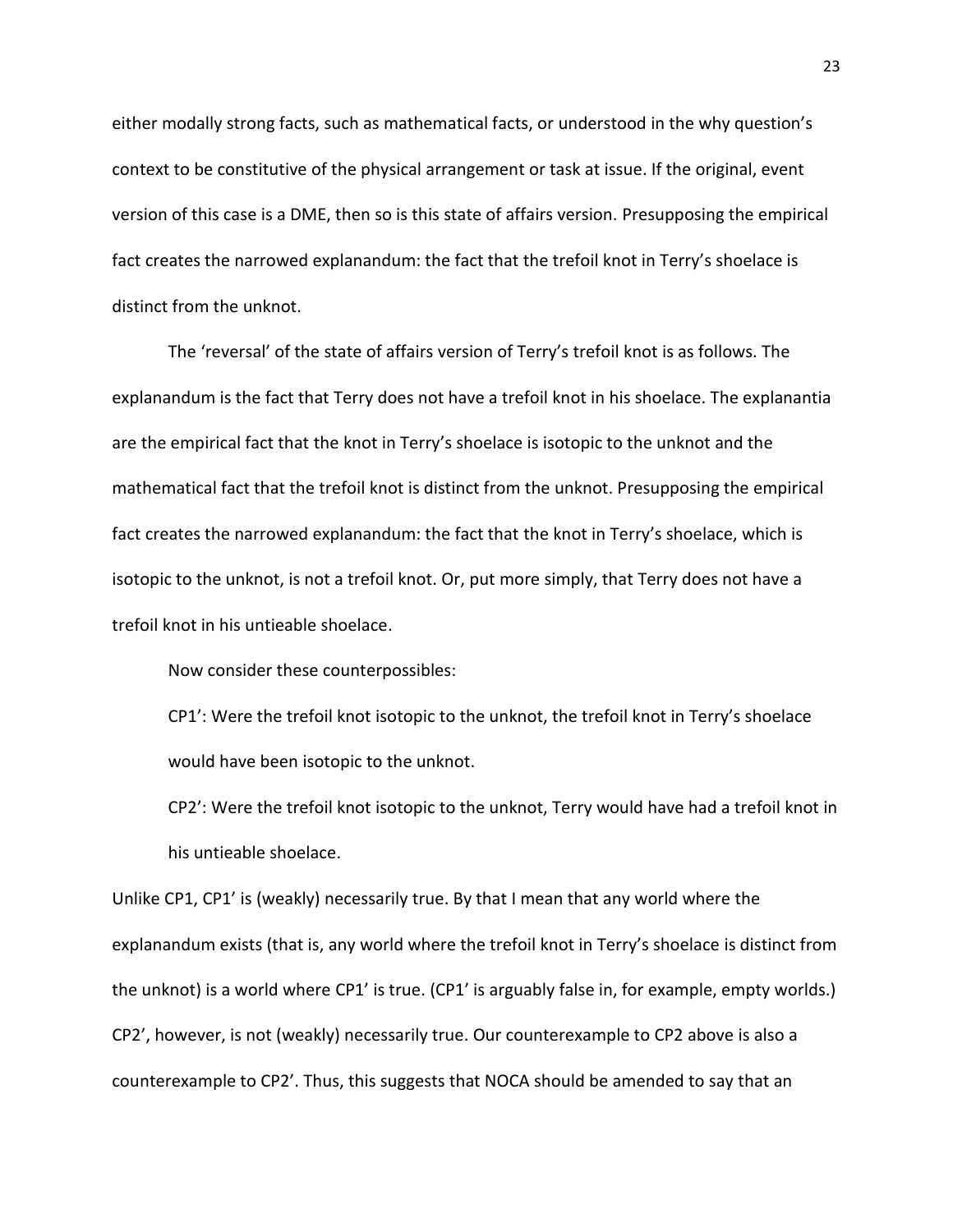either modally strong facts, such as mathematical facts, or understood in the why question's context to be constitutive of the physical arrangement or task at issue. If the original, event version of this case is a DME, then so is this state of affairs version. Presupposing the empirical fact creates the narrowed explanandum: the fact that the trefoil knot in Terry's shoelace is distinct from the unknot.

The 'reversal' of the state of affairs version of Terry's trefoil knot is as follows. The explanandum is the fact that Terry does not have a trefoil knot in his shoelace. The explanantia are the empirical fact that the knot in Terry's shoelace is isotopic to the unknot and the mathematical fact that the trefoil knot is distinct from the unknot. Presupposing the empirical fact creates the narrowed explanandum: the fact that the knot in Terry's shoelace, which is isotopic to the unknot, is not a trefoil knot. Or, put more simply, that Terry does not have a trefoil knot in his untieable shoelace.

Now consider these counterpossibles:

> CP1': Were the trefoil knot isotopic to the unknot, the trefoil knot in Terry's shoelace would have been isotopic to the unknot.
>
> CP2': Were the trefoil knot isotopic to the unknot, Terry would have had a trefoil knot in his untieable shoelace.

Unlike CP1, CP1' is (weakly) necessarily true. By that I mean that any world where the explanandum exists (that is, any world where the trefoil knot in Terry's shoelace is distinct from the unknot) is a world where CP1' is true. (CP1' is arguably false in, for example, empty worlds.) CP2', however, is not (weakly) necessarily true. Our counterexample to CP2 above is also a counterexample to CP2'. Thus, this suggests that NOCA should be amended to say that an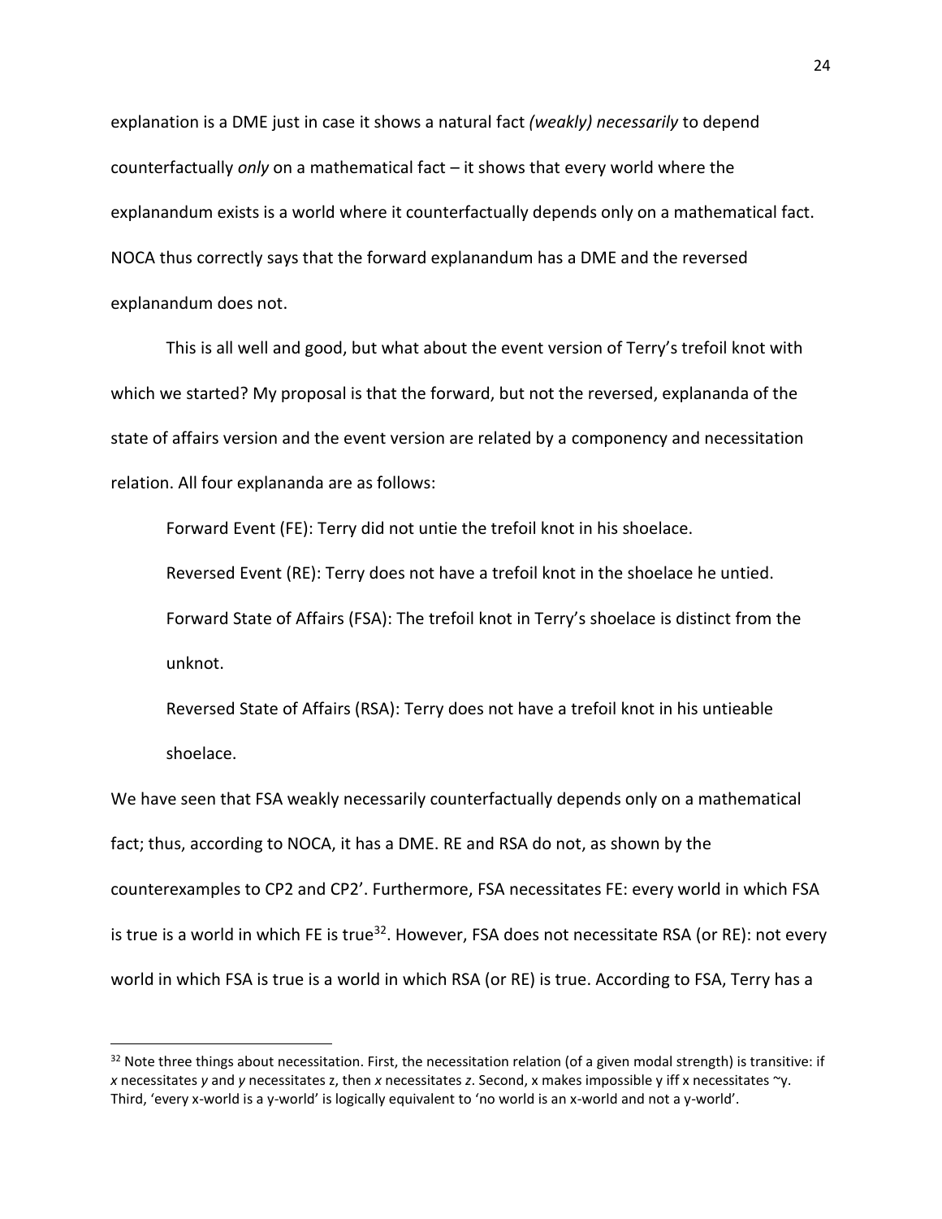explanation is a DME just in case it shows a natural fact *(weakly) necessarily* to depend counterfactually *only* on a mathematical fact – it shows that every world where the explanandum exists is a world where it counterfactually depends only on a mathematical fact. NOCA thus correctly says that the forward explanandum has a DME and the reversed explanandum does not.

This is all well and good, but what about the event version of Terry's trefoil knot with which we started? My proposal is that the forward, but not the reversed, explananda of the state of affairs version and the event version are related by a componency and necessitation relation. All four explananda are as follows:

Forward Event (FE): Terry did not untie the trefoil knot in his shoelace.

Reversed Event (RE): Terry does not have a trefoil knot in the shoelace he untied.

Forward State of Affairs (FSA): The trefoil knot in Terry's shoelace is distinct from the unknot.

Reversed State of Affairs (RSA): Terry does not have a trefoil knot in his untieable shoelace.

We have seen that FSA weakly necessarily counterfactually depends only on a mathematical fact; thus, according to NOCA, it has a DME. RE and RSA do not, as shown by the counterexamples to CP2 and CP2'. Furthermore, FSA necessitates FE: every world in which FSA is true is a world in which FE is true[32]. However, FSA does not necessitate RSA (or RE): not every world in which FSA is true is a world in which RSA (or RE) is true. According to FSA, Terry has a

[32] Note three things about necessitation. First, the necessitation relation (of a given modal strength) is transitive: if *x* necessitates *y* and *y* necessitates z, then *x* necessitates *z*. Second, x makes impossible y iff x necessitates ~y. Third, 'every x-world is a y-world' is logically equivalent to 'no world is an x-world and not a y-world'.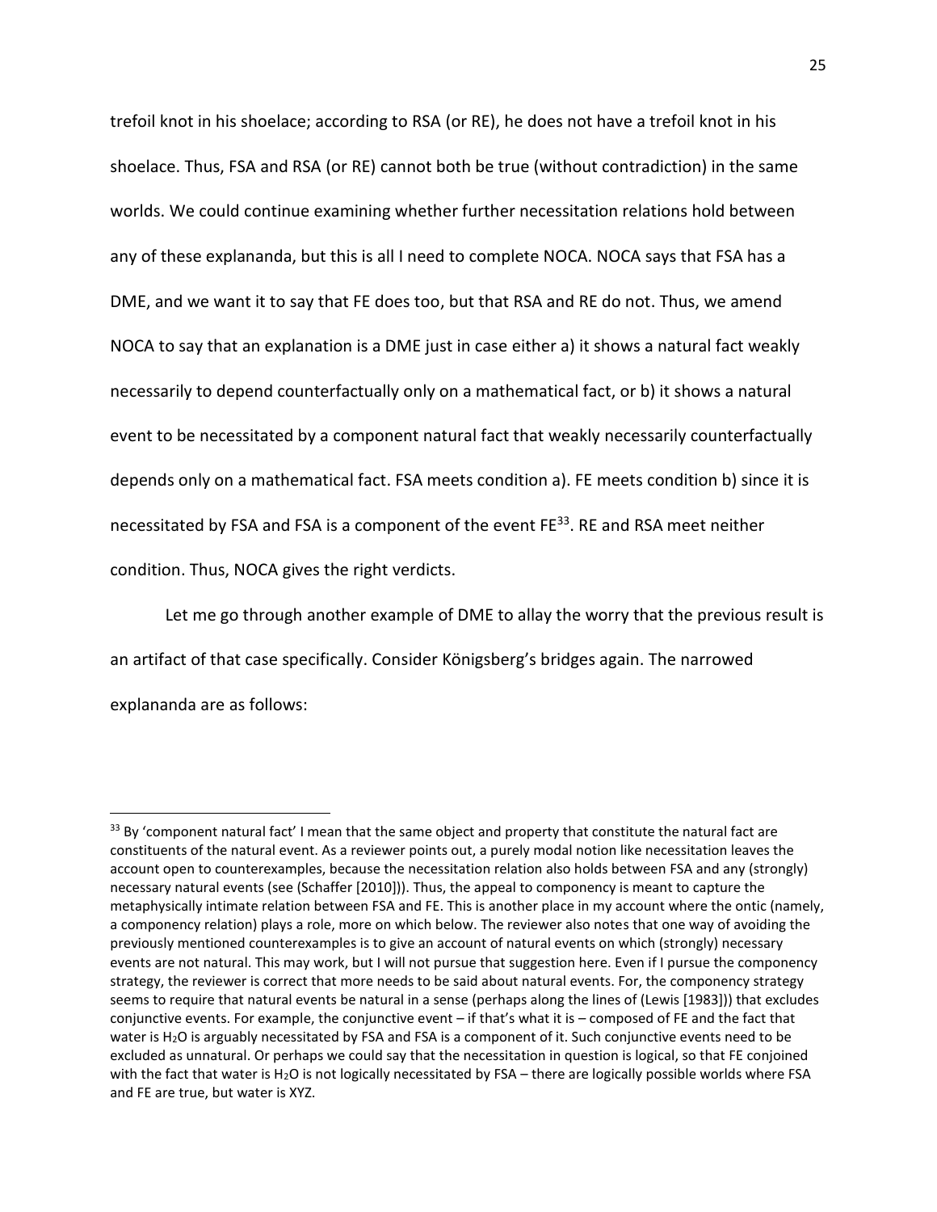trefoil knot in his shoelace; according to RSA (or RE), he does not have a trefoil knot in his shoelace. Thus, FSA and RSA (or RE) cannot both be true (without contradiction) in the same worlds. We could continue examining whether further necessitation relations hold between any of these explananda, but this is all I need to complete NOCA. NOCA says that FSA has a DME, and we want it to say that FE does too, but that RSA and RE do not. Thus, we amend NOCA to say that an explanation is a DME just in case either a) it shows a natural fact weakly necessarily to depend counterfactually only on a mathematical fact, or b) it shows a natural event to be necessitated by a component natural fact that weakly necessarily counterfactually depends only on a mathematical fact. FSA meets condition a). FE meets condition b) since it is necessitated by FSA and FSA is a component of the event FE[33]. RE and RSA meet neither condition. Thus, NOCA gives the right verdicts.

Let me go through another example of DME to allay the worry that the previous result is an artifact of that case specifically. Consider Königsberg's bridges again. The narrowed explananda are as follows:

---

[33] By 'component natural fact' I mean that the same object and property that constitute the natural fact are constituents of the natural event. As a reviewer points out, a purely modal notion like necessitation leaves the account open to counterexamples, because the necessitation relation also holds between FSA and any (strongly) necessary natural events (see (Schaffer [2010])). Thus, the appeal to componency is meant to capture the metaphysically intimate relation between FSA and FE. This is another place in my account where the ontic (namely, a componency relation) plays a role, more on which below. The reviewer also notes that one way of avoiding the previously mentioned counterexamples is to give an account of natural events on which (strongly) necessary events are not natural. This may work, but I will not pursue that suggestion here. Even if I pursue the componency strategy, the reviewer is correct that more needs to be said about natural events. For, the componency strategy seems to require that natural events be natural in a sense (perhaps along the lines of (Lewis [1983])) that excludes conjunctive events. For example, the conjunctive event – if that's what it is – composed of FE and the fact that water is $H_2O$ is arguably necessitated by FSA and FSA is a component of it. Such conjunctive events need to be excluded as unnatural. Or perhaps we could say that the necessitation in question is logical, so that FE conjoined with the fact that water is $H_2O$ is not logically necessitated by FSA – there are logically possible worlds where FSA and FE are true, but water is XYZ.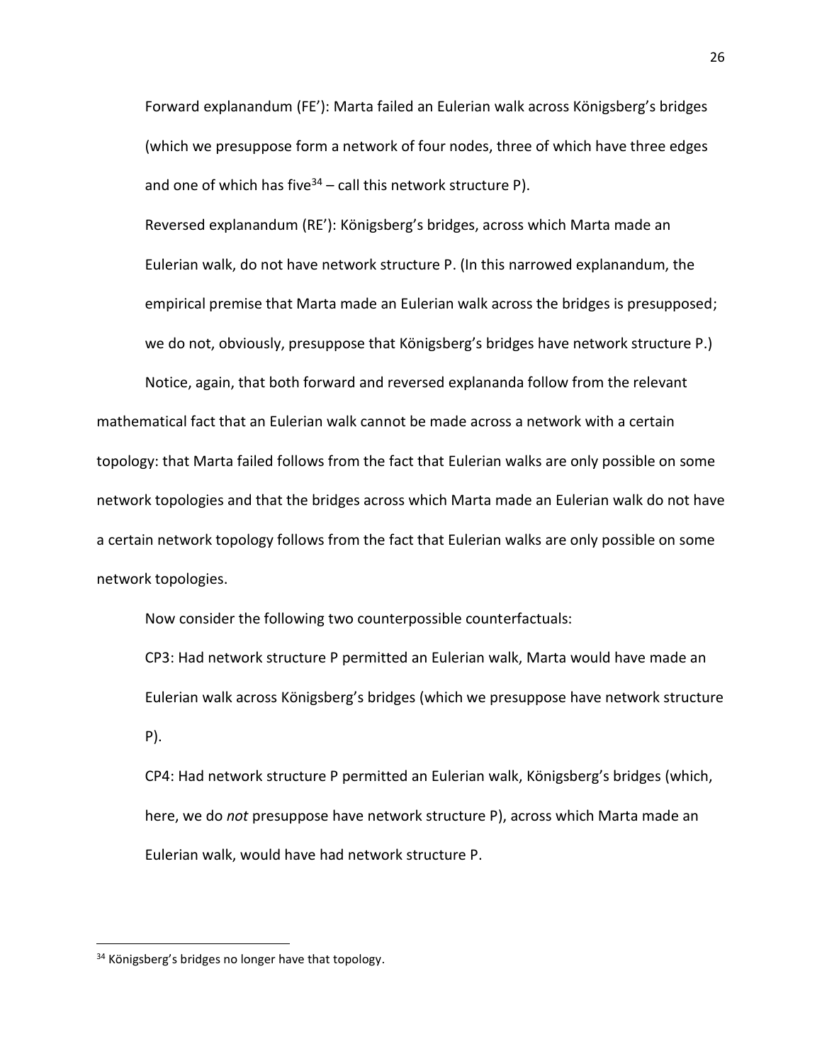Forward explanandum (FE’): Marta failed an Eulerian walk across Königsberg’s bridges (which we presuppose form a network of four nodes, three of which have three edges and one of which has five[34] – call this network structure P).

Reversed explanandum (RE’): Königsberg’s bridges, across which Marta made an Eulerian walk, do not have network structure P. (In this narrowed explanandum, the empirical premise that Marta made an Eulerian walk across the bridges is presupposed; we do not, obviously, presuppose that Königsberg’s bridges have network structure P.)

Notice, again, that both forward and reversed explananda follow from the relevant mathematical fact that an Eulerian walk cannot be made across a network with a certain topology: that Marta failed follows from the fact that Eulerian walks are only possible on some network topologies and that the bridges across which Marta made an Eulerian walk do not have a certain network topology follows from the fact that Eulerian walks are only possible on some network topologies.

Now consider the following two counterpossible counterfactuals:

CP3: Had network structure P permitted an Eulerian walk, Marta would have made an Eulerian walk across Königsberg’s bridges (which we presuppose have network structure P).

CP4: Had network structure P permitted an Eulerian walk, Königsberg’s bridges (which, here, we do *not* presuppose have network structure P), across which Marta made an Eulerian walk, would have had network structure P.

---

[34] Königsberg’s bridges no longer have that topology.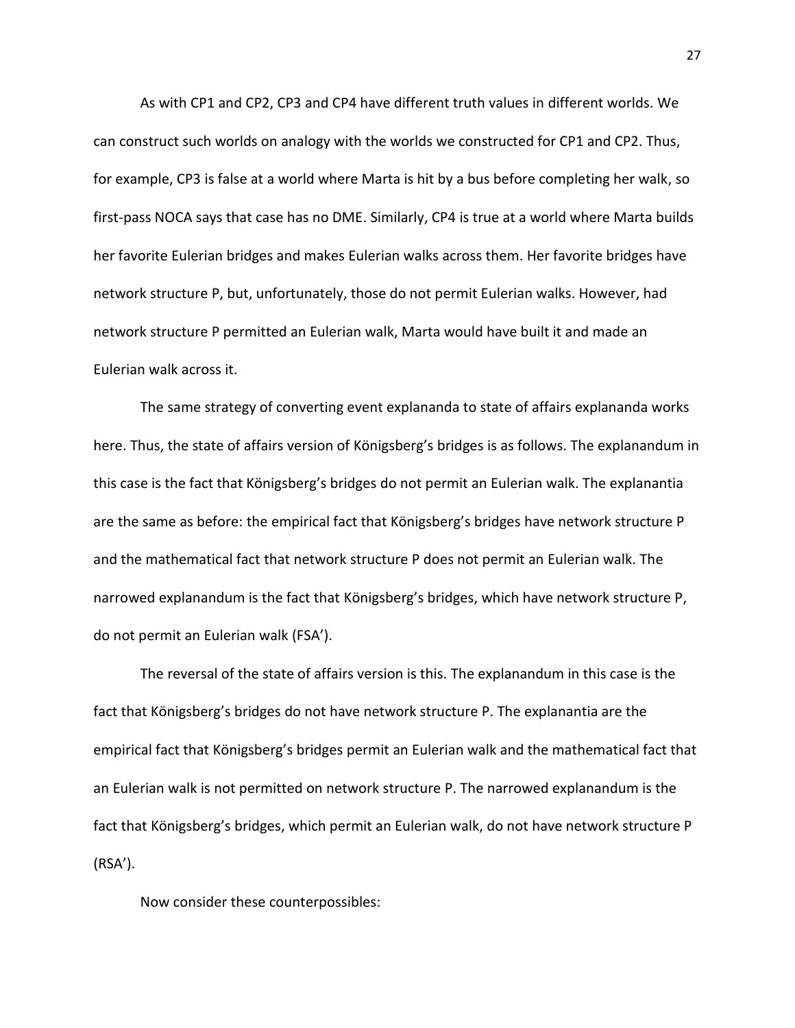As with CP1 and CP2, CP3 and CP4 have different truth values in different worlds. We can construct such worlds on analogy with the worlds we constructed for CP1 and CP2. Thus, for example, CP3 is false at a world where Marta is hit by a bus before completing her walk, so first-pass NOCA says that case has no DME. Similarly, CP4 is true at a world where Marta builds her favorite Eulerian bridges and makes Eulerian walks across them. Her favorite bridges have network structure P, but, unfortunately, those do not permit Eulerian walks. However, had network structure P permitted an Eulerian walk, Marta would have built it and made an Eulerian walk across it.

The same strategy of converting event explananda to state of affairs explananda works here. Thus, the state of affairs version of Königsberg's bridges is as follows. The explanandum in this case is the fact that Königsberg's bridges do not permit an Eulerian walk. The explanantia are the same as before: the empirical fact that Königsberg's bridges have network structure P and the mathematical fact that network structure P does not permit an Eulerian walk. The narrowed explanandum is the fact that Königsberg's bridges, which have network structure P, do not permit an Eulerian walk (FSA').

The reversal of the state of affairs version is this. The explanandum in this case is the fact that Königsberg's bridges do not have network structure P. The explanantia are the empirical fact that Königsberg's bridges permit an Eulerian walk and the mathematical fact that an Eulerian walk is not permitted on network structure P. The narrowed explanandum is the fact that Königsberg's bridges, which permit an Eulerian walk, do not have network structure P (RSA').

Now consider these counterpossibles: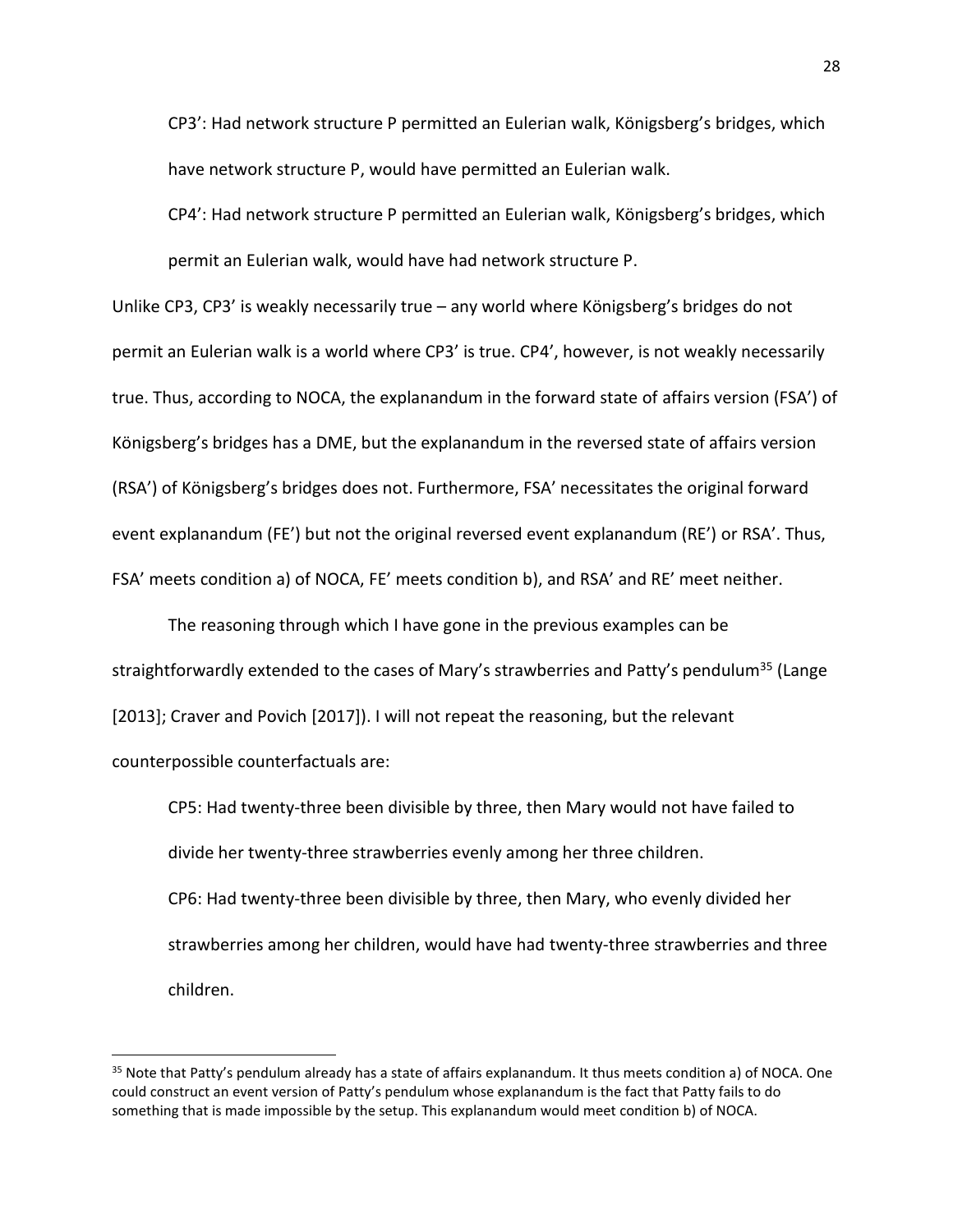CP3’: Had network structure P permitted an Eulerian walk, Königsberg’s bridges, which have network structure P, would have permitted an Eulerian walk.

CP4’: Had network structure P permitted an Eulerian walk, Königsberg’s bridges, which permit an Eulerian walk, would have had network structure P.

Unlike CP3, CP3’ is weakly necessarily true – any world where Königsberg’s bridges do not permit an Eulerian walk is a world where CP3’ is true. CP4’, however, is not weakly necessarily true. Thus, according to NOCA, the explanandum in the forward state of affairs version (FSA’) of Königsberg’s bridges has a DME, but the explanandum in the reversed state of affairs version (RSA’) of Königsberg’s bridges does not. Furthermore, FSA’ necessitates the original forward event explanandum (FE’) but not the original reversed event explanandum (RE’) or RSA’. Thus, FSA’ meets condition a) of NOCA, FE’ meets condition b), and RSA’ and RE’ meet neither.

The reasoning through which I have gone in the previous examples can be straightforwardly extended to the cases of Mary’s strawberries and Patty’s pendulum[35] (Lange [2013]; Craver and Povich [2017]). I will not repeat the reasoning, but the relevant counterpossible counterfactuals are:

CP5: Had twenty-three been divisible by three, then Mary would not have failed to divide her twenty-three strawberries evenly among her three children.

CP6: Had twenty-three been divisible by three, then Mary, who evenly divided her strawberries among her children, would have had twenty-three strawberries and three children.

[35] Note that Patty’s pendulum already has a state of affairs explanandum. It thus meets condition a) of NOCA. One could construct an event version of Patty’s pendulum whose explanandum is the fact that Patty fails to do something that is made impossible by the setup. This explanandum would meet condition b) of NOCA.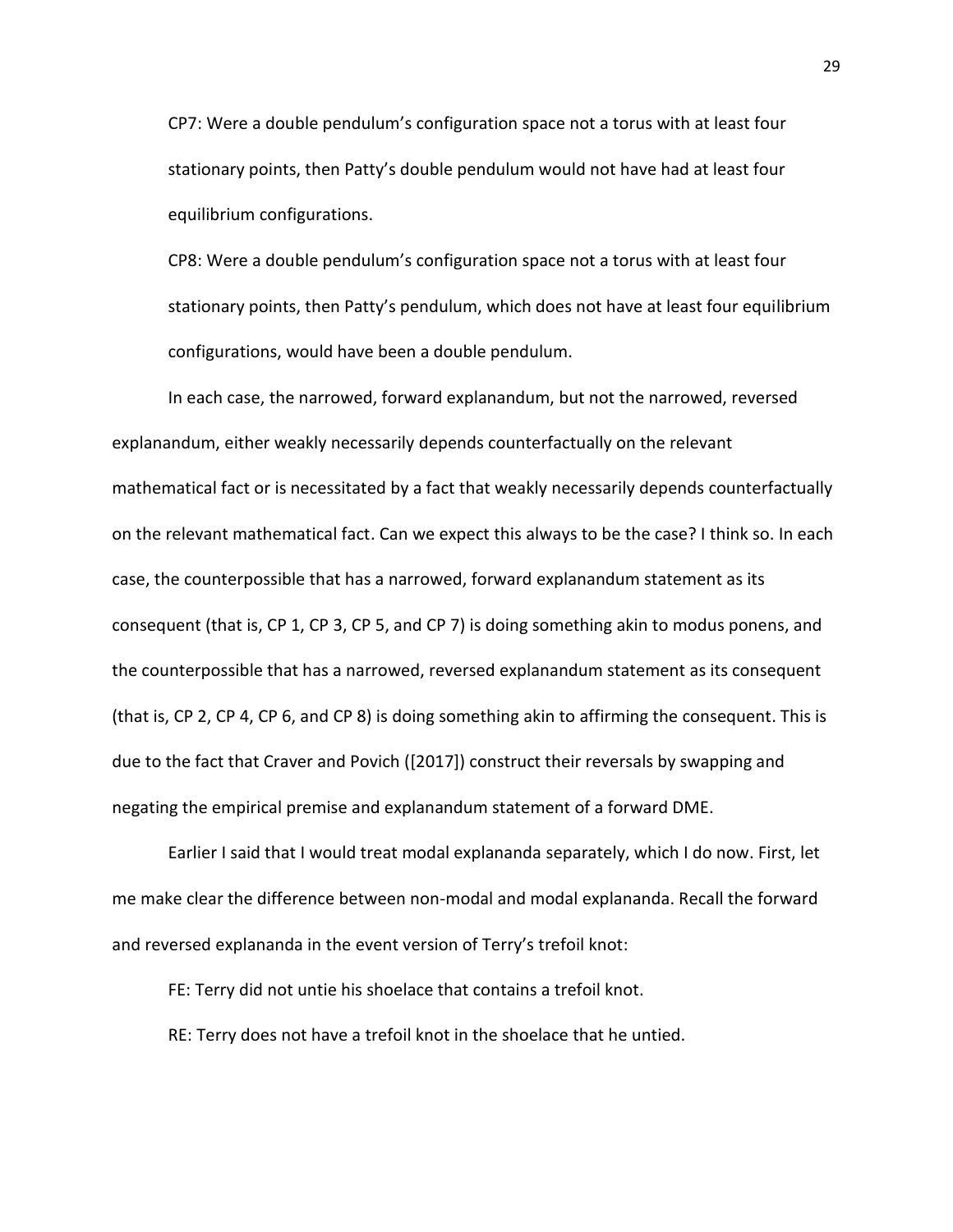CP7: Were a double pendulum's configuration space not a torus with at least four stationary points, then Patty's double pendulum would not have had at least four equilibrium configurations.

CP8: Were a double pendulum's configuration space not a torus with at least four stationary points, then Patty's pendulum, which does not have at least four equilibrium configurations, would have been a double pendulum.

In each case, the narrowed, forward explanandum, but not the narrowed, reversed explanandum, either weakly necessarily depends counterfactually on the relevant mathematical fact or is necessitated by a fact that weakly necessarily depends counterfactually on the relevant mathematical fact. Can we expect this always to be the case? I think so. In each case, the counterpossible that has a narrowed, forward explanandum statement as its consequent (that is, CP 1, CP 3, CP 5, and CP 7) is doing something akin to modus ponens, and the counterpossible that has a narrowed, reversed explanandum statement as its consequent (that is, CP 2, CP 4, CP 6, and CP 8) is doing something akin to affirming the consequent. This is due to the fact that Craver and Povich ([2017]) construct their reversals by swapping and negating the empirical premise and explanandum statement of a forward DME.

Earlier I said that I would treat modal explananda separately, which I do now. First, let me make clear the difference between non-modal and modal explananda. Recall the forward and reversed explananda in the event version of Terry's trefoil knot:

FE: Terry did not untie his shoelace that contains a trefoil knot.

RE: Terry does not have a trefoil knot in the shoelace that he untied.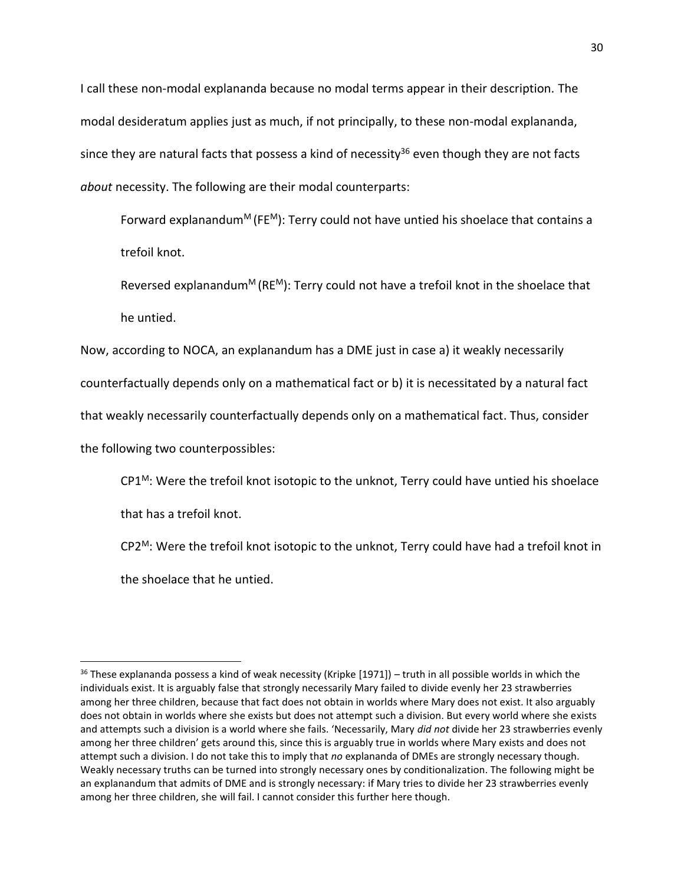I call these non-modal explananda because no modal terms appear in their description. The modal desideratum applies just as much, if not principally, to these non-modal explananda, since they are natural facts that possess a kind of necessity[36] even though they are not facts *about* necessity. The following are their modal counterparts:

> Forward explanandum$^{M}$ (FE$^{M}$): Terry could not have untied his shoelace that contains a trefoil knot.
>
> Reversed explanandum$^{M}$ (RE$^{M}$): Terry could not have a trefoil knot in the shoelace that he untied.

Now, according to NOCA, an explanandum has a DME just in case a) it weakly necessarily counterfactually depends only on a mathematical fact or b) it is necessitated by a natural fact that weakly necessarily counterfactually depends only on a mathematical fact. Thus, consider the following two counterpossibles:

> CP1$^{M}$: Were the trefoil knot isotopic to the unknot, Terry could have untied his shoelace that has a trefoil knot.
>
> CP2$^{M}$: Were the trefoil knot isotopic to the unknot, Terry could have had a trefoil knot in the shoelace that he untied.

---

[36] These explananda possess a kind of weak necessity (Kripke [1971]) – truth in all possible worlds in which the individuals exist. It is arguably false that strongly necessarily Mary failed to divide evenly her 23 strawberries among her three children, because that fact does not obtain in worlds where Mary does not exist. It also arguably does not obtain in worlds where she exists but does not attempt such a division. But every world where she exists and attempts such a division is a world where she fails. 'Necessarily, Mary *did not* divide her 23 strawberries evenly among her three children' gets around this, since this is arguably true in worlds where Mary exists and does not attempt such a division. I do not take this to imply that *no* explananda of DMEs are strongly necessary though. Weakly necessary truths can be turned into strongly necessary ones by conditionalization. The following might be an explanandum that admits of DME and is strongly necessary: if Mary tries to divide her 23 strawberries evenly among her three children, she will fail. I cannot consider this further here though.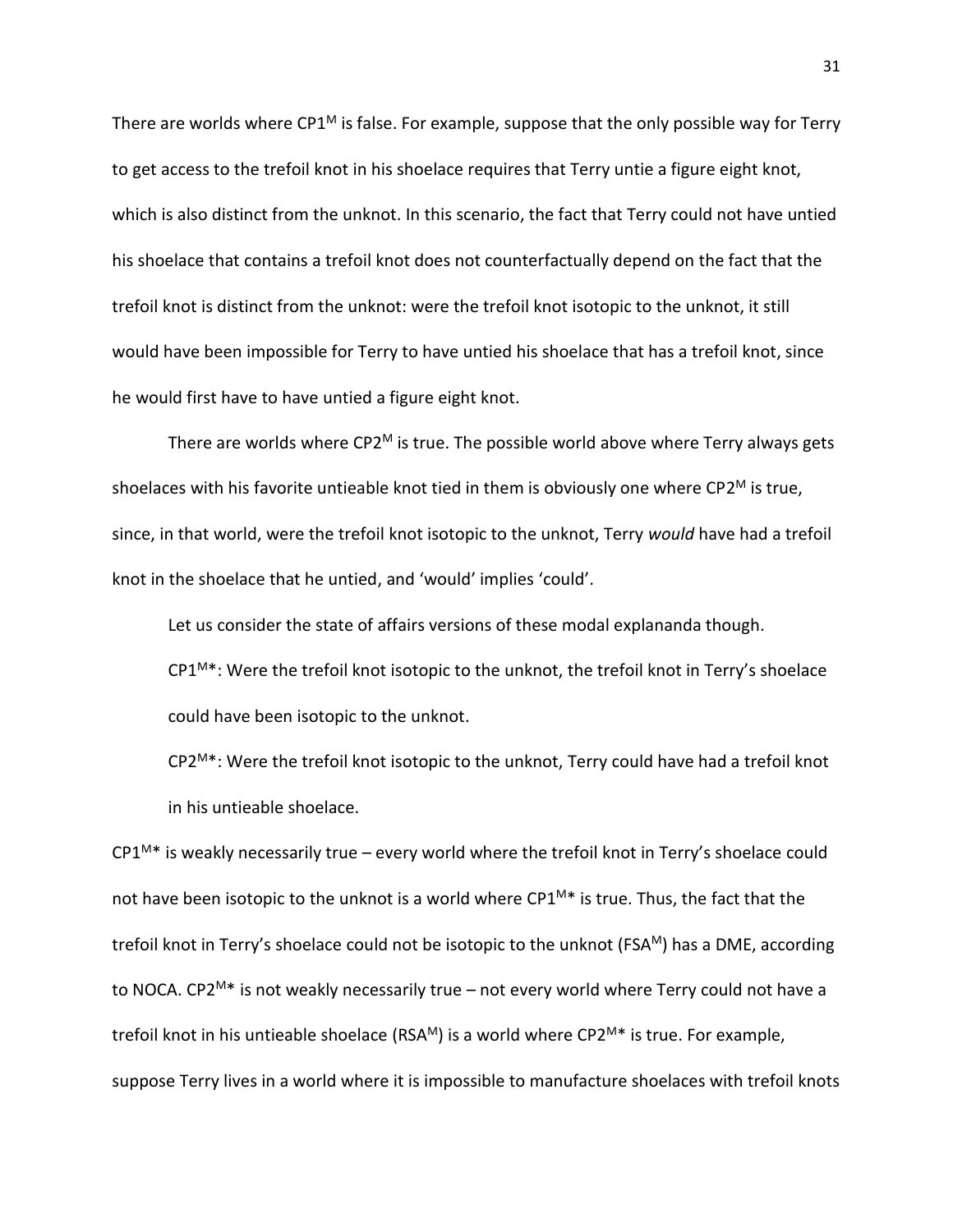There are worlds where $CP1^M$ is false. For example, suppose that the only possible way for Terry to get access to the trefoil knot in his shoelace requires that Terry untie a figure eight knot, which is also distinct from the unknot. In this scenario, the fact that Terry could not have untied his shoelace that contains a trefoil knot does not counterfactually depend on the fact that the trefoil knot is distinct from the unknot: were the trefoil knot isotopic to the unknot, it still would have been impossible for Terry to have untied his shoelace that has a trefoil knot, since he would first have to have untied a figure eight knot.

There are worlds where $CP2^M$ is true. The possible world above where Terry always gets shoelaces with his favorite untieable knot tied in them is obviously one where $CP2^M$ is true, since, in that world, were the trefoil knot isotopic to the unknot, Terry *would* have had a trefoil knot in the shoelace that he untied, and 'would' implies 'could'.

Let us consider the state of affairs versions of these modal explananda though.

$CP1^{M*}$: Were the trefoil knot isotopic to the unknot, the trefoil knot in Terry's shoelace could have been isotopic to the unknot.

$CP2^{M*}$: Were the trefoil knot isotopic to the unknot, Terry could have had a trefoil knot in his untieable shoelace.

$CP1^{M*}$ is weakly necessarily true – every world where the trefoil knot in Terry's shoelace could not have been isotopic to the unknot is a world where $CP1^{M*}$ is true. Thus, the fact that the trefoil knot in Terry's shoelace could not be isotopic to the unknot ($FSA^M$) has a DME, according to NOCA. $CP2^{M*}$ is not weakly necessarily true – not every world where Terry could not have a trefoil knot in his untieable shoelace ($RSA^M$) is a world where $CP2^{M*}$ is true. For example, suppose Terry lives in a world where it is impossible to manufacture shoelaces with trefoil knots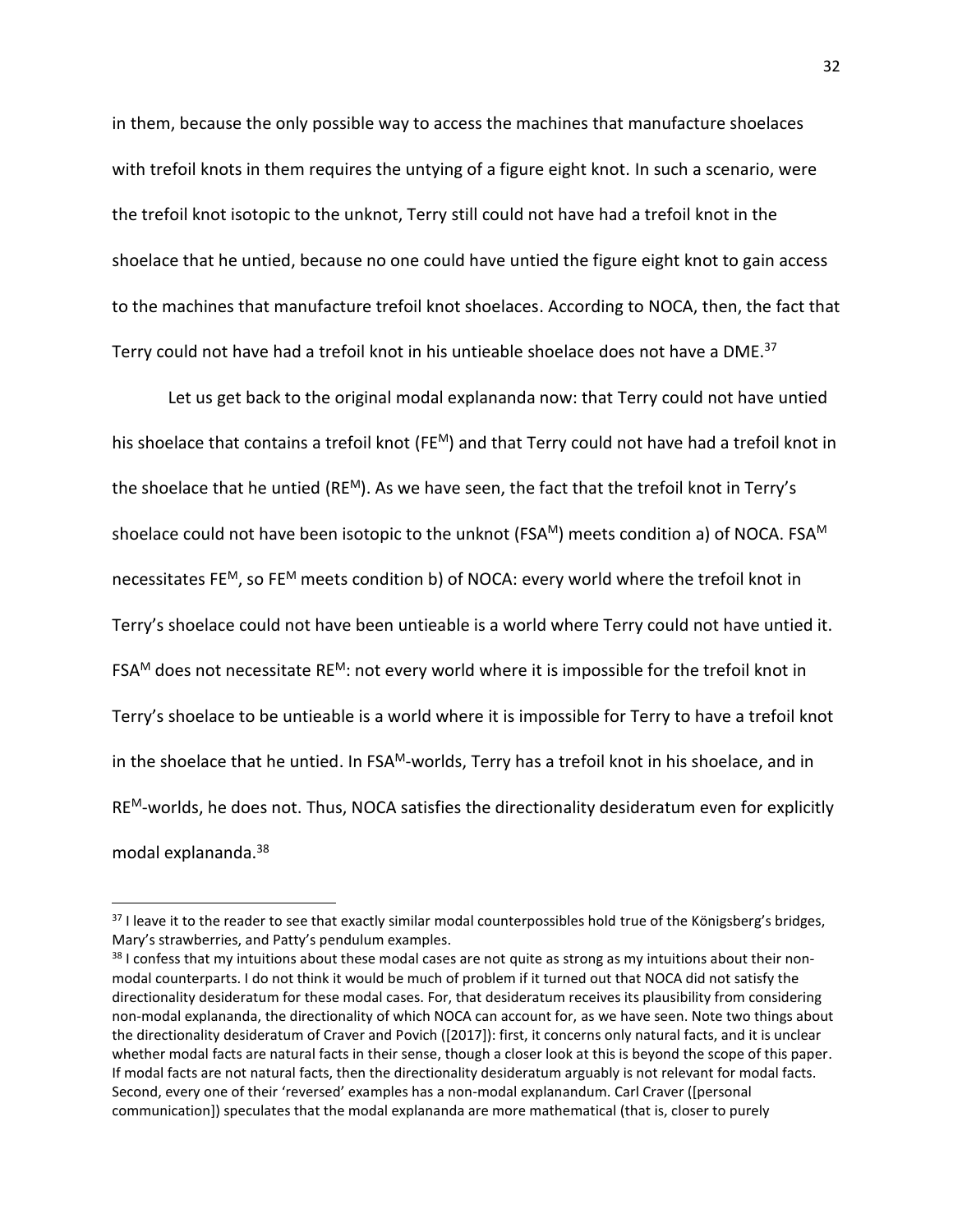in them, because the only possible way to access the machines that manufacture shoelaces with trefoil knots in them requires the untying of a figure eight knot. In such a scenario, were the trefoil knot isotopic to the unknot, Terry still could not have had a trefoil knot in the shoelace that he untied, because no one could have untied the figure eight knot to gain access to the machines that manufacture trefoil knot shoelaces. According to NOCA, then, the fact that Terry could not have had a trefoil knot in his untieable shoelace does not have a DME.[37]

Let us get back to the original modal explananda now: that Terry could not have untied his shoelace that contains a trefoil knot ($FE^M$) and that Terry could not have had a trefoil knot in the shoelace that he untied ($RE^M$). As we have seen, the fact that the trefoil knot in Terry's shoelace could not have been isotopic to the unknot ($FSA^M$) meets condition a) of NOCA. $FSA^M$ necessitates $FE^M$, so $FE^M$ meets condition b) of NOCA: every world where the trefoil knot in Terry's shoelace could not have been untieable is a world where Terry could not have untied it. $FSA^M$ does not necessitate $RE^M$: not every world where it is impossible for the trefoil knot in Terry's shoelace to be untieable is a world where it is impossible for Terry to have a trefoil knot in the shoelace that he untied. In $FSA^M$-worlds, Terry has a trefoil knot in his shoelace, and in $RE^M$-worlds, he does not. Thus, NOCA satisfies the directionality desideratum even for explicitly modal explananda.[38]

---

[37] I leave it to the reader to see that exactly similar modal counterpossibles hold true of the Königsberg's bridges, Mary's strawberries, and Patty's pendulum examples.

[38] I confess that my intuitions about these modal cases are not quite as strong as my intuitions about their non-modal counterparts. I do not think it would be much of problem if it turned out that NOCA did not satisfy the directionality desideratum for these modal cases. For, that desideratum receives its plausibility from considering non-modal explananda, the directionality of which NOCA can account for, as we have seen. Note two things about the directionality desideratum of Craver and Povich ([2017]): first, it concerns only natural facts, and it is unclear whether modal facts are natural facts in their sense, though a closer look at this is beyond the scope of this paper. If modal facts are not natural facts, then the directionality desideratum arguably is not relevant for modal facts. Second, every one of their 'reversed' examples has a non-modal explanandum. Carl Craver ([personal communication]) speculates that the modal explananda are more mathematical (that is, closer to purely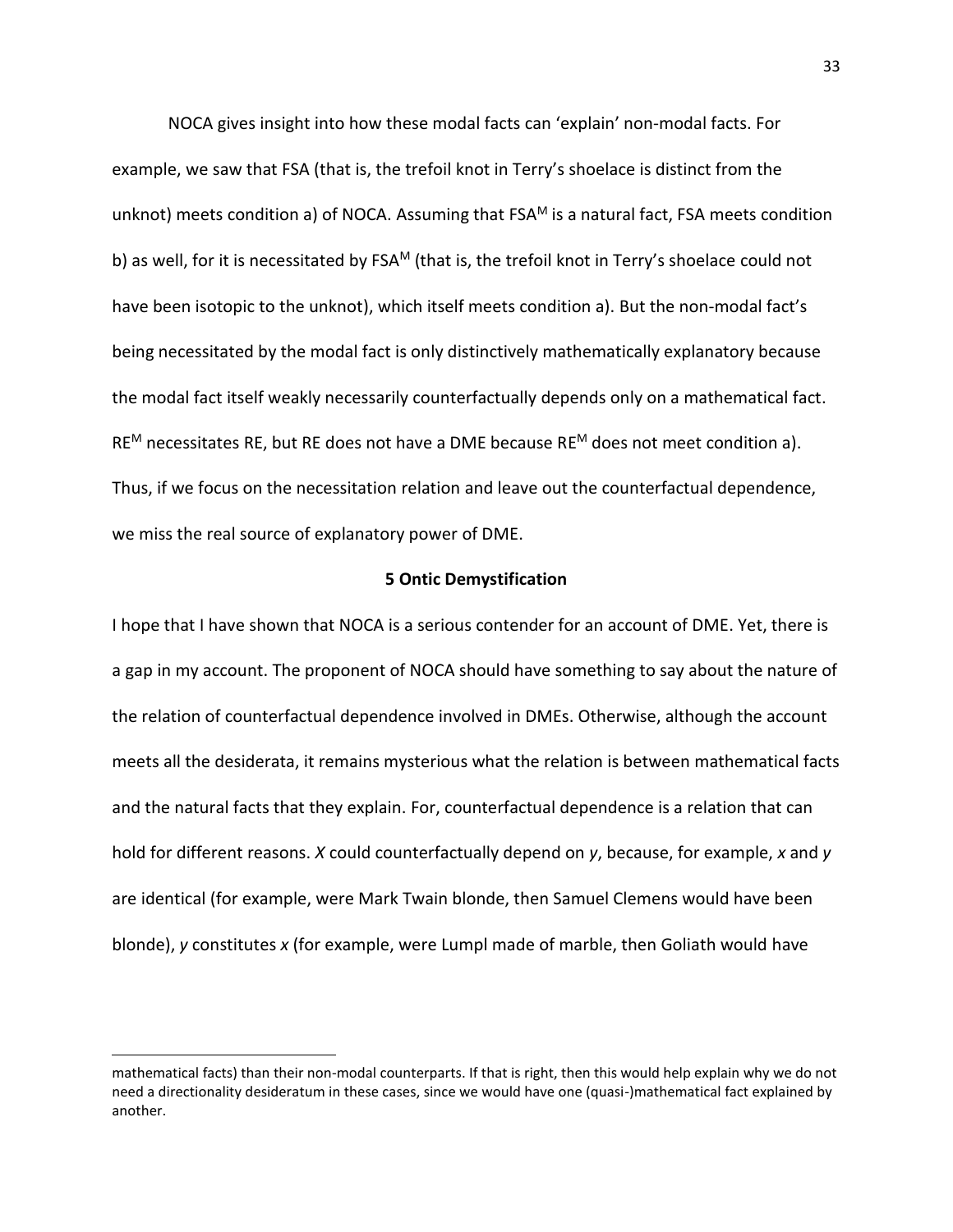NOCA gives insight into how these modal facts can 'explain' non-modal facts. For example, we saw that FSA (that is, the trefoil knot in Terry's shoelace is distinct from the unknot) meets condition a) of NOCA. Assuming that $FSA^M$ is a natural fact, FSA meets condition b) as well, for it is necessitated by $FSA^M$ (that is, the trefoil knot in Terry's shoelace could not have been isotopic to the unknot), which itself meets condition a). But the non-modal fact's being necessitated by the modal fact is only distinctively mathematically explanatory because the modal fact itself weakly necessarily counterfactually depends only on a mathematical fact. $RE^M$ necessitates RE, but RE does not have a DME because $RE^M$ does not meet condition a). Thus, if we focus on the necessitation relation and leave out the counterfactual dependence, we miss the real source of explanatory power of DME.

## 5 Ontic Demystification

I hope that I have shown that NOCA is a serious contender for an account of DME. Yet, there is a gap in my account. The proponent of NOCA should have something to say about the nature of the relation of counterfactual dependence involved in DMEs. Otherwise, although the account meets all the desiderata, it remains mysterious what the relation is between mathematical facts and the natural facts that they explain. For, counterfactual dependence is a relation that can hold for different reasons. *X* could counterfactually depend on *y*, because, for example, *x* and *y* are identical (for example, were Mark Twain blonde, then Samuel Clemens would have been blonde), *y* constitutes *x* (for example, were Lumpl made of marble, then Goliath would have

mathematical facts) than their non-modal counterparts. If that is right, then this would help explain why we do not need a directionality desideratum in these cases, since we would have one (quasi-)mathematical fact explained by another.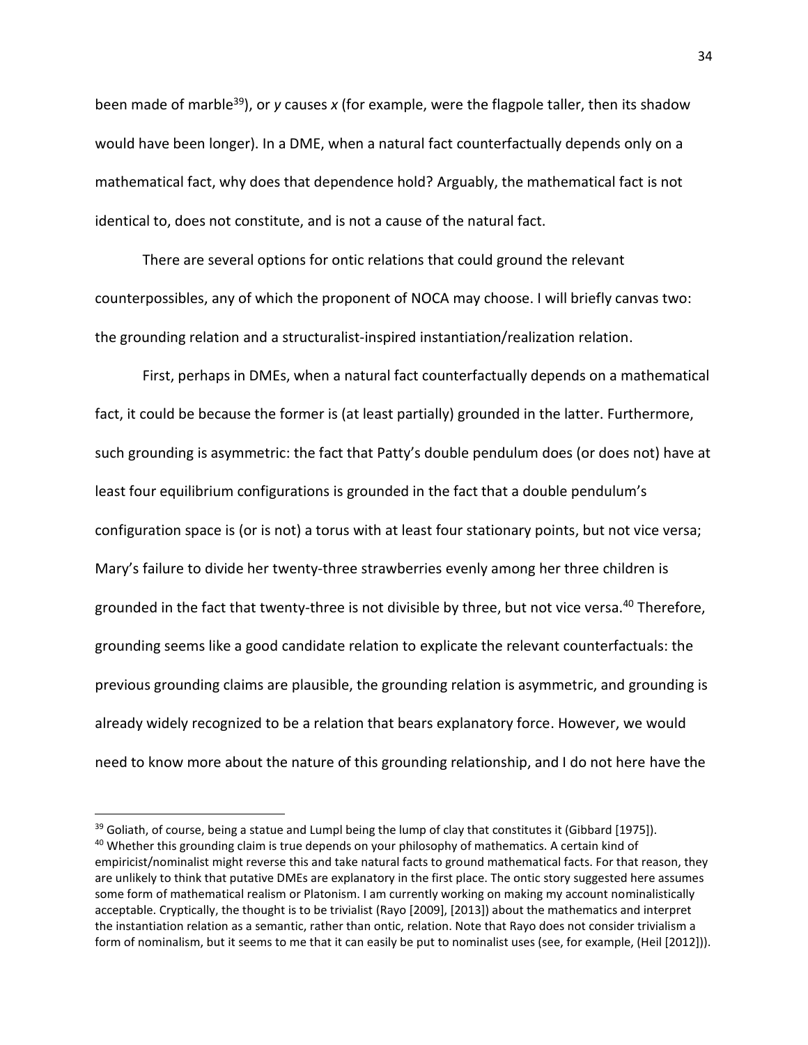been made of marble[39]), or *y* causes *x* (for example, were the flagpole taller, then its shadow would have been longer). In a DME, when a natural fact counterfactually depends only on a mathematical fact, why does that dependence hold? Arguably, the mathematical fact is not identical to, does not constitute, and is not a cause of the natural fact.

There are several options for ontic relations that could ground the relevant counterpossibles, any of which the proponent of NOCA may choose. I will briefly canvas two: the grounding relation and a structuralist-inspired instantiation/realization relation.

First, perhaps in DMEs, when a natural fact counterfactually depends on a mathematical fact, it could be because the former is (at least partially) grounded in the latter. Furthermore, such grounding is asymmetric: the fact that Patty's double pendulum does (or does not) have at least four equilibrium configurations is grounded in the fact that a double pendulum's configuration space is (or is not) a torus with at least four stationary points, but not vice versa; Mary's failure to divide her twenty-three strawberries evenly among her three children is grounded in the fact that twenty-three is not divisible by three, but not vice versa.[40] Therefore, grounding seems like a good candidate relation to explicate the relevant counterfactuals: the previous grounding claims are plausible, the grounding relation is asymmetric, and grounding is already widely recognized to be a relation that bears explanatory force. However, we would need to know more about the nature of this grounding relationship, and I do not here have the

---

[39] Goliath, of course, being a statue and Lumpl being the lump of clay that constitutes it (Gibbard [1975]).

[40] Whether this grounding claim is true depends on your philosophy of mathematics. A certain kind of empiricist/nominalist might reverse this and take natural facts to ground mathematical facts. For that reason, they are unlikely to think that putative DMEs are explanatory in the first place. The ontic story suggested here assumes some form of mathematical realism or Platonism. I am currently working on making my account nominalistically acceptable. Cryptically, the thought is to be trivialist (Rayo [2009], [2013]) about the mathematics and interpret the instantiation relation as a semantic, rather than ontic, relation. Note that Rayo does not consider trivialism a form of nominalism, but it seems to me that it can easily be put to nominalist uses (see, for example, (Heil [2012])).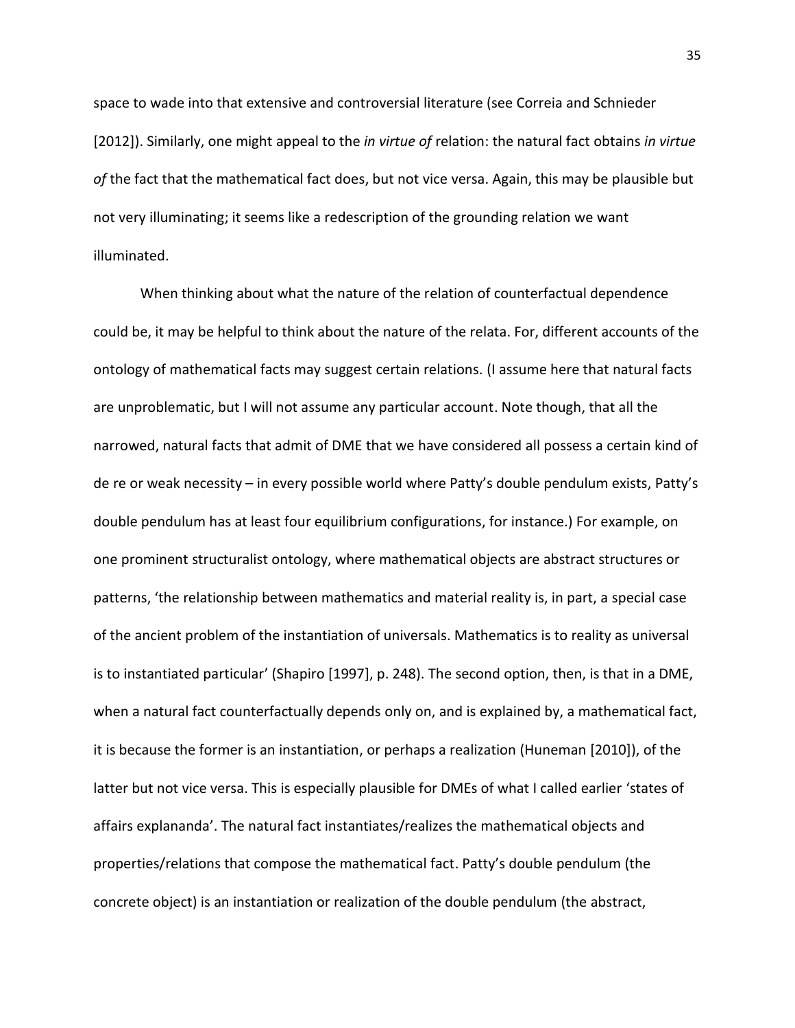space to wade into that extensive and controversial literature (see Correia and Schnieder [2012]). Similarly, one might appeal to the *in virtue of* relation: the natural fact obtains *in virtue of* the fact that the mathematical fact does, but not vice versa. Again, this may be plausible but not very illuminating; it seems like a redescription of the grounding relation we want illuminated.

When thinking about what the nature of the relation of counterfactual dependence could be, it may be helpful to think about the nature of the relata. For, different accounts of the ontology of mathematical facts may suggest certain relations. (I assume here that natural facts are unproblematic, but I will not assume any particular account. Note though, that all the narrowed, natural facts that admit of DME that we have considered all possess a certain kind of de re or weak necessity – in every possible world where Patty's double pendulum exists, Patty's double pendulum has at least four equilibrium configurations, for instance.) For example, on one prominent structuralist ontology, where mathematical objects are abstract structures or patterns, 'the relationship between mathematics and material reality is, in part, a special case of the ancient problem of the instantiation of universals. Mathematics is to reality as universal is to instantiated particular' (Shapiro [1997], p. 248). The second option, then, is that in a DME, when a natural fact counterfactually depends only on, and is explained by, a mathematical fact, it is because the former is an instantiation, or perhaps a realization (Huneman [2010]), of the latter but not vice versa. This is especially plausible for DMEs of what I called earlier 'states of affairs explananda'. The natural fact instantiates/realizes the mathematical objects and properties/relations that compose the mathematical fact. Patty's double pendulum (the concrete object) is an instantiation or realization of the double pendulum (the abstract,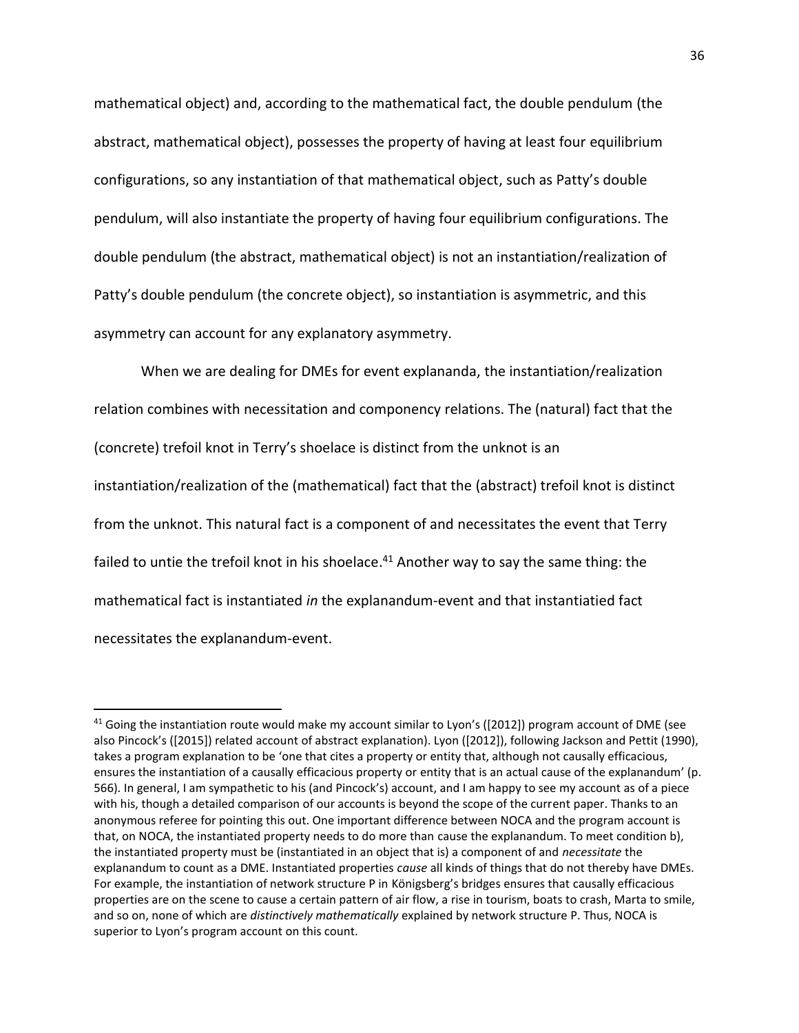mathematical object) and, according to the mathematical fact, the double pendulum (the abstract, mathematical object), possesses the property of having at least four equilibrium configurations, so any instantiation of that mathematical object, such as Patty's double pendulum, will also instantiate the property of having four equilibrium configurations. The double pendulum (the abstract, mathematical object) is not an instantiation/realization of Patty's double pendulum (the concrete object), so instantiation is asymmetric, and this asymmetry can account for any explanatory asymmetry.

When we are dealing for DMEs for event explananda, the instantiation/realization relation combines with necessitation and componency relations. The (natural) fact that the (concrete) trefoil knot in Terry's shoelace is distinct from the unknot is an instantiation/realization of the (mathematical) fact that the (abstract) trefoil knot is distinct from the unknot. This natural fact is a component of and necessitates the event that Terry failed to untie the trefoil knot in his shoelace.[41] Another way to say the same thing: the mathematical fact is instantiated *in* the explanandum-event and that instantiatied fact necessitates the explanandum-event.

---

[41] Going the instantiation route would make my account similar to Lyon's ([2012]) program account of DME (see also Pincock's ([2015]) related account of abstract explanation). Lyon ([2012]), following Jackson and Pettit (1990), takes a program explanation to be 'one that cites a property or entity that, although not causally efficacious, ensures the instantiation of a causally efficacious property or entity that is an actual cause of the explanandum' (p. 566). In general, I am sympathetic to his (and Pincock's) account, and I am happy to see my account as of a piece with his, though a detailed comparison of our accounts is beyond the scope of the current paper. Thanks to an anonymous referee for pointing this out. One important difference between NOCA and the program account is that, on NOCA, the instantiated property needs to do more than cause the explanandum. To meet condition b), the instantiated property must be (instantiated in an object that is) a component of and *necessitate* the explanandum to count as a DME. Instantiated properties *cause* all kinds of things that do not thereby have DMEs. For example, the instantiation of network structure P in Königsberg's bridges ensures that causally efficacious properties are on the scene to cause a certain pattern of air flow, a rise in tourism, boats to crash, Marta to smile, and so on, none of which are *distinctively mathematically* explained by network structure P. Thus, NOCA is superior to Lyon's program account on this count.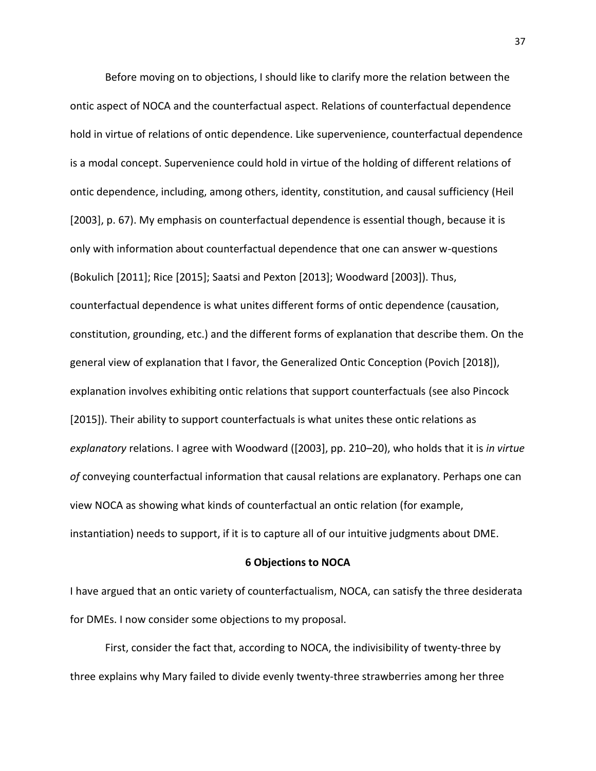Before moving on to objections, I should like to clarify more the relation between the ontic aspect of NOCA and the counterfactual aspect. Relations of counterfactual dependence hold in virtue of relations of ontic dependence. Like supervenience, counterfactual dependence is a modal concept. Supervenience could hold in virtue of the holding of different relations of ontic dependence, including, among others, identity, constitution, and causal sufficiency (Heil [2003], p. 67). My emphasis on counterfactual dependence is essential though, because it is only with information about counterfactual dependence that one can answer w-questions (Bokulich [2011]; Rice [2015]; Saatsi and Pexton [2013]; Woodward [2003]). Thus, counterfactual dependence is what unites different forms of ontic dependence (causation, constitution, grounding, etc.) and the different forms of explanation that describe them. On the general view of explanation that I favor, the Generalized Ontic Conception (Povich [2018]), explanation involves exhibiting ontic relations that support counterfactuals (see also Pincock [2015]). Their ability to support counterfactuals is what unites these ontic relations as *explanatory* relations. I agree with Woodward ([2003], pp. 210–20), who holds that it is *in virtue of* conveying counterfactual information that causal relations are explanatory. Perhaps one can view NOCA as showing what kinds of counterfactual an ontic relation (for example, instantiation) needs to support, if it is to capture all of our intuitive judgments about DME.

## 6 Objections to NOCA

I have argued that an ontic variety of counterfactualism, NOCA, can satisfy the three desiderata for DMEs. I now consider some objections to my proposal.

First, consider the fact that, according to NOCA, the indivisibility of twenty-three by three explains why Mary failed to divide evenly twenty-three strawberries among her three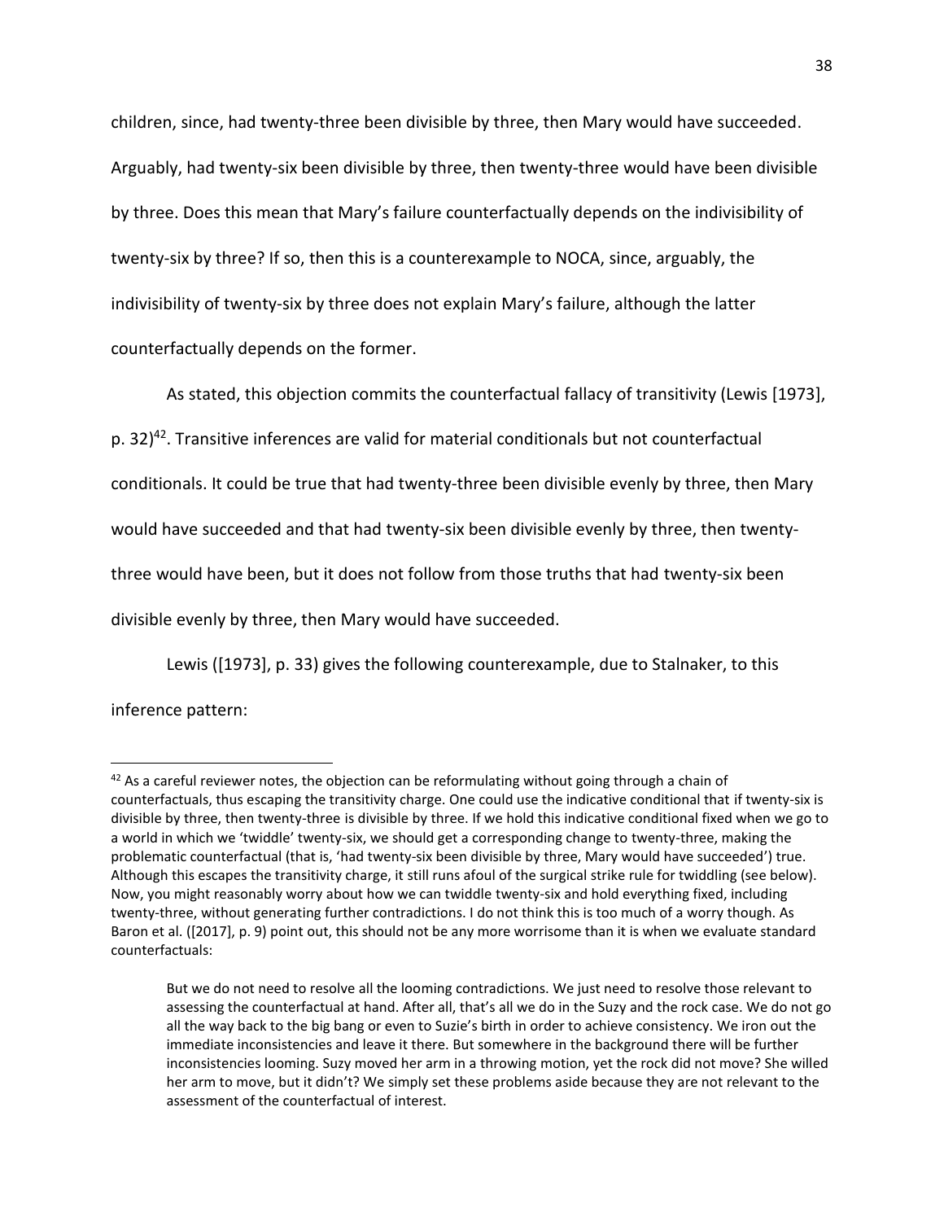children, since, had twenty-three been divisible by three, then Mary would have succeeded. Arguably, had twenty-six been divisible by three, then twenty-three would have been divisible by three. Does this mean that Mary's failure counterfactually depends on the indivisibility of twenty-six by three? If so, then this is a counterexample to NOCA, since, arguably, the indivisibility of twenty-six by three does not explain Mary's failure, although the latter counterfactually depends on the former.

As stated, this objection commits the counterfactual fallacy of transitivity (Lewis [1973], p. 32)[42]. Transitive inferences are valid for material conditionals but not counterfactual conditionals. It could be true that had twenty-three been divisible evenly by three, then Mary would have succeeded and that had twenty-six been divisible evenly by three, then twenty-three would have been, but it does not follow from those truths that had twenty-six been divisible evenly by three, then Mary would have succeeded.

Lewis ([1973], p. 33) gives the following counterexample, due to Stalnaker, to this inference pattern:

---

[42] As a careful reviewer notes, the objection can be reformulating without going through a chain of counterfactuals, thus escaping the transitivity charge. One could use the indicative conditional that if twenty-six is divisible by three, then twenty-three is divisible by three. If we hold this indicative conditional fixed when we go to a world in which we 'twiddle' twenty-six, we should get a corresponding change to twenty-three, making the problematic counterfactual (that is, 'had twenty-six been divisible by three, Mary would have succeeded') true. Although this escapes the transitivity charge, it still runs afoul of the surgical strike rule for twiddling (see below). Now, you might reasonably worry about how we can twiddle twenty-six and hold everything fixed, including twenty-three, without generating further contradictions. I do not think this is too much of a worry though. As Baron et al. ([2017], p. 9) point out, this should not be any more worrisome than it is when we evaluate standard counterfactuals:

> But we do not need to resolve all the looming contradictions. We just need to resolve those relevant to assessing the counterfactual at hand. After all, that's all we do in the Suzy and the rock case. We do not go all the way back to the big bang or even to Suzie's birth in order to achieve consistency. We iron out the immediate inconsistencies and leave it there. But somewhere in the background there will be further inconsistencies looming. Suzy moved her arm in a throwing motion, yet the rock did not move? She willed her arm to move, but it didn't? We simply set these problems aside because they are not relevant to the assessment of the counterfactual of interest.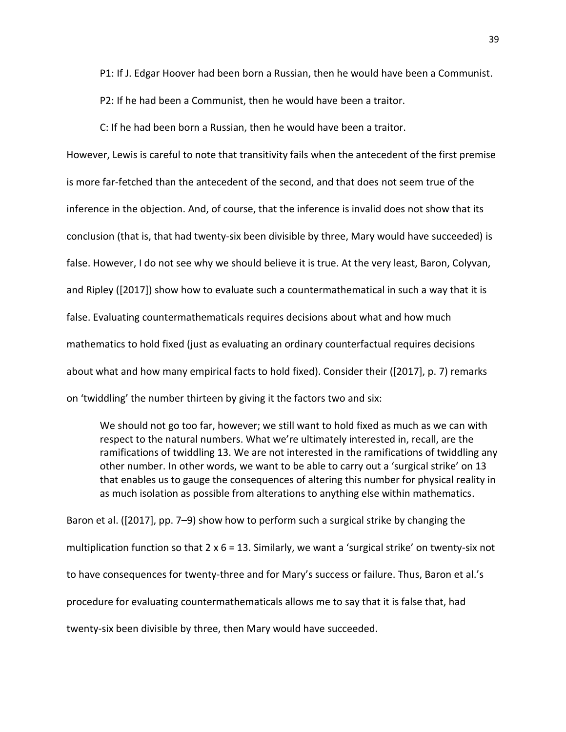P1: If J. Edgar Hoover had been born a Russian, then he would have been a Communist.

P2: If he had been a Communist, then he would have been a traitor.

C: If he had been born a Russian, then he would have been a traitor.

However, Lewis is careful to note that transitivity fails when the antecedent of the first premise is more far-fetched than the antecedent of the second, and that does not seem true of the inference in the objection. And, of course, that the inference is invalid does not show that its conclusion (that is, that had twenty-six been divisible by three, Mary would have succeeded) is false. However, I do not see why we should believe it is true. At the very least, Baron, Colyvan, and Ripley ([2017]) show how to evaluate such a countermathematical in such a way that it is false. Evaluating countermathematicals requires decisions about what and how much mathematics to hold fixed (just as evaluating an ordinary counterfactual requires decisions about what and how many empirical facts to hold fixed). Consider their ([2017], p. 7) remarks on 'twiddling' the number thirteen by giving it the factors two and six:

> We should not go too far, however; we still want to hold fixed as much as we can with respect to the natural numbers. What we're ultimately interested in, recall, are the ramifications of twiddling 13. We are not interested in the ramifications of twiddling any other number. In other words, we want to be able to carry out a 'surgical strike' on 13 that enables us to gauge the consequences of altering this number for physical reality in as much isolation as possible from alterations to anything else within mathematics.

Baron et al. ([2017], pp. 7–9) show how to perform such a surgical strike by changing the multiplication function so that $2 \times 6 = 13$. Similarly, we want a 'surgical strike' on twenty-six not to have consequences for twenty-three and for Mary's success or failure. Thus, Baron et al.'s procedure for evaluating countermathematicals allows me to say that it is false that, had twenty-six been divisible by three, then Mary would have succeeded.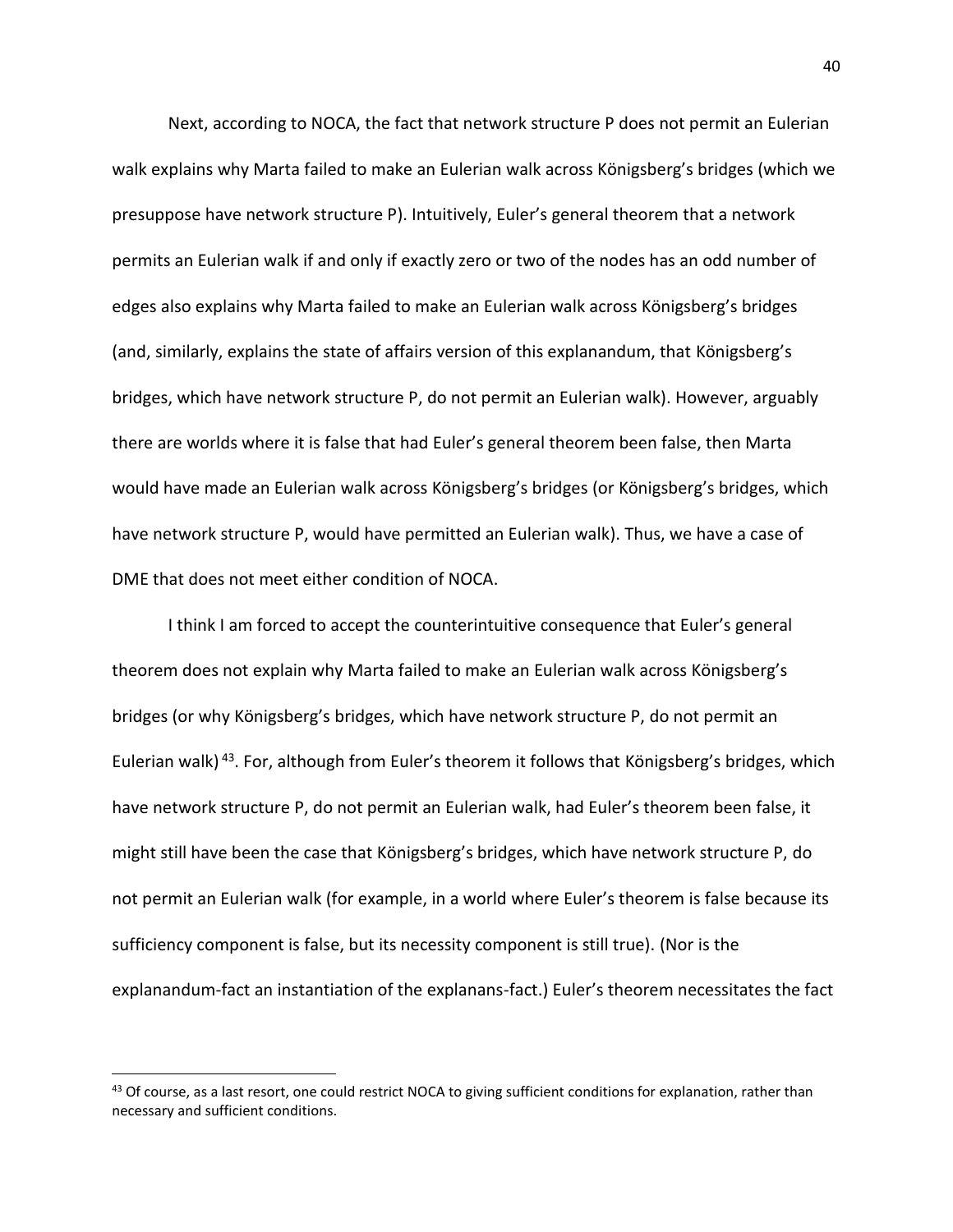Next, according to NOCA, the fact that network structure P does not permit an Eulerian walk explains why Marta failed to make an Eulerian walk across Königsberg's bridges (which we presuppose have network structure P). Intuitively, Euler's general theorem that a network permits an Eulerian walk if and only if exactly zero or two of the nodes has an odd number of edges also explains why Marta failed to make an Eulerian walk across Königsberg's bridges (and, similarly, explains the state of affairs version of this explanandum, that Königsberg's bridges, which have network structure P, do not permit an Eulerian walk). However, arguably there are worlds where it is false that had Euler's general theorem been false, then Marta would have made an Eulerian walk across Königsberg's bridges (or Königsberg's bridges, which have network structure P, would have permitted an Eulerian walk). Thus, we have a case of DME that does not meet either condition of NOCA.

I think I am forced to accept the counterintuitive consequence that Euler's general theorem does not explain why Marta failed to make an Eulerian walk across Königsberg's bridges (or why Königsberg's bridges, which have network structure P, do not permit an Eulerian walk)[43]. For, although from Euler's theorem it follows that Königsberg's bridges, which have network structure P, do not permit an Eulerian walk, had Euler's theorem been false, it might still have been the case that Königsberg's bridges, which have network structure P, do not permit an Eulerian walk (for example, in a world where Euler's theorem is false because its sufficiency component is false, but its necessity component is still true). (Nor is the explanandum-fact an instantiation of the explanans-fact.) Euler's theorem necessitates the fact

[43] Of course, as a last resort, one could restrict NOCA to giving sufficient conditions for explanation, rather than necessary and sufficient conditions.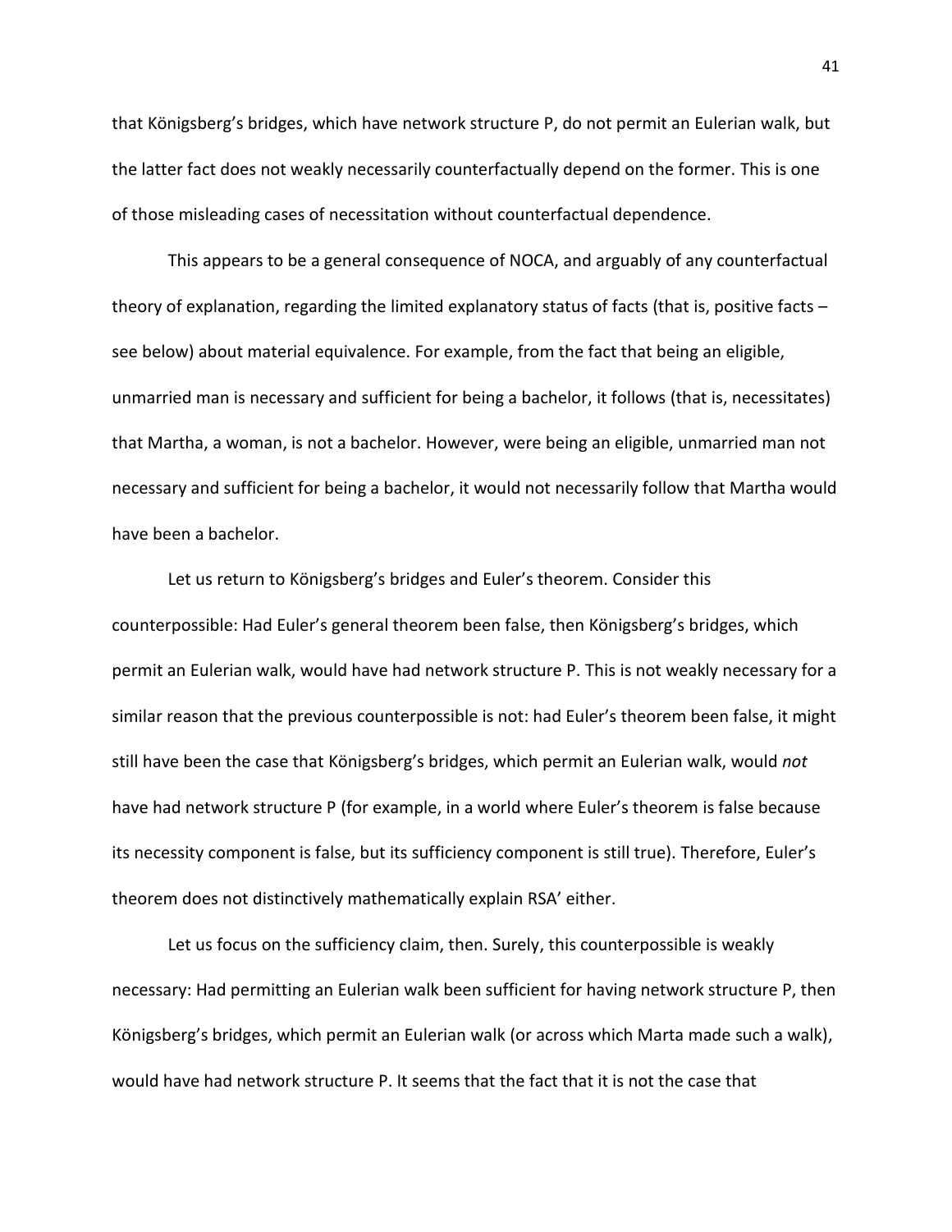that Königsberg's bridges, which have network structure P, do not permit an Eulerian walk, but the latter fact does not weakly necessarily counterfactually depend on the former. This is one of those misleading cases of necessitation without counterfactual dependence.

This appears to be a general consequence of NOCA, and arguably of any counterfactual theory of explanation, regarding the limited explanatory status of facts (that is, positive facts – see below) about material equivalence. For example, from the fact that being an eligible, unmarried man is necessary and sufficient for being a bachelor, it follows (that is, necessitates) that Martha, a woman, is not a bachelor. However, were being an eligible, unmarried man not necessary and sufficient for being a bachelor, it would not necessarily follow that Martha would have been a bachelor.

Let us return to Königsberg's bridges and Euler's theorem. Consider this counterpossible: Had Euler's general theorem been false, then Königsberg's bridges, which permit an Eulerian walk, would have had network structure P. This is not weakly necessary for a similar reason that the previous counterpossible is not: had Euler's theorem been false, it might still have been the case that Königsberg's bridges, which permit an Eulerian walk, would *not* have had network structure P (for example, in a world where Euler's theorem is false because its necessity component is false, but its sufficiency component is still true). Therefore, Euler's theorem does not distinctively mathematically explain RSA' either.

Let us focus on the sufficiency claim, then. Surely, this counterpossible is weakly necessary: Had permitting an Eulerian walk been sufficient for having network structure P, then Königsberg's bridges, which permit an Eulerian walk (or across which Marta made such a walk), would have had network structure P. It seems that the fact that it is not the case that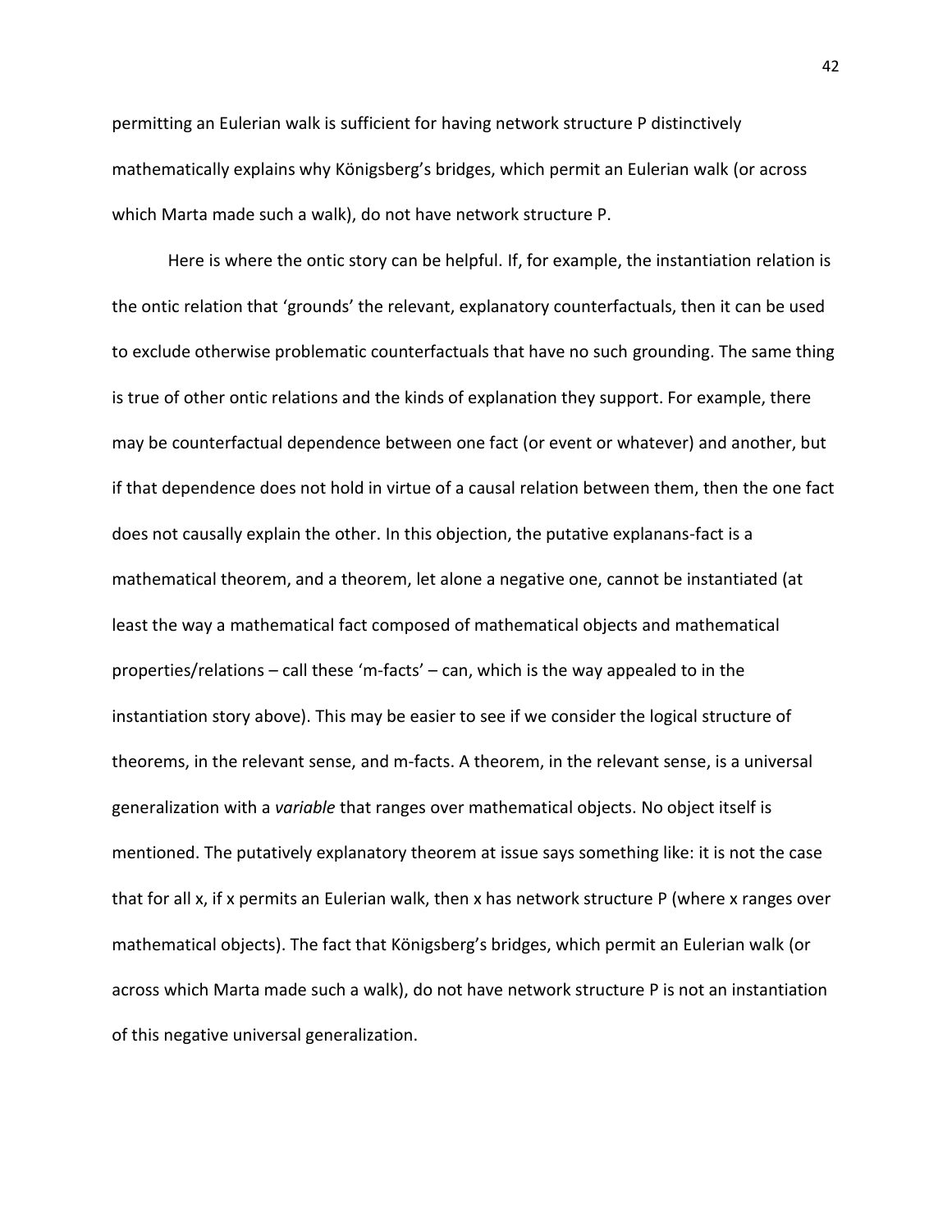permitting an Eulerian walk is sufficient for having network structure P distinctively mathematically explains why Königsberg's bridges, which permit an Eulerian walk (or across which Marta made such a walk), do not have network structure P.

Here is where the ontic story can be helpful. If, for example, the instantiation relation is the ontic relation that 'grounds' the relevant, explanatory counterfactuals, then it can be used to exclude otherwise problematic counterfactuals that have no such grounding. The same thing is true of other ontic relations and the kinds of explanation they support. For example, there may be counterfactual dependence between one fact (or event or whatever) and another, but if that dependence does not hold in virtue of a causal relation between them, then the one fact does not causally explain the other. In this objection, the putative explanans-fact is a mathematical theorem, and a theorem, let alone a negative one, cannot be instantiated (at least the way a mathematical fact composed of mathematical objects and mathematical properties/relations – call these 'm-facts' – can, which is the way appealed to in the instantiation story above). This may be easier to see if we consider the logical structure of theorems, in the relevant sense, and m-facts. A theorem, in the relevant sense, is a universal generalization with a *variable* that ranges over mathematical objects. No object itself is mentioned. The putatively explanatory theorem at issue says something like: it is not the case that for all x, if x permits an Eulerian walk, then x has network structure P (where x ranges over mathematical objects). The fact that Königsberg's bridges, which permit an Eulerian walk (or across which Marta made such a walk), do not have network structure P is not an instantiation of this negative universal generalization.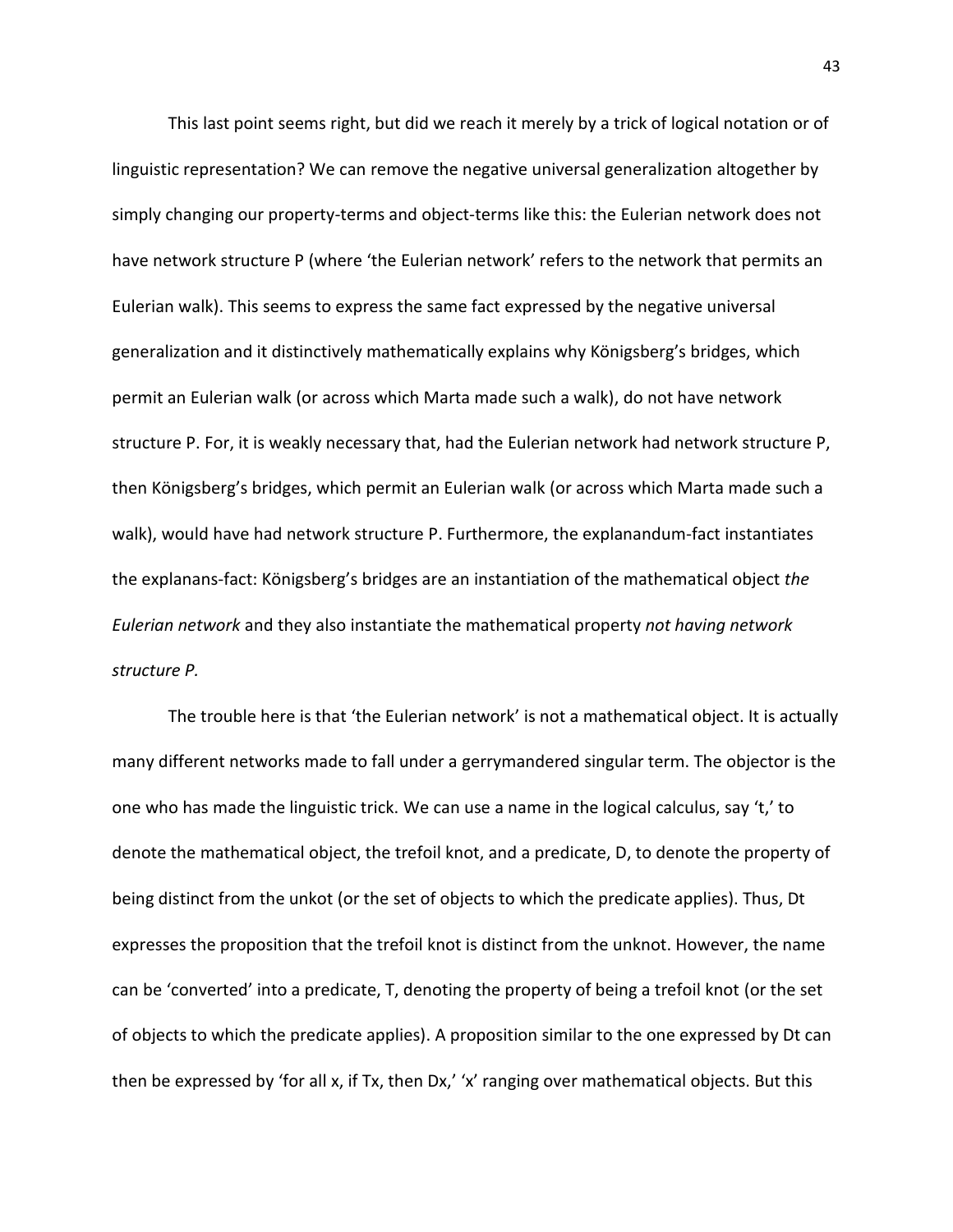This last point seems right, but did we reach it merely by a trick of logical notation or of linguistic representation? We can remove the negative universal generalization altogether by simply changing our property-terms and object-terms like this: the Eulerian network does not have network structure P (where 'the Eulerian network' refers to the network that permits an Eulerian walk). This seems to express the same fact expressed by the negative universal generalization and it distinctively mathematically explains why Königsberg's bridges, which permit an Eulerian walk (or across which Marta made such a walk), do not have network structure P. For, it is weakly necessary that, had the Eulerian network had network structure P, then Königsberg's bridges, which permit an Eulerian walk (or across which Marta made such a walk), would have had network structure P. Furthermore, the explanandum-fact instantiates the explanans-fact: Königsberg's bridges are an instantiation of the mathematical object *the Eulerian network* and they also instantiate the mathematical property *not having network structure P.*

The trouble here is that 'the Eulerian network' is not a mathematical object. It is actually many different networks made to fall under a gerrymandered singular term. The objector is the one who has made the linguistic trick. We can use a name in the logical calculus, say 't,' to denote the mathematical object, the trefoil knot, and a predicate, D, to denote the property of being distinct from the unkot (or the set of objects to which the predicate applies). Thus, Dt expresses the proposition that the trefoil knot is distinct from the unknot. However, the name can be 'converted' into a predicate, T, denoting the property of being a trefoil knot (or the set of objects to which the predicate applies). A proposition similar to the one expressed by Dt can then be expressed by 'for all x, if Tx, then Dx,' 'x' ranging over mathematical objects. But this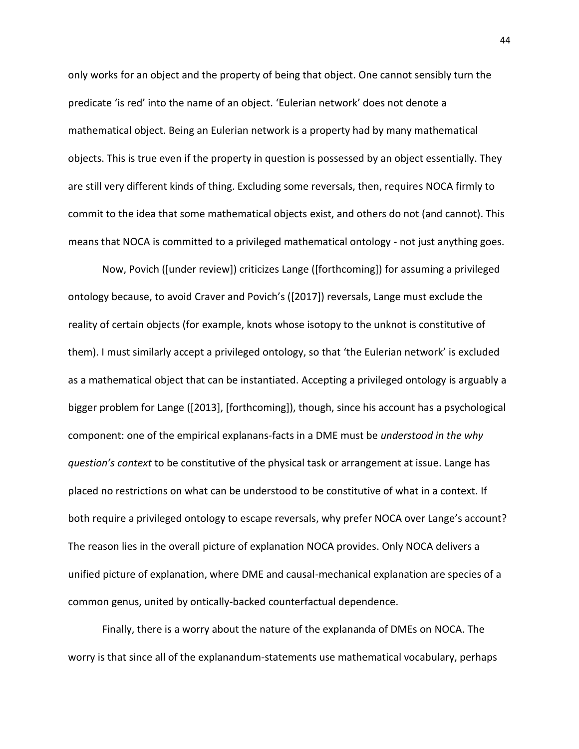only works for an object and the property of being that object. One cannot sensibly turn the predicate 'is red' into the name of an object. 'Eulerian network' does not denote a mathematical object. Being an Eulerian network is a property had by many mathematical objects. This is true even if the property in question is possessed by an object essentially. They are still very different kinds of thing. Excluding some reversals, then, requires NOCA firmly to commit to the idea that some mathematical objects exist, and others do not (and cannot). This means that NOCA is committed to a privileged mathematical ontology - not just anything goes.

Now, Povich ([under review]) criticizes Lange ([forthcoming]) for assuming a privileged ontology because, to avoid Craver and Povich's ([2017]) reversals, Lange must exclude the reality of certain objects (for example, knots whose isotopy to the unknot is constitutive of them). I must similarly accept a privileged ontology, so that 'the Eulerian network' is excluded as a mathematical object that can be instantiated. Accepting a privileged ontology is arguably a bigger problem for Lange ([2013], [forthcoming]), though, since his account has a psychological component: one of the empirical explanans-facts in a DME must be *understood in the why question's context* to be constitutive of the physical task or arrangement at issue. Lange has placed no restrictions on what can be understood to be constitutive of what in a context. If both require a privileged ontology to escape reversals, why prefer NOCA over Lange's account? The reason lies in the overall picture of explanation NOCA provides. Only NOCA delivers a unified picture of explanation, where DME and causal-mechanical explanation are species of a common genus, united by ontically-backed counterfactual dependence.

Finally, there is a worry about the nature of the explananda of DMEs on NOCA. The worry is that since all of the explanandum-statements use mathematical vocabulary, perhaps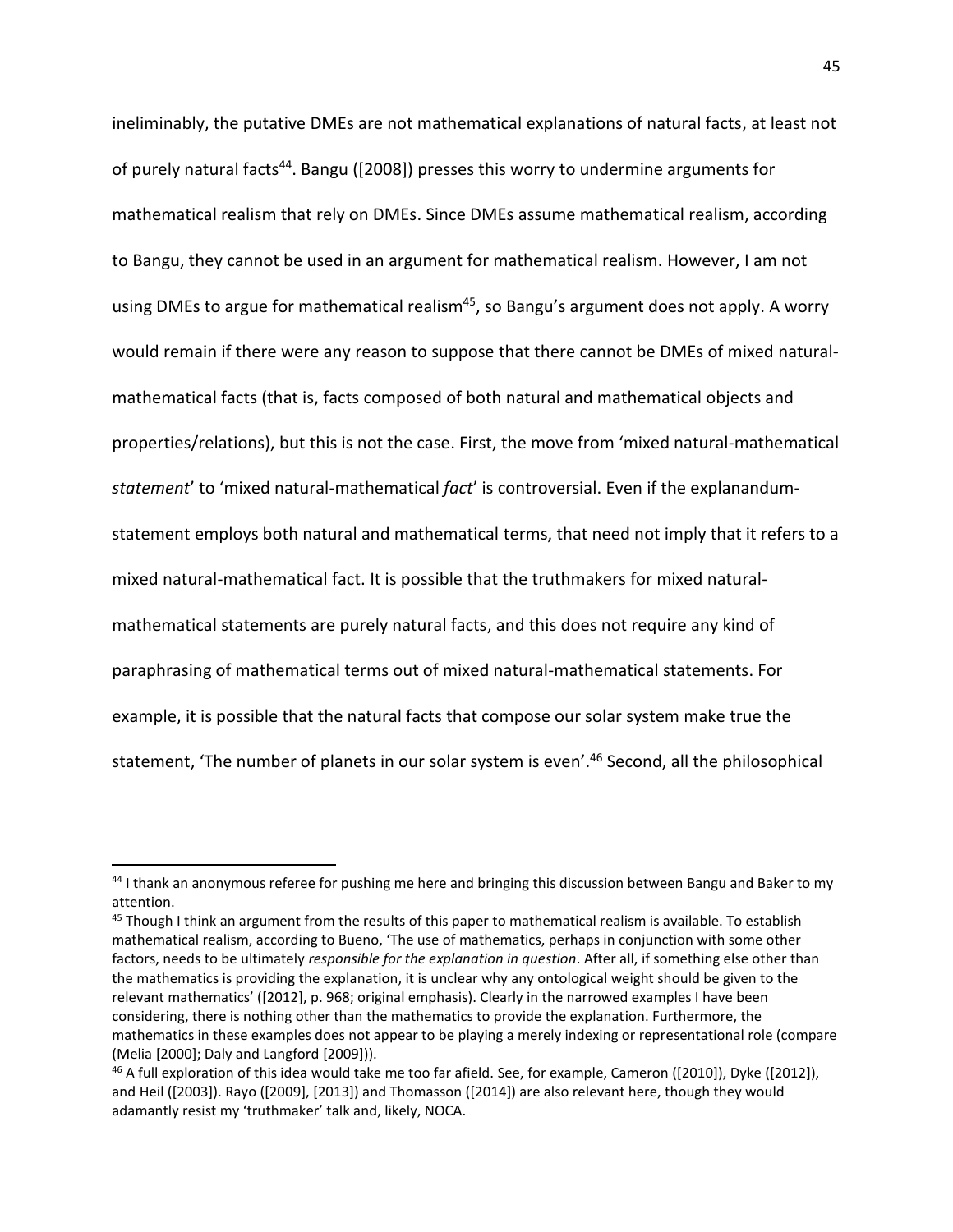ineliminably, the putative DMEs are not mathematical explanations of natural facts, at least not of purely natural facts[44]. Bangu ([2008]) presses this worry to undermine arguments for mathematical realism that rely on DMEs. Since DMEs assume mathematical realism, according to Bangu, they cannot be used in an argument for mathematical realism. However, I am not using DMEs to argue for mathematical realism[45], so Bangu's argument does not apply. A worry would remain if there were any reason to suppose that there cannot be DMEs of mixed natural-mathematical facts (that is, facts composed of both natural and mathematical objects and properties/relations), but this is not the case. First, the move from 'mixed natural-mathematical *statement*' to 'mixed natural-mathematical *fact*' is controversial. Even if the explanandum-statement employs both natural and mathematical terms, that need not imply that it refers to a mixed natural-mathematical fact. It is possible that the truthmakers for mixed natural-mathematical statements are purely natural facts, and this does not require any kind of paraphrasing of mathematical terms out of mixed natural-mathematical statements. For example, it is possible that the natural facts that compose our solar system make true the statement, 'The number of planets in our solar system is even'.[46] Second, all the philosophical

---

[44] I thank an anonymous referee for pushing me here and bringing this discussion between Bangu and Baker to my attention.

[45] Though I think an argument from the results of this paper to mathematical realism is available. To establish mathematical realism, according to Bueno, 'The use of mathematics, perhaps in conjunction with some other factors, needs to be ultimately *responsible for the explanation in question*. After all, if something else other than the mathematics is providing the explanation, it is unclear why any ontological weight should be given to the relevant mathematics' ([2012], p. 968; original emphasis). Clearly in the narrowed examples I have been considering, there is nothing other than the mathematics to provide the explanation. Furthermore, the mathematics in these examples does not appear to be playing a merely indexing or representational role (compare (Melia [2000]; Daly and Langford [2009])).

[46] A full exploration of this idea would take me too far afield. See, for example, Cameron ([2010]), Dyke ([2012]), and Heil ([2003]). Rayo ([2009], [2013]) and Thomasson ([2014]) are also relevant here, though they would adamantly resist my 'truthmaker' talk and, likely, NOCA.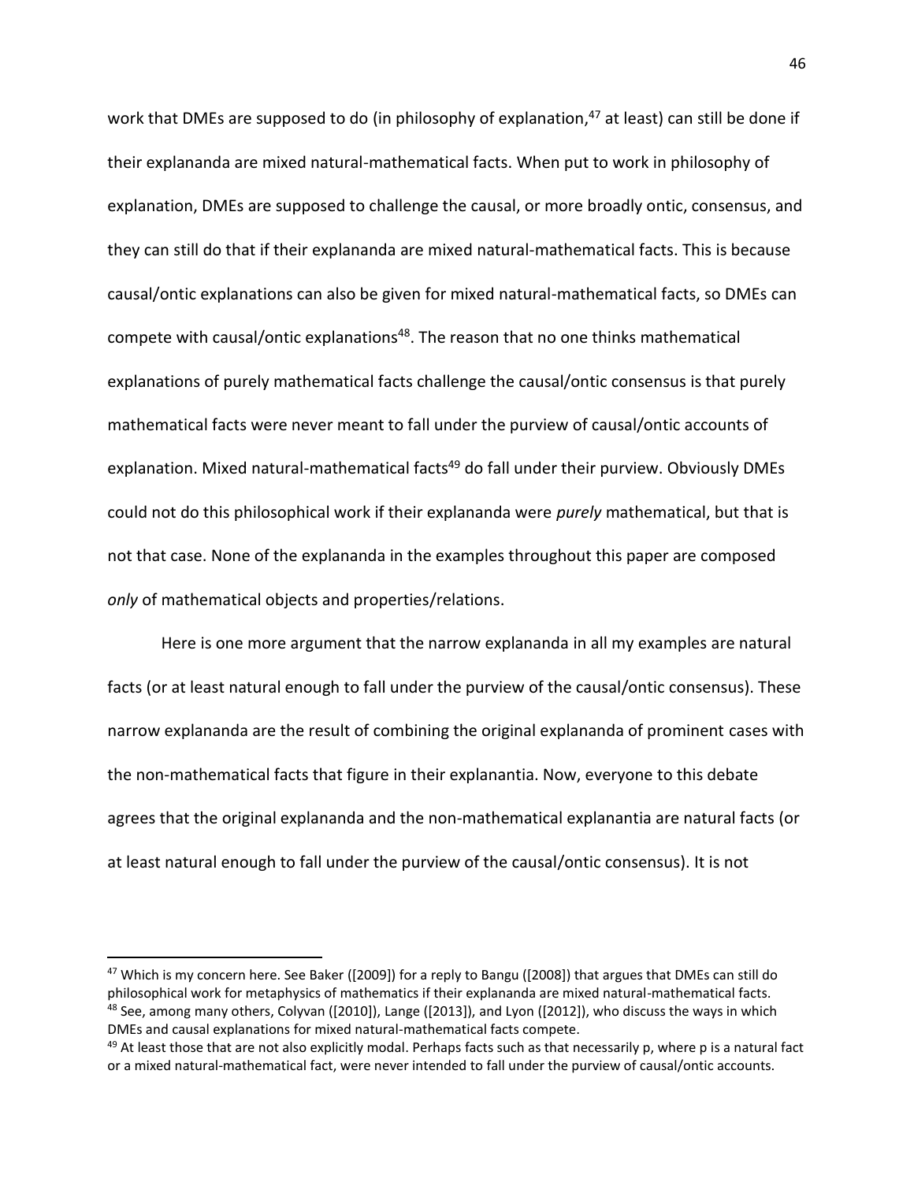work that DMEs are supposed to do (in philosophy of explanation,[47] at least) can still be done if their explananda are mixed natural-mathematical facts. When put to work in philosophy of explanation, DMEs are supposed to challenge the causal, or more broadly ontic, consensus, and they can still do that if their explananda are mixed natural-mathematical facts. This is because causal/ontic explanations can also be given for mixed natural-mathematical facts, so DMEs can compete with causal/ontic explanations[48]. The reason that no one thinks mathematical explanations of purely mathematical facts challenge the causal/ontic consensus is that purely mathematical facts were never meant to fall under the purview of causal/ontic accounts of explanation. Mixed natural-mathematical facts[49] do fall under their purview. Obviously DMEs could not do this philosophical work if their explananda were *purely* mathematical, but that is not that case. None of the explananda in the examples throughout this paper are composed *only* of mathematical objects and properties/relations.

Here is one more argument that the narrow explananda in all my examples are natural facts (or at least natural enough to fall under the purview of the causal/ontic consensus). These narrow explananda are the result of combining the original explananda of prominent cases with the non-mathematical facts that figure in their explanantia. Now, everyone to this debate agrees that the original explananda and the non-mathematical explanantia are natural facts (or at least natural enough to fall under the purview of the causal/ontic consensus). It is not

---

[47] Which is my concern here. See Baker ([2009]) for a reply to Bangu ([2008]) that argues that DMEs can still do philosophical work for metaphysics of mathematics if their explananda are mixed natural-mathematical facts.

[48] See, among many others, Colyvan ([2010]), Lange ([2013]), and Lyon ([2012]), who discuss the ways in which DMEs and causal explanations for mixed natural-mathematical facts compete.

[49] At least those that are not also explicitly modal. Perhaps facts such as that necessarily p, where p is a natural fact or a mixed natural-mathematical fact, were never intended to fall under the purview of causal/ontic accounts.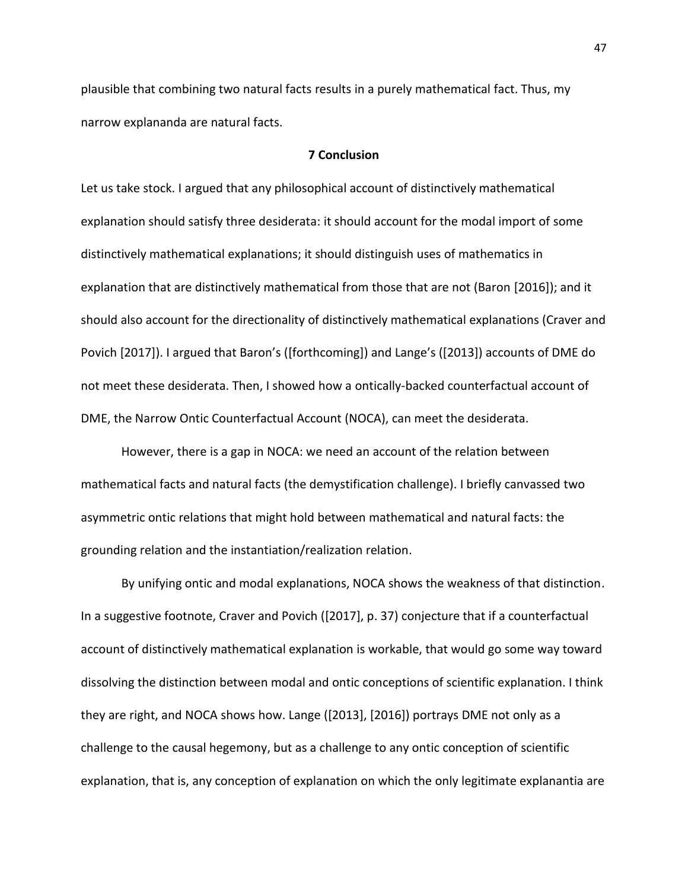plausible that combining two natural facts results in a purely mathematical fact. Thus, my narrow explananda are natural facts.

## 7 Conclusion

Let us take stock. I argued that any philosophical account of distinctively mathematical explanation should satisfy three desiderata: it should account for the modal import of some distinctively mathematical explanations; it should distinguish uses of mathematics in explanation that are distinctively mathematical from those that are not (Baron [2016]); and it should also account for the directionality of distinctively mathematical explanations (Craver and Povich [2017]). I argued that Baron's ([forthcoming]) and Lange's ([2013]) accounts of DME do not meet these desiderata. Then, I showed how a ontically-backed counterfactual account of DME, the Narrow Ontic Counterfactual Account (NOCA), can meet the desiderata.

However, there is a gap in NOCA: we need an account of the relation between mathematical facts and natural facts (the demystification challenge). I briefly canvassed two asymmetric ontic relations that might hold between mathematical and natural facts: the grounding relation and the instantiation/realization relation.

By unifying ontic and modal explanations, NOCA shows the weakness of that distinction. In a suggestive footnote, Craver and Povich ([2017], p. 37) conjecture that if a counterfactual account of distinctively mathematical explanation is workable, that would go some way toward dissolving the distinction between modal and ontic conceptions of scientific explanation. I think they are right, and NOCA shows how. Lange ([2013], [2016]) portrays DME not only as a challenge to the causal hegemony, but as a challenge to any ontic conception of scientific explanation, that is, any conception of explanation on which the only legitimate explanantia are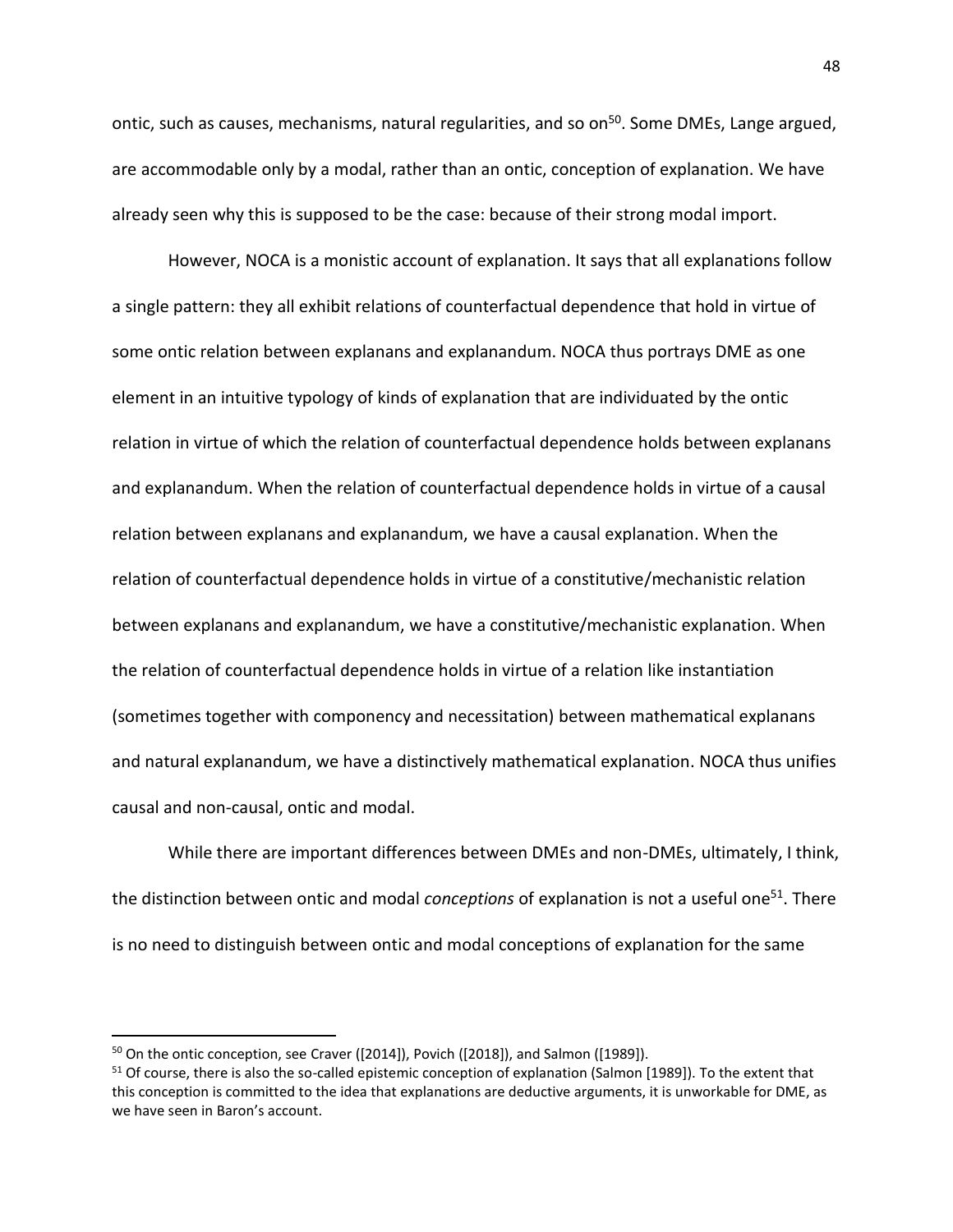ontic, such as causes, mechanisms, natural regularities, and so on[50]. Some DMEs, Lange argued, are accommodable only by a modal, rather than an ontic, conception of explanation. We have already seen why this is supposed to be the case: because of their strong modal import.

However, NOCA is a monistic account of explanation. It says that all explanations follow a single pattern: they all exhibit relations of counterfactual dependence that hold in virtue of some ontic relation between explanans and explanandum. NOCA thus portrays DME as one element in an intuitive typology of kinds of explanation that are individuated by the ontic relation in virtue of which the relation of counterfactual dependence holds between explanans and explanandum. When the relation of counterfactual dependence holds in virtue of a causal relation between explanans and explanandum, we have a causal explanation. When the relation of counterfactual dependence holds in virtue of a constitutive/mechanistic relation between explanans and explanandum, we have a constitutive/mechanistic explanation. When the relation of counterfactual dependence holds in virtue of a relation like instantiation (sometimes together with componency and necessitation) between mathematical explanans and natural explanandum, we have a distinctively mathematical explanation. NOCA thus unifies causal and non-causal, ontic and modal.

While there are important differences between DMEs and non-DMEs, ultimately, I think, the distinction between ontic and modal *conceptions* of explanation is not a useful one[51]. There is no need to distinguish between ontic and modal conceptions of explanation for the same

[50] On the ontic conception, see Craver ([2014]), Povich ([2018]), and Salmon ([1989]).

[51] Of course, there is also the so-called epistemic conception of explanation (Salmon [1989]). To the extent that this conception is committed to the idea that explanations are deductive arguments, it is unworkable for DME, as we have seen in Baron's account.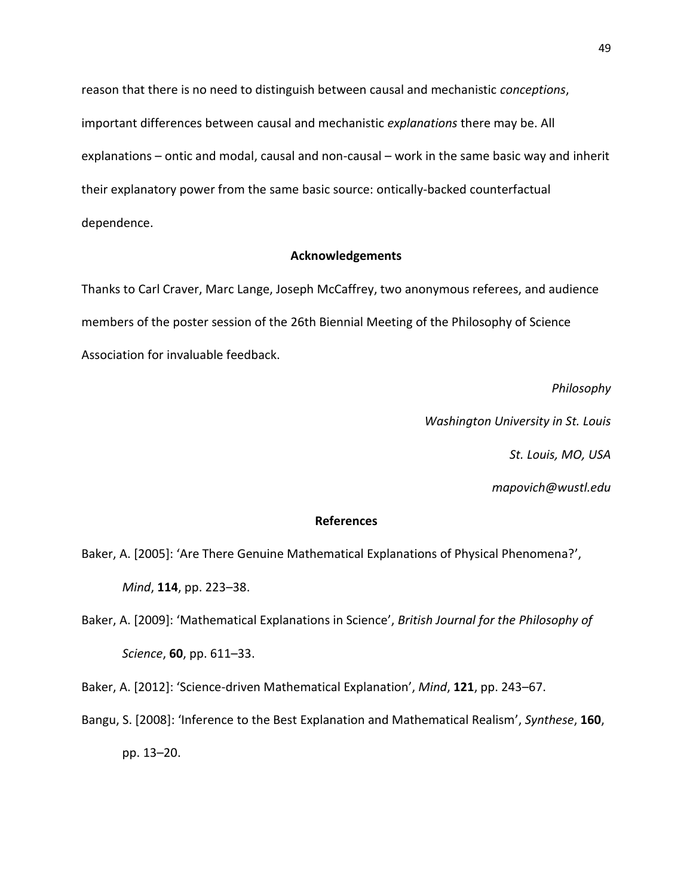reason that there is no need to distinguish between causal and mechanistic *conceptions*, important differences between causal and mechanistic *explanations* there may be. All explanations – ontic and modal, causal and non-causal – work in the same basic way and inherit their explanatory power from the same basic source: ontically-backed counterfactual dependence.

## Acknowledgements

Thanks to Carl Craver, Marc Lange, Joseph McCaffrey, two anonymous referees, and audience members of the poster session of the 26th Biennial Meeting of the Philosophy of Science Association for invaluable feedback.

*Philosophy*

*Washington University in St. Louis*

*St. Louis, MO, USA*

*mapovich@wustl.edu*

## References

Baker, A. [2005]: 'Are There Genuine Mathematical Explanations of Physical Phenomena?', *Mind*, **114**, pp. 223–38.

Baker, A. [2009]: 'Mathematical Explanations in Science', *British Journal for the Philosophy of Science*, **60**, pp. 611–33.

Baker, A. [2012]: 'Science-driven Mathematical Explanation', *Mind*, **121**, pp. 243–67.

Bangu, S. [2008]: 'Inference to the Best Explanation and Mathematical Realism', *Synthese*, **160**, pp. 13–20.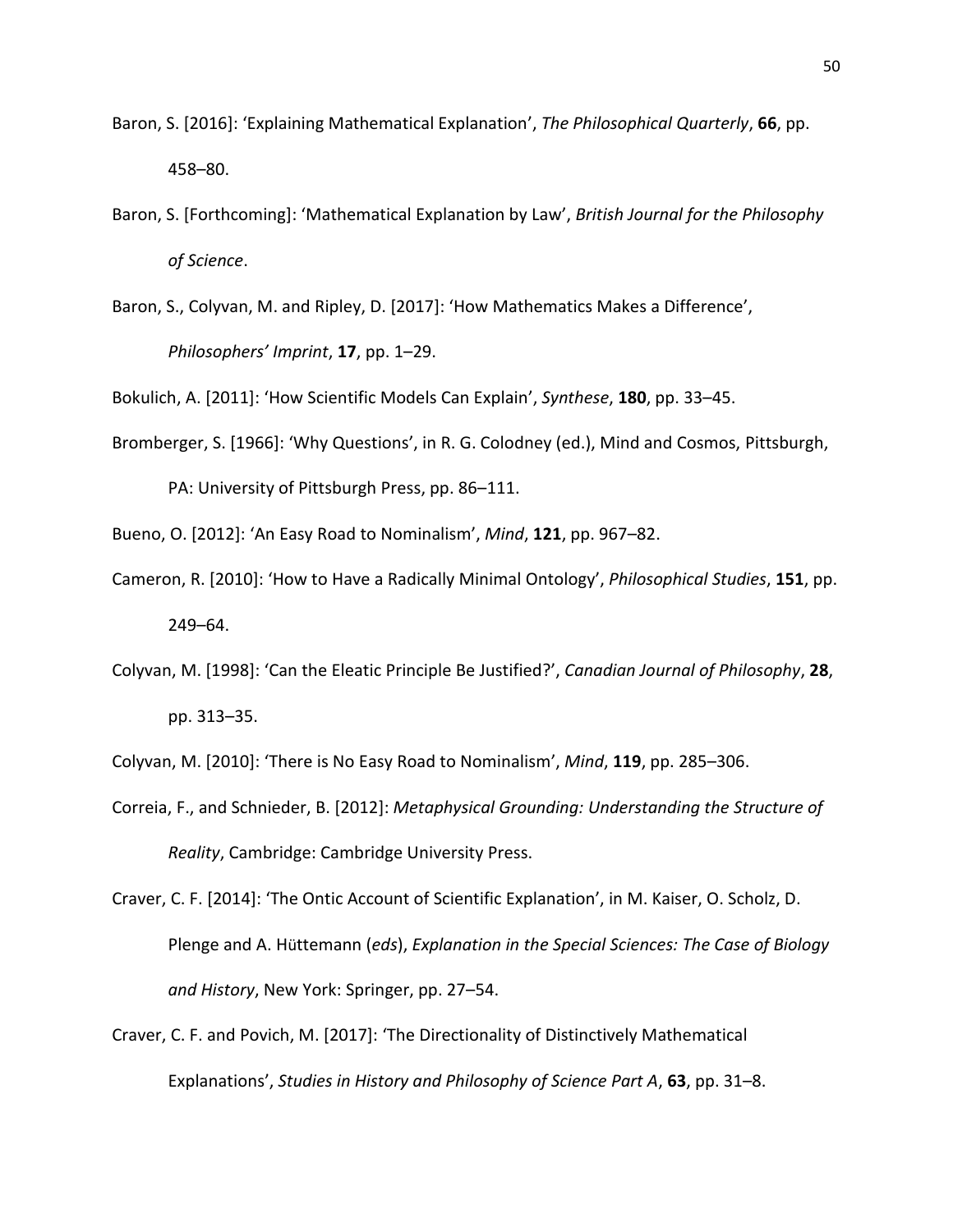Baron, S. [2016]: 'Explaining Mathematical Explanation', *The Philosophical Quarterly*, **66**, pp. 458–80.

Baron, S. [Forthcoming]: 'Mathematical Explanation by Law', *British Journal for the Philosophy of Science*.

Baron, S., Colyvan, M. and Ripley, D. [2017]: 'How Mathematics Makes a Difference', *Philosophers' Imprint*, **17**, pp. 1–29.

Bokulich, A. [2011]: 'How Scientific Models Can Explain', *Synthese*, **180**, pp. 33–45.

Bromberger, S. [1966]: 'Why Questions', in R. G. Colodney (ed.), Mind and Cosmos, Pittsburgh, PA: University of Pittsburgh Press, pp. 86–111.

Bueno, O. [2012]: 'An Easy Road to Nominalism', *Mind*, **121**, pp. 967–82.

Cameron, R. [2010]: 'How to Have a Radically Minimal Ontology', *Philosophical Studies*, **151**, pp. 249–64.

Colyvan, M. [1998]: 'Can the Eleatic Principle Be Justified?', *Canadian Journal of Philosophy*, **28**, pp. 313–35.

Colyvan, M. [2010]: 'There is No Easy Road to Nominalism', *Mind*, **119**, pp. 285–306.

Correia, F., and Schnieder, B. [2012]: *Metaphysical Grounding: Understanding the Structure of Reality*, Cambridge: Cambridge University Press.

Craver, C. F. [2014]: 'The Ontic Account of Scientific Explanation', in M. Kaiser, O. Scholz, D. Plenge and A. Hüttemann (*eds*), *Explanation in the Special Sciences: The Case of Biology and History*, New York: Springer, pp. 27–54.

Craver, C. F. and Povich, M. [2017]: 'The Directionality of Distinctively Mathematical Explanations', *Studies in History and Philosophy of Science Part A*, **63**, pp. 31–8.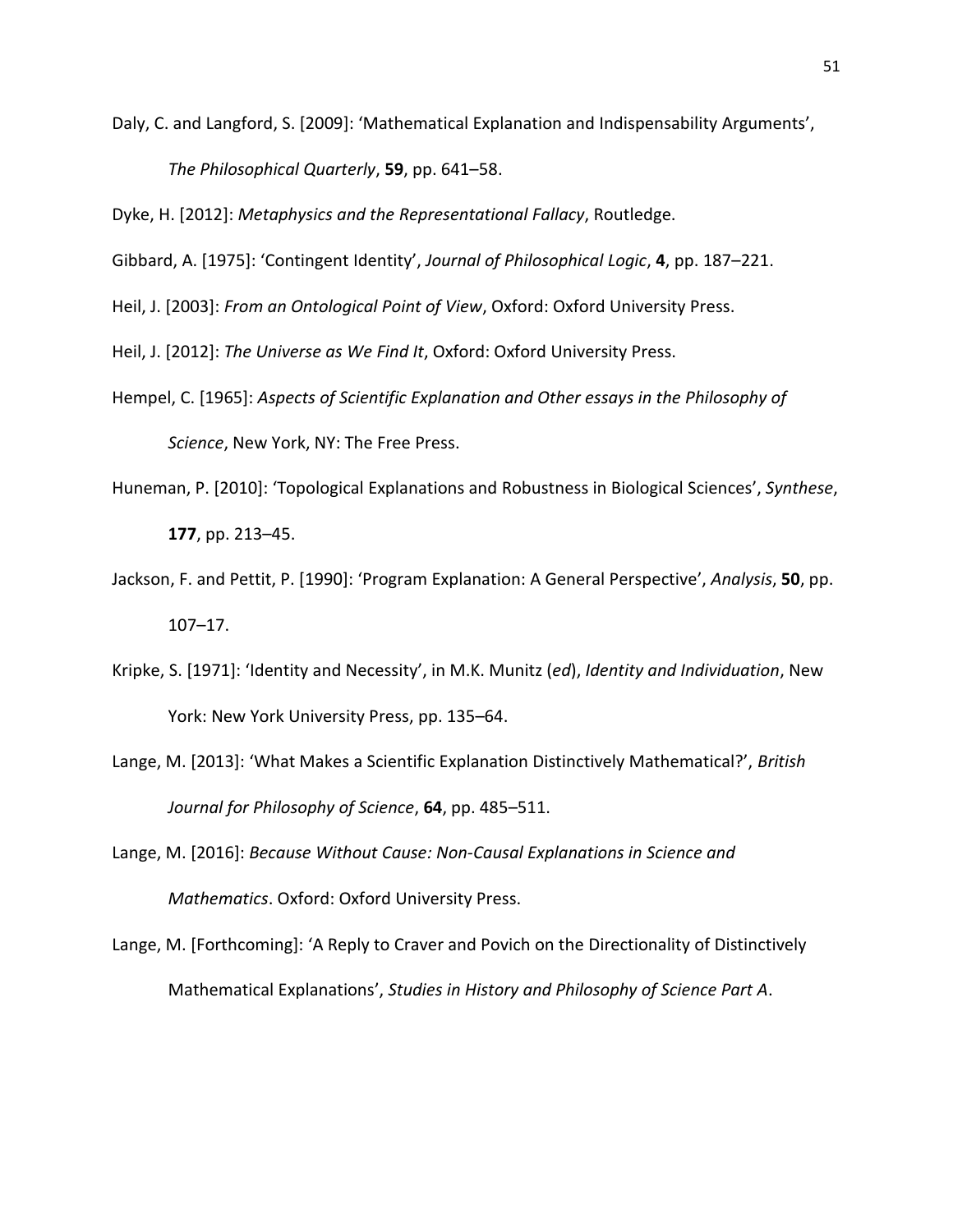Daly, C. and Langford, S. [2009]: 'Mathematical Explanation and Indispensability Arguments', *The Philosophical Quarterly*, **59**, pp. 641–58.

Dyke, H. [2012]: *Metaphysics and the Representational Fallacy*, Routledge.

Gibbard, A. [1975]: 'Contingent Identity', *Journal of Philosophical Logic*, **4**, pp. 187–221.

Heil, J. [2003]: *From an Ontological Point of View*, Oxford: Oxford University Press.

Heil, J. [2012]: *The Universe as We Find It*, Oxford: Oxford University Press.

Hempel, C. [1965]: *Aspects of Scientific Explanation and Other essays in the Philosophy of Science*, New York, NY: The Free Press.

Huneman, P. [2010]: 'Topological Explanations and Robustness in Biological Sciences', *Synthese*, **177**, pp. 213–45.

Jackson, F. and Pettit, P. [1990]: 'Program Explanation: A General Perspective', *Analysis*, **50**, pp. 107–17.

Kripke, S. [1971]: 'Identity and Necessity', in M.K. Munitz (*ed*), *Identity and Individuation*, New York: New York University Press, pp. 135–64.

Lange, M. [2013]: 'What Makes a Scientific Explanation Distinctively Mathematical?', *British Journal for Philosophy of Science*, **64**, pp. 485–511.

Lange, M. [2016]: *Because Without Cause: Non-Causal Explanations in Science and Mathematics*. Oxford: Oxford University Press.

Lange, M. [Forthcoming]: 'A Reply to Craver and Povich on the Directionality of Distinctively Mathematical Explanations', *Studies in History and Philosophy of Science Part A*.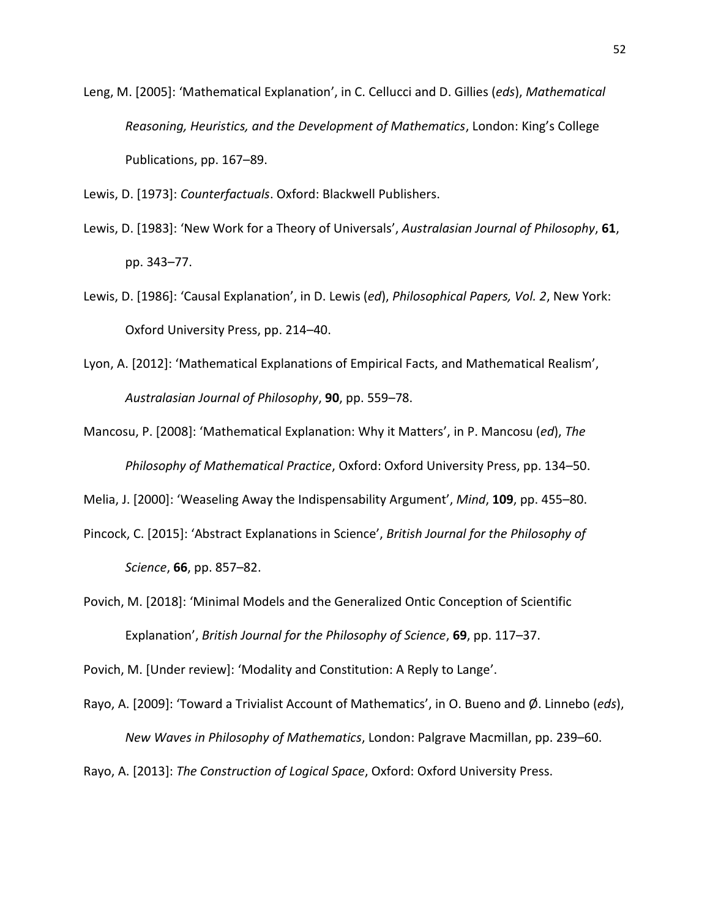Leng, M. [2005]: 'Mathematical Explanation', in C. Cellucci and D. Gillies (*eds*), *Mathematical Reasoning, Heuristics, and the Development of Mathematics*, London: King's College Publications, pp. 167–89.

Lewis, D. [1973]: *Counterfactuals*. Oxford: Blackwell Publishers.

Lewis, D. [1983]: 'New Work for a Theory of Universals', *Australasian Journal of Philosophy*, **61**, pp. 343–77.

Lewis, D. [1986]: 'Causal Explanation', in D. Lewis (*ed*), *Philosophical Papers, Vol. 2*, New York: Oxford University Press, pp. 214–40.

Lyon, A. [2012]: 'Mathematical Explanations of Empirical Facts, and Mathematical Realism', *Australasian Journal of Philosophy*, **90**, pp. 559–78.

Mancosu, P. [2008]: 'Mathematical Explanation: Why it Matters', in P. Mancosu (*ed*), *The Philosophy of Mathematical Practice*, Oxford: Oxford University Press, pp. 134–50.

Melia, J. [2000]: 'Weaseling Away the Indispensability Argument', *Mind*, **109**, pp. 455–80.

Pincock, C. [2015]: 'Abstract Explanations in Science', *British Journal for the Philosophy of Science*, **66**, pp. 857–82.

Povich, M. [2018]: 'Minimal Models and the Generalized Ontic Conception of Scientific Explanation', *British Journal for the Philosophy of Science*, **69**, pp. 117–37.

Povich, M. [Under review]: 'Modality and Constitution: A Reply to Lange'.

Rayo, A. [2009]: 'Toward a Trivialist Account of Mathematics', in O. Bueno and Ø. Linnebo (*eds*), *New Waves in Philosophy of Mathematics*, London: Palgrave Macmillan, pp. 239–60.

Rayo, A. [2013]: *The Construction of Logical Space*, Oxford: Oxford University Press.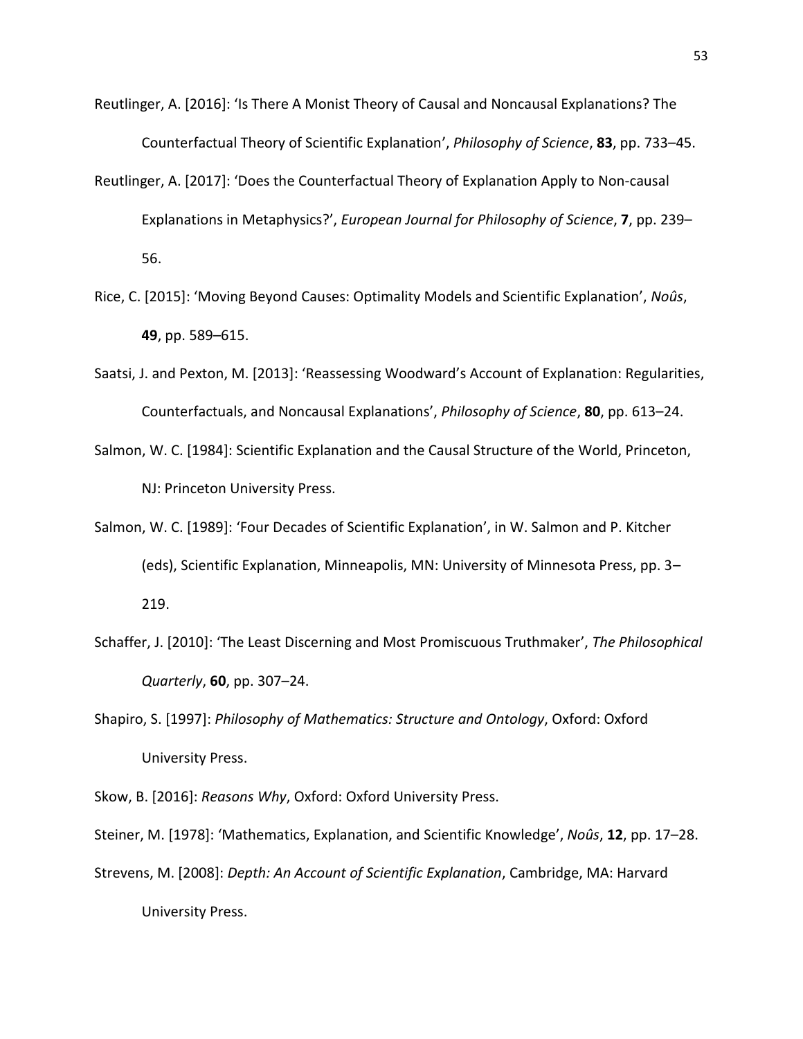Reutlinger, A. [2016]: 'Is There A Monist Theory of Causal and Noncausal Explanations? The Counterfactual Theory of Scientific Explanation', *Philosophy of Science*, **83**, pp. 733–45.

Reutlinger, A. [2017]: 'Does the Counterfactual Theory of Explanation Apply to Non-causal Explanations in Metaphysics?', *European Journal for Philosophy of Science*, **7**, pp. 239–56.

Rice, C. [2015]: 'Moving Beyond Causes: Optimality Models and Scientific Explanation', *Noûs*, **49**, pp. 589–615.

Saatsi, J. and Pexton, M. [2013]: 'Reassessing Woodward's Account of Explanation: Regularities, Counterfactuals, and Noncausal Explanations', *Philosophy of Science*, **80**, pp. 613–24.

Salmon, W. C. [1984]: Scientific Explanation and the Causal Structure of the World, Princeton, NJ: Princeton University Press.

Salmon, W. C. [1989]: 'Four Decades of Scientific Explanation', in W. Salmon and P. Kitcher (eds), Scientific Explanation, Minneapolis, MN: University of Minnesota Press, pp. 3–219.

Schaffer, J. [2010]: 'The Least Discerning and Most Promiscuous Truthmaker', *The Philosophical Quarterly*, **60**, pp. 307–24.

Shapiro, S. [1997]: *Philosophy of Mathematics: Structure and Ontology*, Oxford: Oxford University Press.

Skow, B. [2016]: *Reasons Why*, Oxford: Oxford University Press.

Steiner, M. [1978]: 'Mathematics, Explanation, and Scientific Knowledge', *Noûs*, **12**, pp. 17–28.

Strevens, M. [2008]: *Depth: An Account of Scientific Explanation*, Cambridge, MA: Harvard University Press.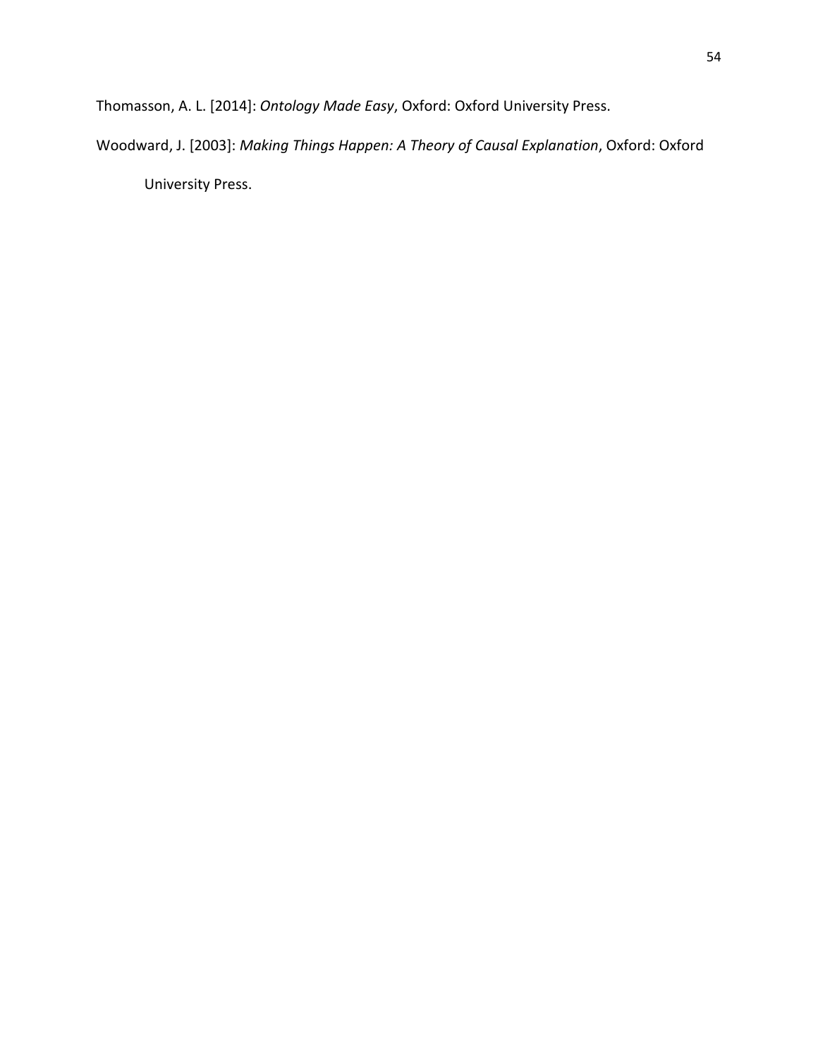Thomasson, A. L. [2014]: *Ontology Made Easy*, Oxford: Oxford University Press.

Woodward, J. [2003]: *Making Things Happen: A Theory of Causal Explanation*, Oxford: Oxford University Press.